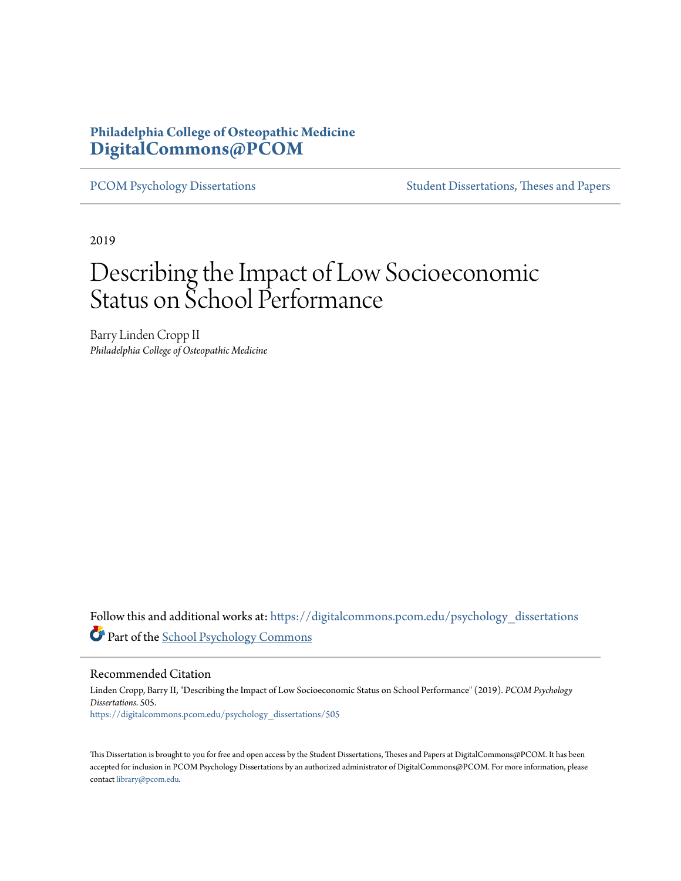Philadelphia College of Osteopathic Medicine
**DigitalCommons@PCOM**

PCOM Psychology Dissertations

Student Dissertations, Theses and Papers

2019

# Describing the Impact of Low Socioeconomic Status on School Performance

Barry Linden Cropp II
*Philadelphia College of Osteopathic Medicine*

Follow this and additional works at: https://digitalcommons.pcom.edu/psychology_dissertations

Part of the School Psychology Commons

## Recommended Citation

Linden Cropp, Barry II, "Describing the Impact of Low Socioeconomic Status on School Performance" (2019). *PCOM Psychology Dissertations*. 505.
https://digitalcommons.pcom.edu/psychology_dissertations/505

This Dissertation is brought to you for free and open access by the Student Dissertations, Theses and Papers at DigitalCommons@PCOM. It has been accepted for inclusion in PCOM Psychology Dissertations by an authorized administrator of DigitalCommons@PCOM. For more information, please contact library@pcom.edu.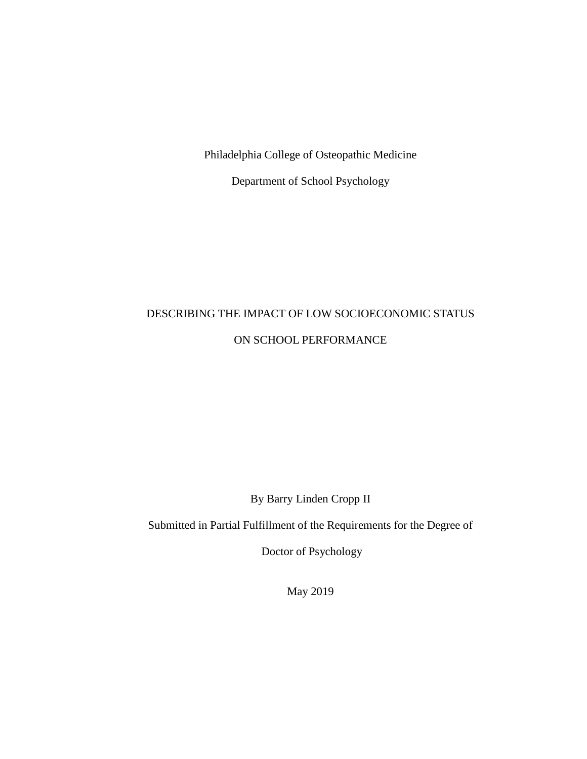Philadelphia College of Osteopathic Medicine

Department of School Psychology

# DESCRIBING THE IMPACT OF LOW SOCIOECONOMIC STATUS ON SCHOOL PERFORMANCE

By Barry Linden Cropp II

Submitted in Partial Fulfillment of the Requirements for the Degree of

Doctor of Psychology

May 2019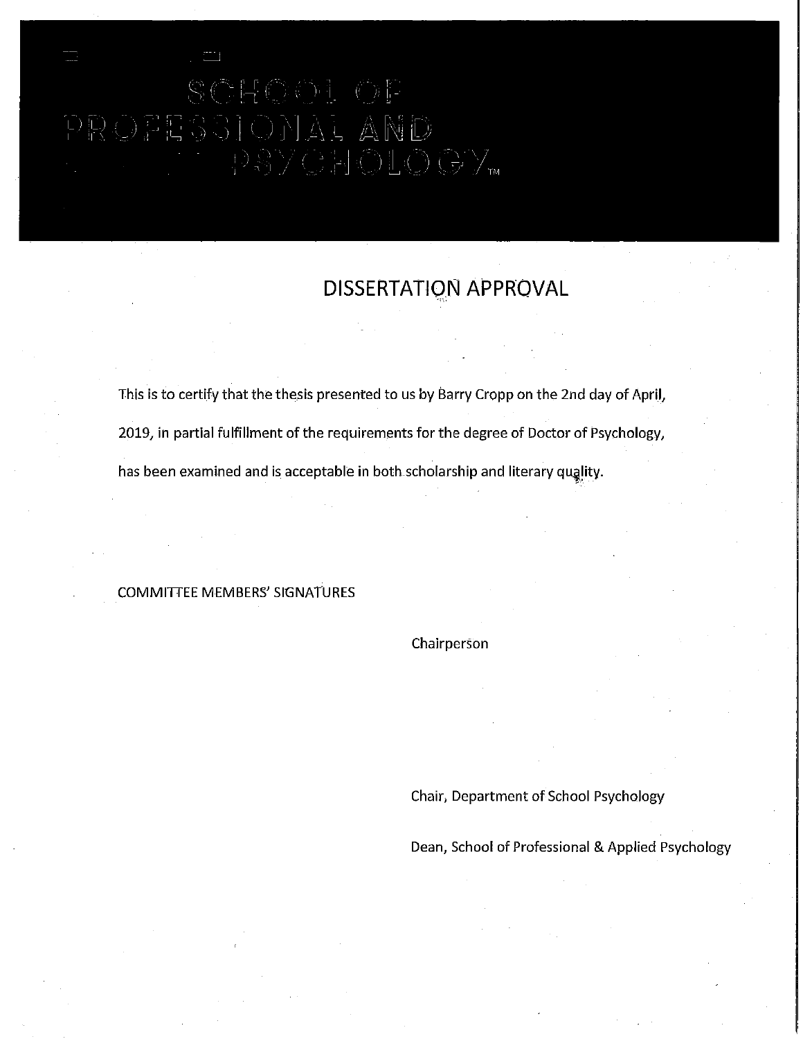SCHOOL OF
PROFESSIONAL AND
PSYCHOLOGY™

# DISSERTATION APPROVAL

This is to certify that the thesis presented to us by Barry Cropp on the 2nd day of April, 2019, in partial fulfillment of the requirements for the degree of Doctor of Psychology, has been examined and is acceptable in both scholarship and literary quality.

COMMITTEE MEMBERS' SIGNATURES

Chairperson

Chair, Department of School Psychology

Dean, School of Professional & Applied Psychology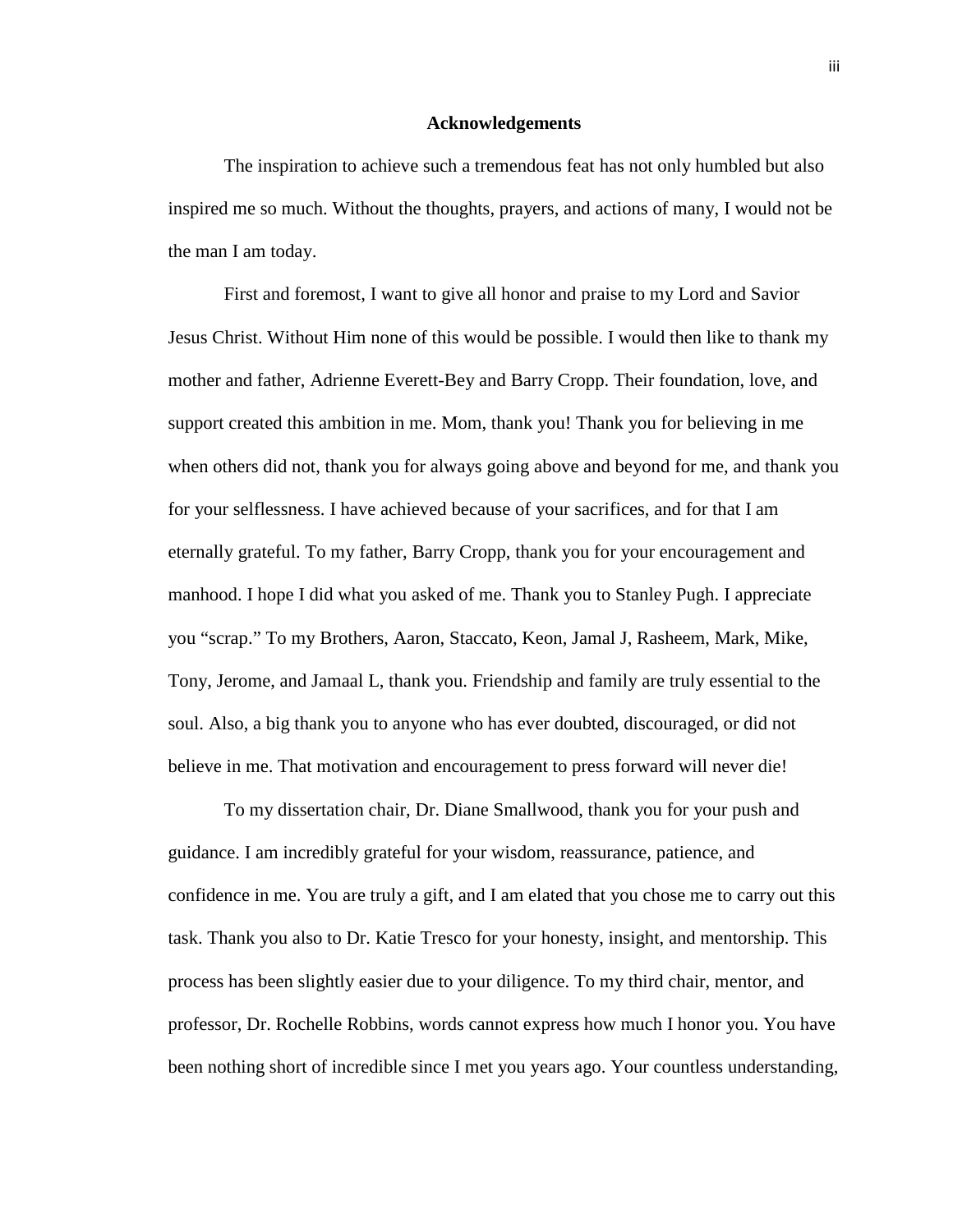## Acknowledgements

The inspiration to achieve such a tremendous feat has not only humbled but also inspired me so much. Without the thoughts, prayers, and actions of many, I would not be the man I am today.

First and foremost, I want to give all honor and praise to my Lord and Savior Jesus Christ. Without Him none of this would be possible. I would then like to thank my mother and father, Adrienne Everett-Bey and Barry Cropp. Their foundation, love, and support created this ambition in me. Mom, thank you! Thank you for believing in me when others did not, thank you for always going above and beyond for me, and thank you for your selflessness. I have achieved because of your sacrifices, and for that I am eternally grateful. To my father, Barry Cropp, thank you for your encouragement and manhood. I hope I did what you asked of me. Thank you to Stanley Pugh. I appreciate you "scrap." To my Brothers, Aaron, Staccato, Keon, Jamal J, Rasheem, Mark, Mike, Tony, Jerome, and Jamaal L, thank you. Friendship and family are truly essential to the soul. Also, a big thank you to anyone who has ever doubted, discouraged, or did not believe in me. That motivation and encouragement to press forward will never die!

To my dissertation chair, Dr. Diane Smallwood, thank you for your push and guidance. I am incredibly grateful for your wisdom, reassurance, patience, and confidence in me. You are truly a gift, and I am elated that you chose me to carry out this task. Thank you also to Dr. Katie Tresco for your honesty, insight, and mentorship. This process has been slightly easier due to your diligence. To my third chair, mentor, and professor, Dr. Rochelle Robbins, words cannot express how much I honor you. You have been nothing short of incredible since I met you years ago. Your countless understanding,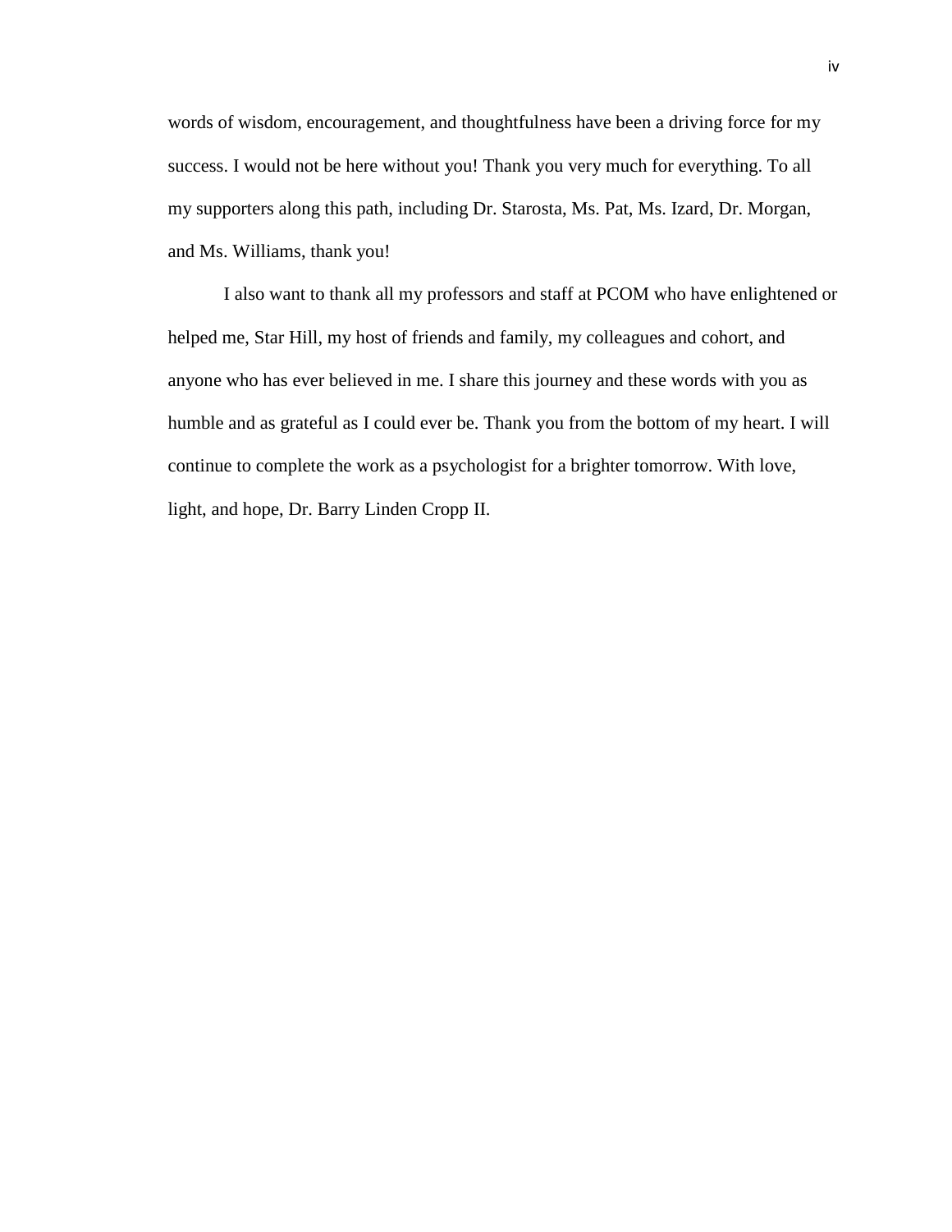words of wisdom, encouragement, and thoughtfulness have been a driving force for my success. I would not be here without you! Thank you very much for everything. To all my supporters along this path, including Dr. Starosta, Ms. Pat, Ms. Izard, Dr. Morgan, and Ms. Williams, thank you!

I also want to thank all my professors and staff at PCOM who have enlightened or helped me, Star Hill, my host of friends and family, my colleagues and cohort, and anyone who has ever believed in me. I share this journey and these words with you as humble and as grateful as I could ever be. Thank you from the bottom of my heart. I will continue to complete the work as a psychologist for a brighter tomorrow. With love, light, and hope, Dr. Barry Linden Cropp II.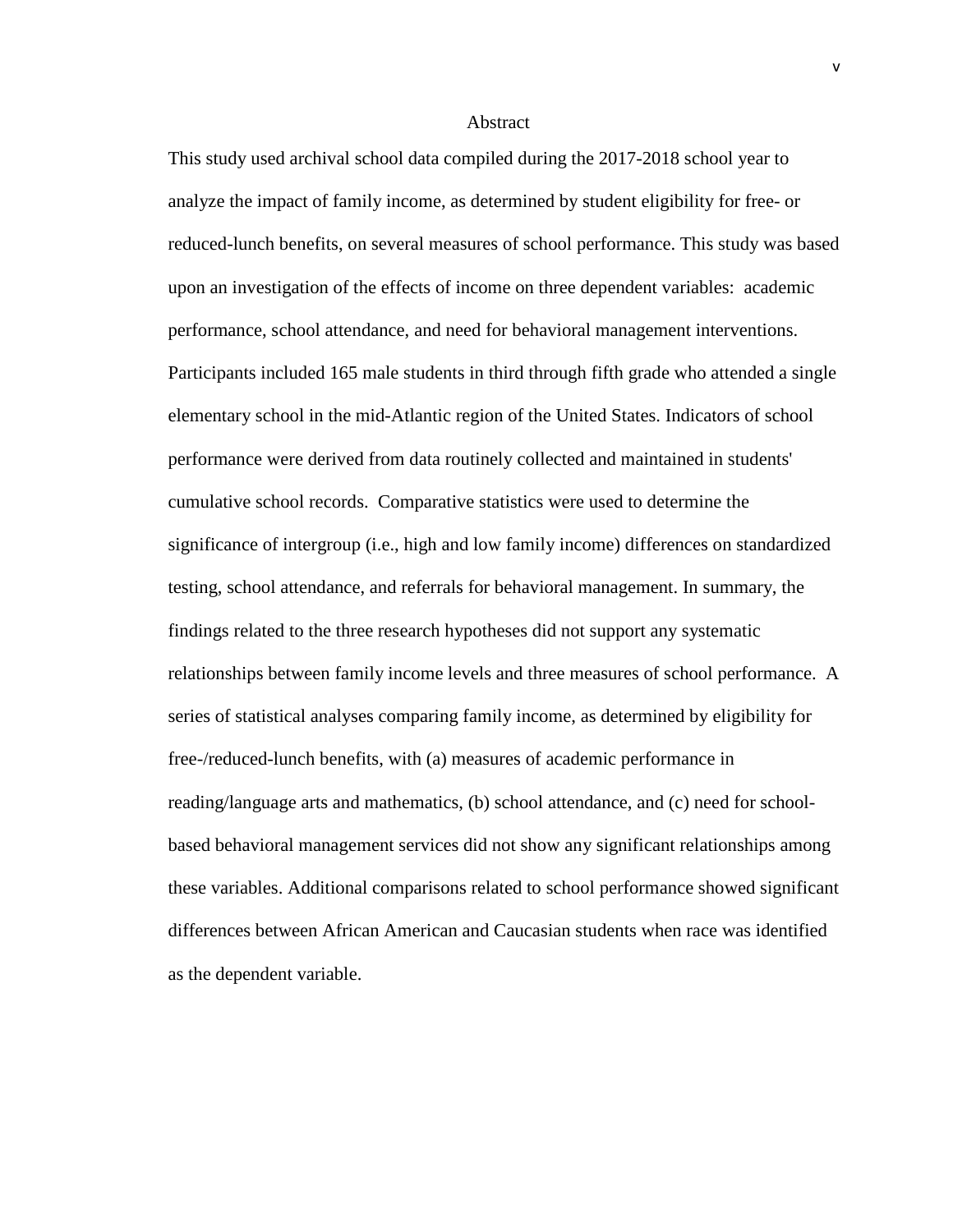# Abstract

This study used archival school data compiled during the 2017-2018 school year to analyze the impact of family income, as determined by student eligibility for free- or reduced-lunch benefits, on several measures of school performance. This study was based upon an investigation of the effects of income on three dependent variables: academic performance, school attendance, and need for behavioral management interventions. Participants included 165 male students in third through fifth grade who attended a single elementary school in the mid-Atlantic region of the United States. Indicators of school performance were derived from data routinely collected and maintained in students' cumulative school records. Comparative statistics were used to determine the significance of intergroup (i.e., high and low family income) differences on standardized testing, school attendance, and referrals for behavioral management. In summary, the findings related to the three research hypotheses did not support any systematic relationships between family income levels and three measures of school performance. A series of statistical analyses comparing family income, as determined by eligibility for free-/reduced-lunch benefits, with (a) measures of academic performance in reading/language arts and mathematics, (b) school attendance, and (c) need for school-based behavioral management services did not show any significant relationships among these variables. Additional comparisons related to school performance showed significant differences between African American and Caucasian students when race was identified as the dependent variable.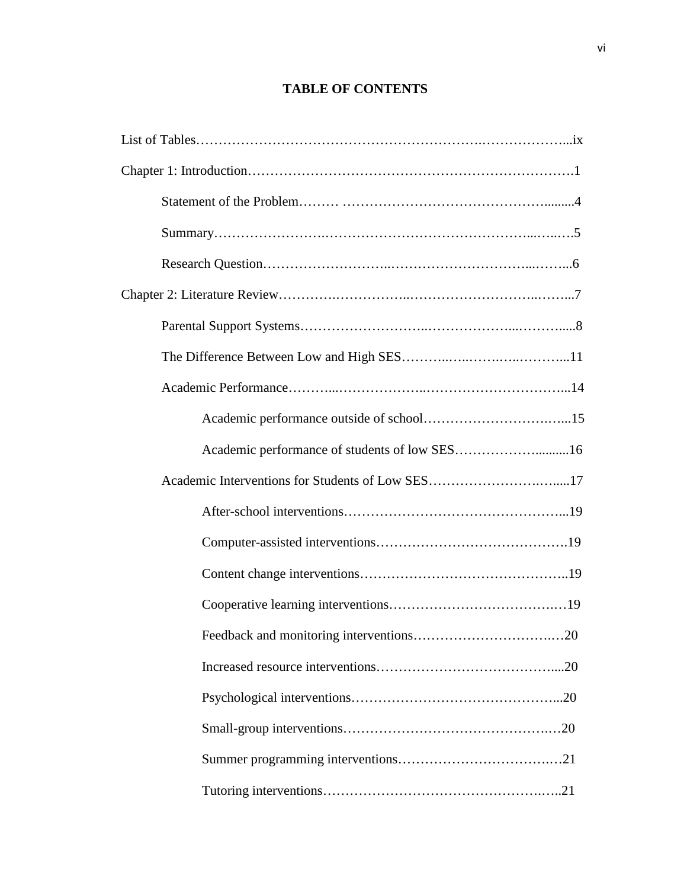## TABLE OF CONTENTS

List of Tables……………………………………………………….………………...ix

Chapter 1: Introduction……………………………………………………………….1

- Statement of the Problem……… ……………………………………….........4
- Summary…………………….……………………………………..…..….5
- Research Question……………………..………………………….…..……...6

Chapter 2: Literature Review…………….……………..…………………………..……..7

- Parental Support Systems……………………..………………...………….....8
- The Difference Between Low and High SES………..…..…….….…..……...11
- Academic Performance………...………………..…………………………...14
  - Academic performance outside of school…………………………..…...15
  - Academic performance of students of low SES……………….........16
- Academic Interventions for Students of Low SES…………………….…....17
  - After-school interventions………………………….……………...19
  - Computer-assisted interventions…………………………………….19
  - Content change interventions……………………………………..19
  - Cooperative learning interventions……………………………….…19
  - Feedback and monitoring interventions…………………………….…20
  - Increased resource interventions………………………………….....20
  - Psychological interventions……………………………………...20
  - Small-group interventions……………………………………….…20
  - Summer programming interventions…………………………….…21
  - Tutoring interventions……………………………………….…..21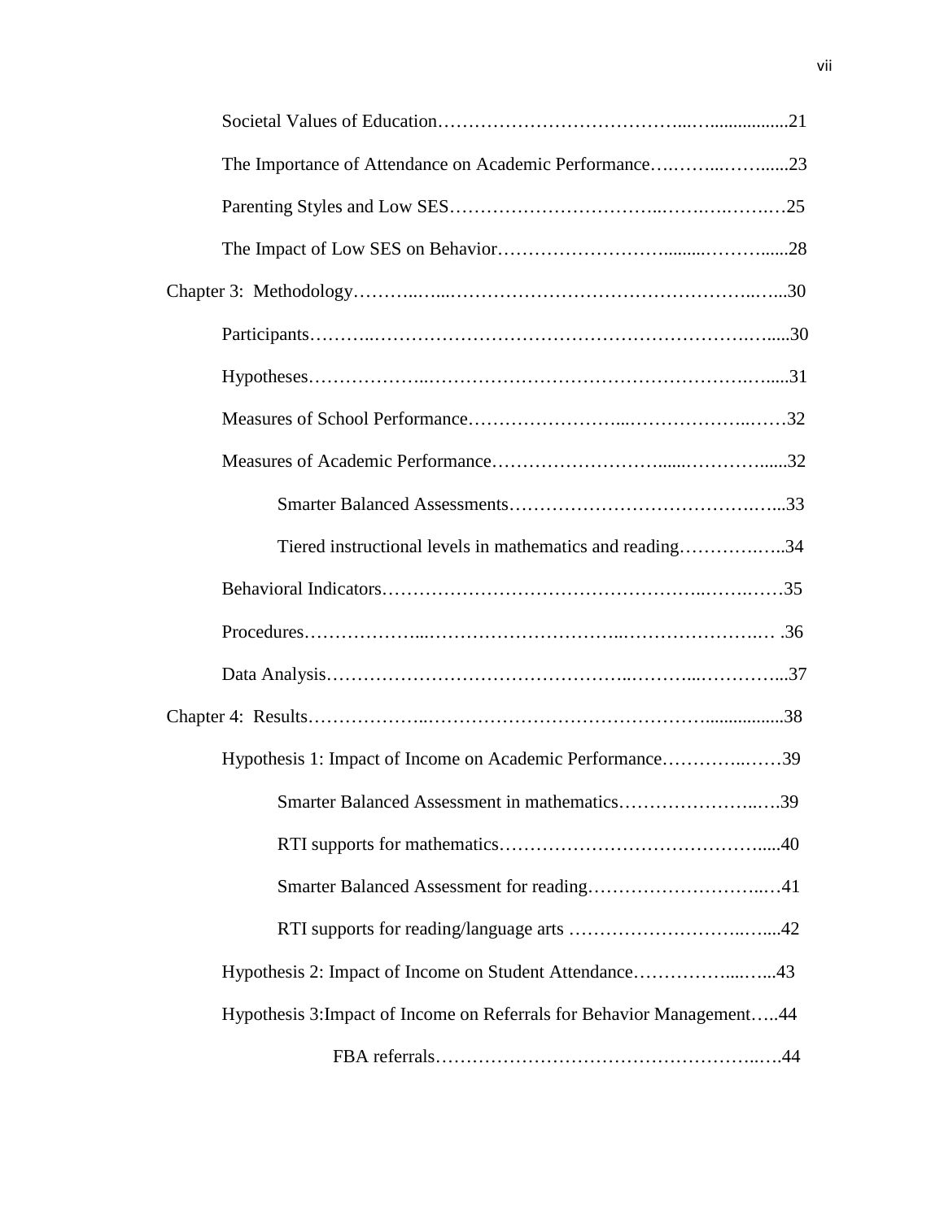Societal Values of Education……………………………………..…..................21

The Importance of Attendance on Academic Performance….……..……......23

Parenting Styles and Low SES…………………………..…….….…….…25

The Impact of Low SES on Behavior……………………….........……….......28

Chapter 3: Methodology………..…...………………………………………..…...30

Participants………..……………………………………………………….….....30

Hypotheses………………..………………………………………………….….....31

Measures of School Performance……………………...………………..……32

Measures of Academic Performance……………………….......……….......32

Smarter Balanced Assessments……………………………………..…...33

Tiered instructional levels in mathematics and reading…………….…..34

Behavioral Indicators……………….…………………………..…….……35

Procedures………………...…………………………..…………………..… .36

Data Analysis…………………………………………..………...…………...37

Chapter 4: Results………………..……………………………………….................38

Hypothesis 1: Impact of Income on Academic Performance…………..……39

Smarter Balanced Assessment in mathematics……………………..….39

RTI supports for mathematics…………………………………….....40

Smarter Balanced Assessment for reading……………………….…41

RTI supports for reading/language arts ……………………….….....42

Hypothesis 2: Impact of Income on Student Attendance……………....…...43

Hypothesis 3:Impact of Income on Referrals for Behavior Management…..44

FBA referrals…………………………………………..….44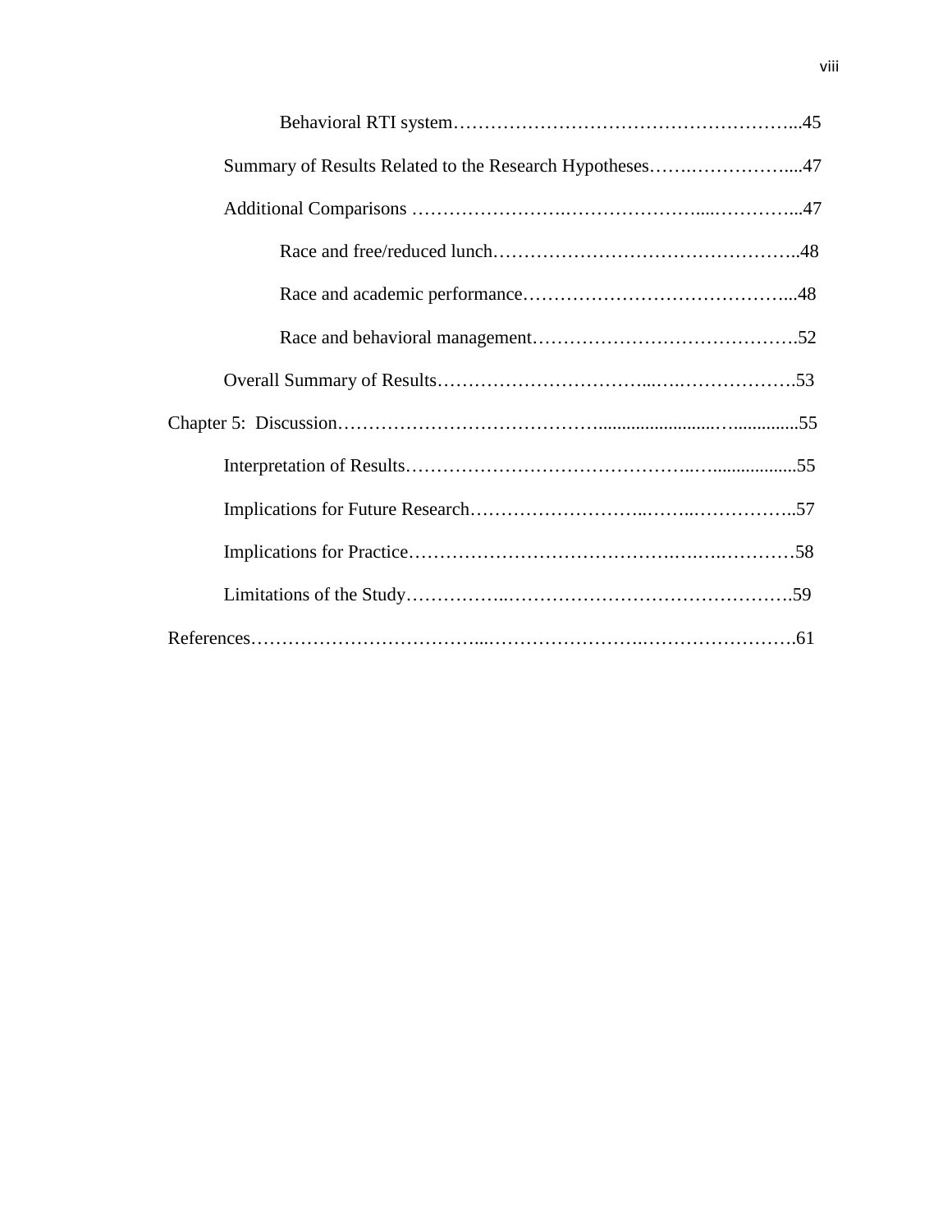Behavioral RTI system……………………………………………………..45

Summary of Results Related to the Research Hypotheses…….……………....47

Additional Comparisons …………………….…………………...…………..47

Race and free/reduced lunch…………………………………………..48

Race and academic performance……………………………………...48

Race and behavioral management…………………………………….52

Overall Summary of Results…………………………...….……………….53

Chapter 5: Discussion…………………………………..........................…..............55

Interpretation of Results……………………………………..…..................55

Implications for Future Research………………………..……..……………..57

Implications for Practice……………………………………….….….…………58

Limitations of the Study……………..……………………………………….59

References……………………………...…………………….…………………….61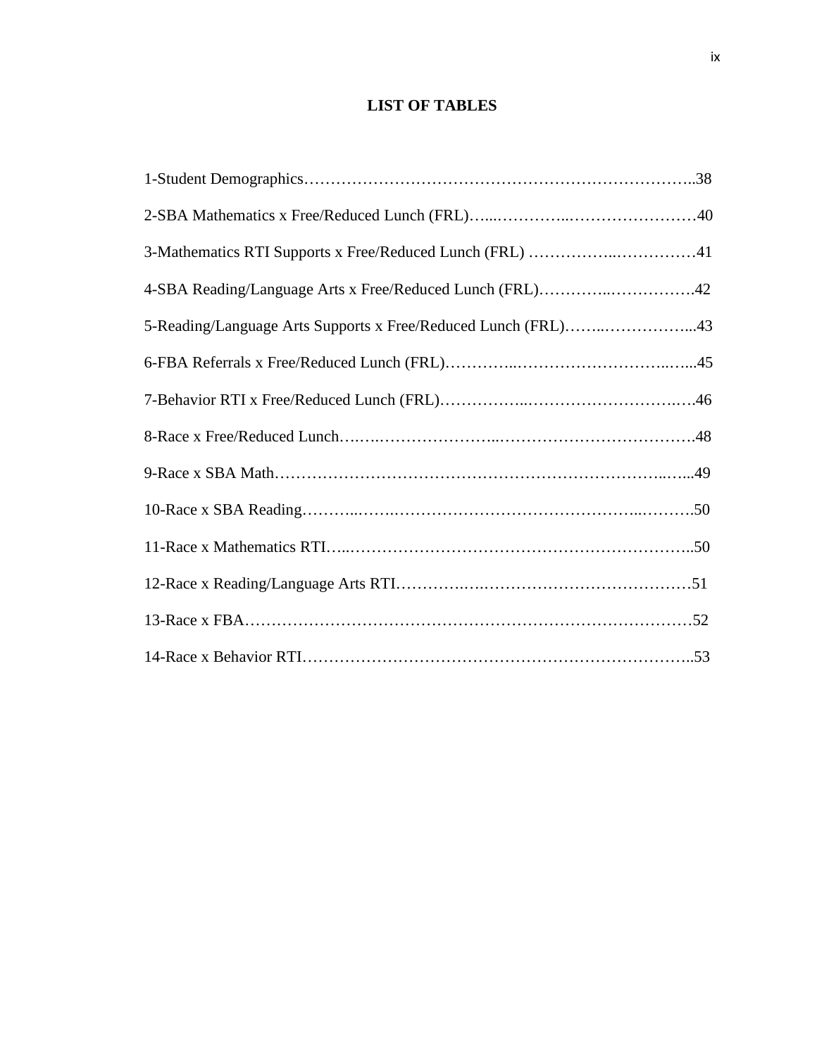# LIST OF TABLES

1-Student Demographics……………………………………………………………..38

2-SBA Mathematics x Free/Reduced Lunch (FRL)…...…………...……………………40

3-Mathematics RTI Supports x Free/Reduced Lunch (FRL) ……………..……………41

4-SBA Reading/Language Arts x Free/Reduced Lunch (FRL)…………..…………….42

5-Reading/Language Arts Supports x Free/Reduced Lunch (FRL)……..……………...43

6-FBA Referrals x Free/Reduced Lunch (FRL)…………..…………………………..…...45

7-Behavior RTI x Free/Reduced Lunch (FRL)……………..…………………………..….46

8-Race x Free/Reduced Lunch….….…………………...………………………………48

9-Race x SBA Math……………………………………………………………..…...49

10-Race x SBA Reading………..…….…………………………………………...……….50

11-Race x Mathematics RTI…..………………………………………………………..50

12-Race x Reading/Language Arts RTI………….….…………………………….………51

13-Race x FBA………………………………………………………………….………52

14-Race x Behavior RTI…………………………………………….………………..53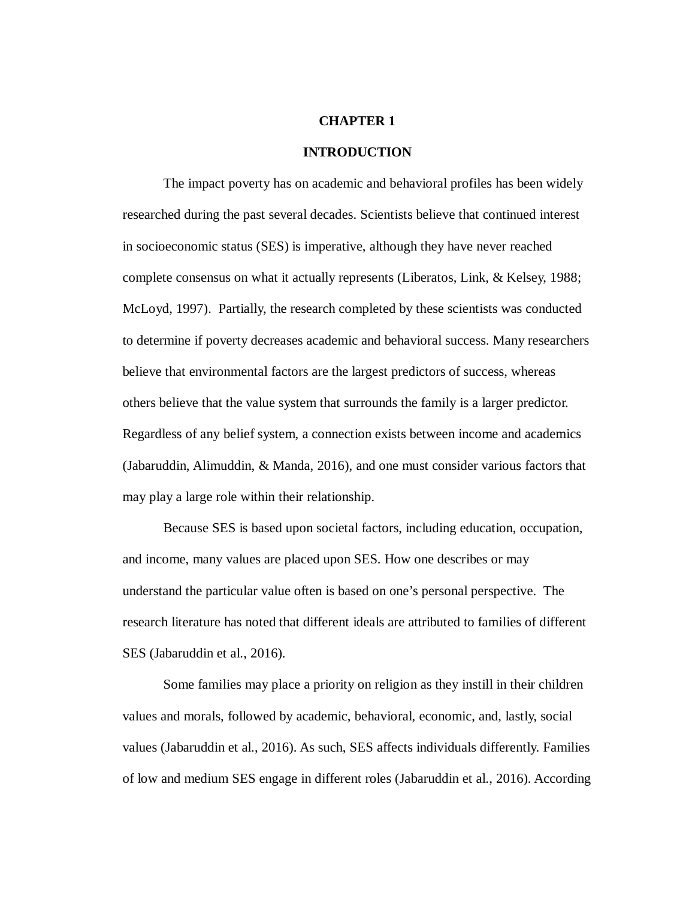# CHAPTER 1

# INTRODUCTION

The impact poverty has on academic and behavioral profiles has been widely researched during the past several decades. Scientists believe that continued interest in socioeconomic status (SES) is imperative, although they have never reached complete consensus on what it actually represents (Liberatos, Link, & Kelsey, 1988; McLoyd, 1997). Partially, the research completed by these scientists was conducted to determine if poverty decreases academic and behavioral success. Many researchers believe that environmental factors are the largest predictors of success, whereas others believe that the value system that surrounds the family is a larger predictor. Regardless of any belief system, a connection exists between income and academics (Jabaruddin, Alimuddin, & Manda, 2016), and one must consider various factors that may play a large role within their relationship.

Because SES is based upon societal factors, including education, occupation, and income, many values are placed upon SES. How one describes or may understand the particular value often is based on one's personal perspective. The research literature has noted that different ideals are attributed to families of different SES (Jabaruddin et al., 2016).

Some families may place a priority on religion as they instill in their children values and morals, followed by academic, behavioral, economic, and, lastly, social values (Jabaruddin et al., 2016). As such, SES affects individuals differently. Families of low and medium SES engage in different roles (Jabaruddin et al., 2016). According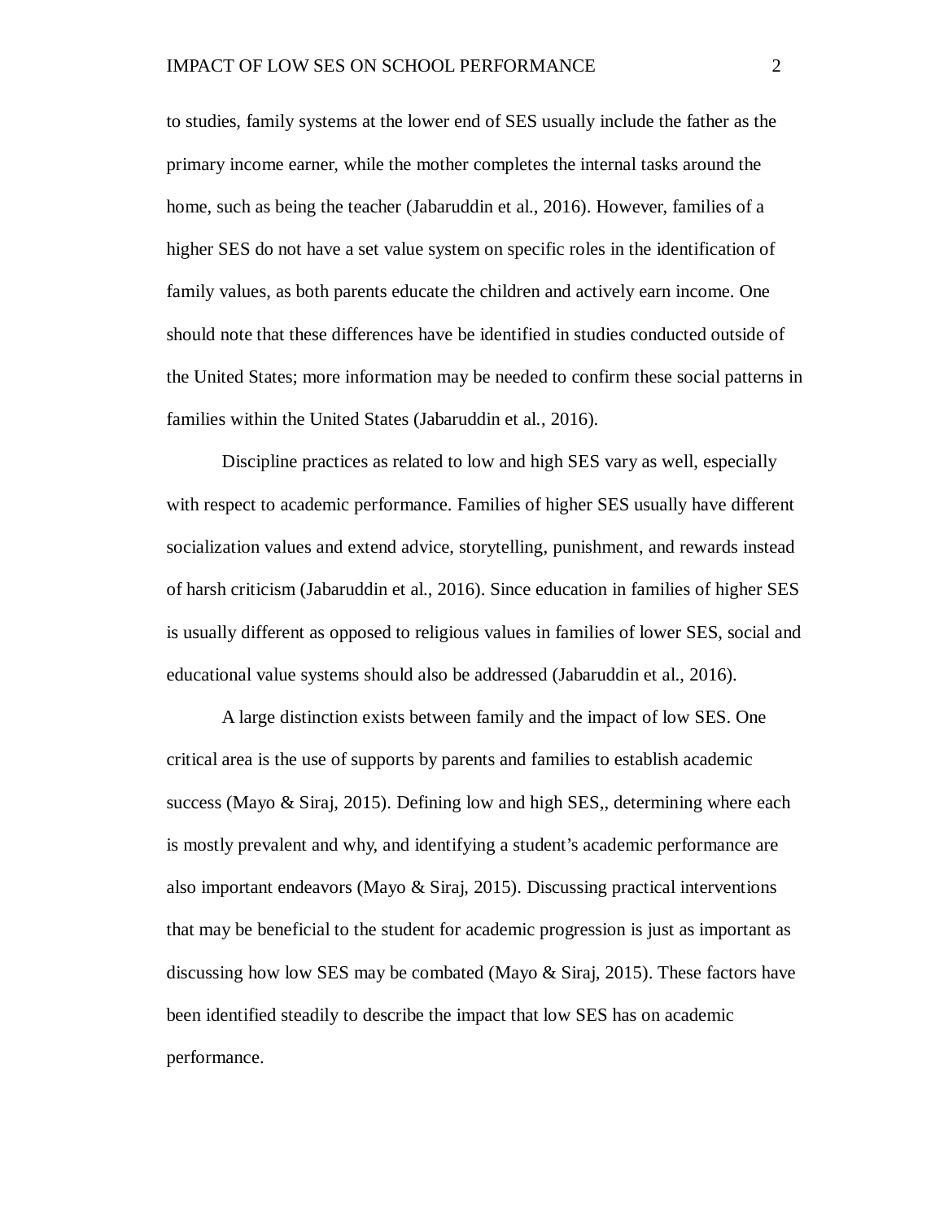to studies, family systems at the lower end of SES usually include the father as the primary income earner, while the mother completes the internal tasks around the home, such as being the teacher (Jabaruddin et al., 2016). However, families of a higher SES do not have a set value system on specific roles in the identification of family values, as both parents educate the children and actively earn income. One should note that these differences have be identified in studies conducted outside of the United States; more information may be needed to confirm these social patterns in families within the United States (Jabaruddin et al., 2016).

Discipline practices as related to low and high SES vary as well, especially with respect to academic performance. Families of higher SES usually have different socialization values and extend advice, storytelling, punishment, and rewards instead of harsh criticism (Jabaruddin et al., 2016). Since education in families of higher SES is usually different as opposed to religious values in families of lower SES, social and educational value systems should also be addressed (Jabaruddin et al., 2016).

A large distinction exists between family and the impact of low SES. One critical area is the use of supports by parents and families to establish academic success (Mayo & Siraj, 2015). Defining low and high SES,, determining where each is mostly prevalent and why, and identifying a student's academic performance are also important endeavors (Mayo & Siraj, 2015). Discussing practical interventions that may be beneficial to the student for academic progression is just as important as discussing how low SES may be combated (Mayo & Siraj, 2015). These factors have been identified steadily to describe the impact that low SES has on academic performance.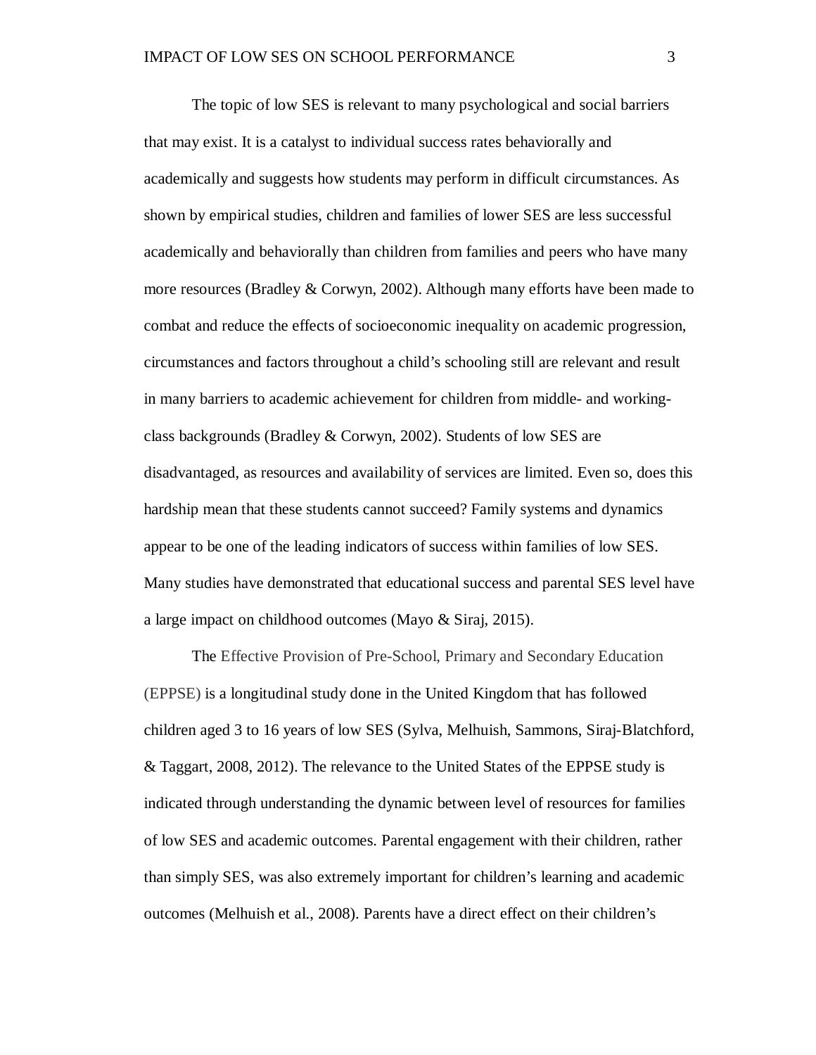The topic of low SES is relevant to many psychological and social barriers that may exist. It is a catalyst to individual success rates behaviorally and academically and suggests how students may perform in difficult circumstances. As shown by empirical studies, children and families of lower SES are less successful academically and behaviorally than children from families and peers who have many more resources (Bradley & Corwyn, 2002). Although many efforts have been made to combat and reduce the effects of socioeconomic inequality on academic progression, circumstances and factors throughout a child's schooling still are relevant and result in many barriers to academic achievement for children from middle- and working-class backgrounds (Bradley & Corwyn, 2002). Students of low SES are disadvantaged, as resources and availability of services are limited. Even so, does this hardship mean that these students cannot succeed? Family systems and dynamics appear to be one of the leading indicators of success within families of low SES. Many studies have demonstrated that educational success and parental SES level have a large impact on childhood outcomes (Mayo & Siraj, 2015).

The Effective Provision of Pre-School, Primary and Secondary Education (EPPSE) is a longitudinal study done in the United Kingdom that has followed children aged 3 to 16 years of low SES (Sylva, Melhuish, Sammons, Siraj-Blatchford, & Taggart, 2008, 2012). The relevance to the United States of the EPPSE study is indicated through understanding the dynamic between level of resources for families of low SES and academic outcomes. Parental engagement with their children, rather than simply SES, was also extremely important for children's learning and academic outcomes (Melhuish et al., 2008). Parents have a direct effect on their children's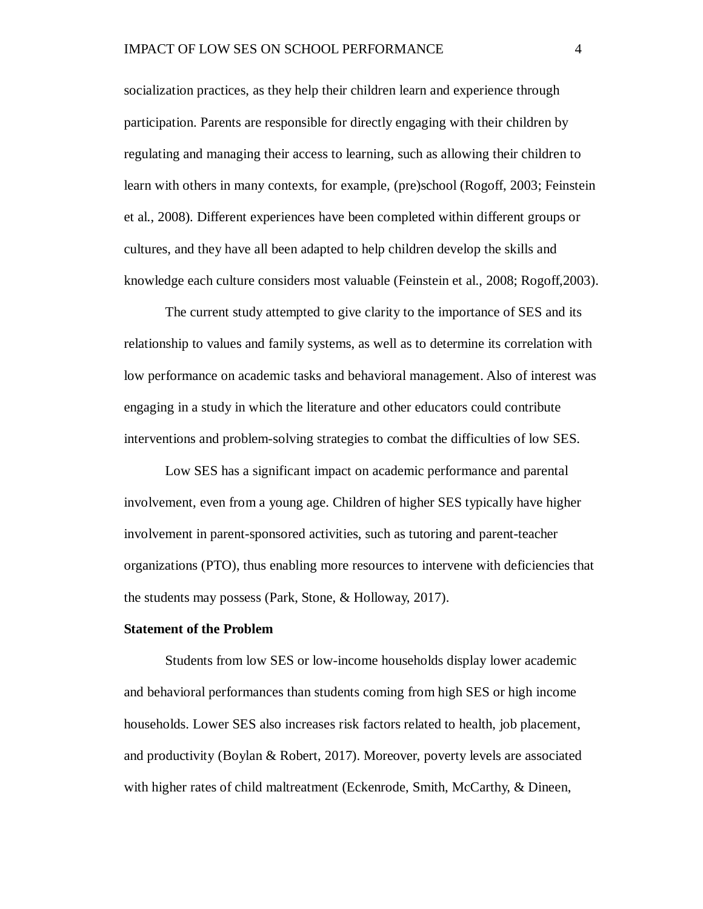socialization practices, as they help their children learn and experience through participation. Parents are responsible for directly engaging with their children by regulating and managing their access to learning, such as allowing their children to learn with others in many contexts, for example, (pre)school (Rogoff, 2003; Feinstein et al., 2008). Different experiences have been completed within different groups or cultures, and they have all been adapted to help children develop the skills and knowledge each culture considers most valuable (Feinstein et al., 2008; Rogoff,2003).

The current study attempted to give clarity to the importance of SES and its relationship to values and family systems, as well as to determine its correlation with low performance on academic tasks and behavioral management. Also of interest was engaging in a study in which the literature and other educators could contribute interventions and problem-solving strategies to combat the difficulties of low SES.

Low SES has a significant impact on academic performance and parental involvement, even from a young age. Children of higher SES typically have higher involvement in parent-sponsored activities, such as tutoring and parent-teacher organizations (PTO), thus enabling more resources to intervene with deficiencies that the students may possess (Park, Stone, & Holloway, 2017).

**Statement of the Problem**

Students from low SES or low-income households display lower academic and behavioral performances than students coming from high SES or high income households. Lower SES also increases risk factors related to health, job placement, and productivity (Boylan & Robert, 2017). Moreover, poverty levels are associated with higher rates of child maltreatment (Eckenrode, Smith, McCarthy, & Dineen,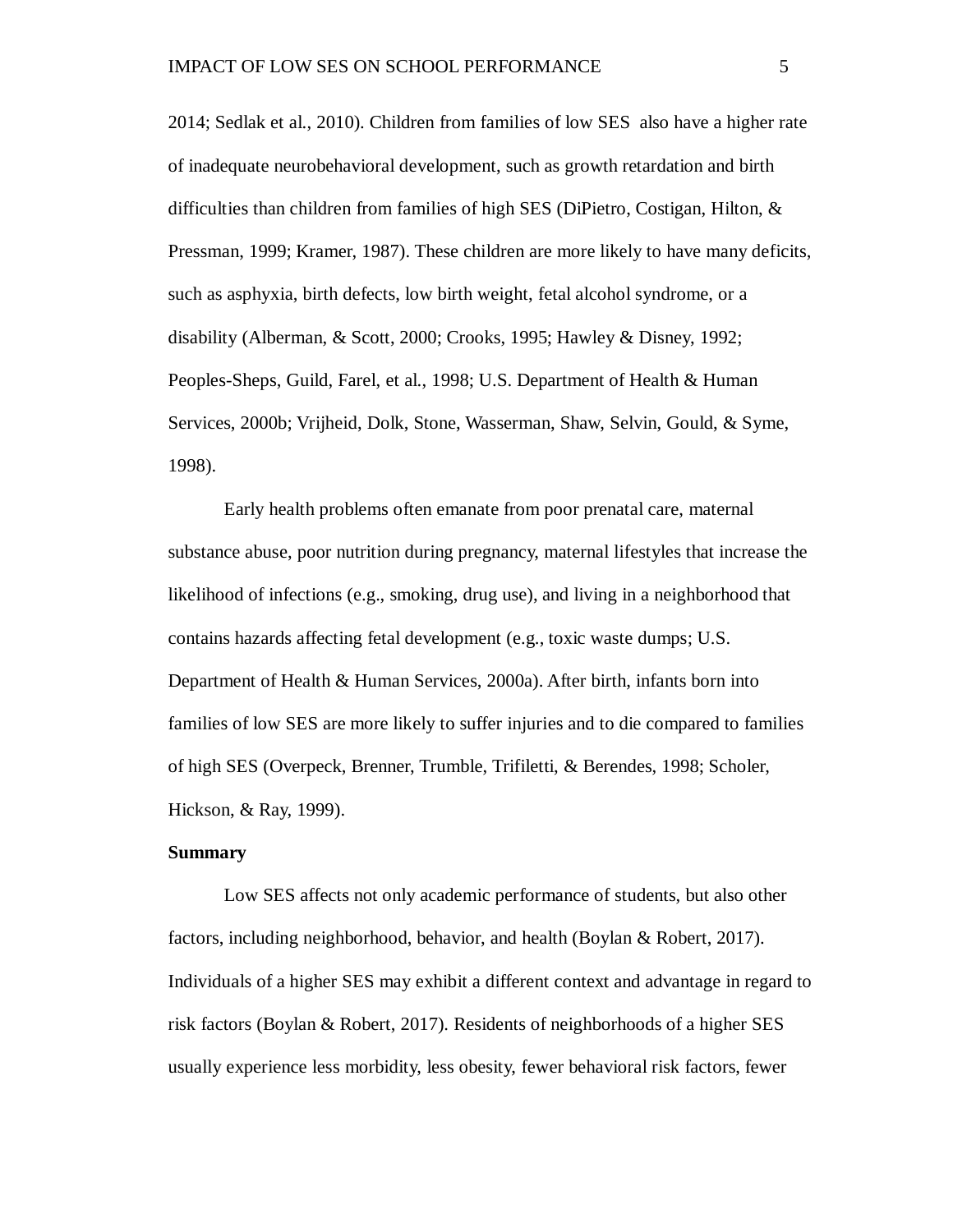2014; Sedlak et al., 2010). Children from families of low SES also have a higher rate of inadequate neurobehavioral development, such as growth retardation and birth difficulties than children from families of high SES (DiPietro, Costigan, Hilton, & Pressman, 1999; Kramer, 1987). These children are more likely to have many deficits, such as asphyxia, birth defects, low birth weight, fetal alcohol syndrome, or a disability (Alberman, & Scott, 2000; Crooks, 1995; Hawley & Disney, 1992; Peoples-Sheps, Guild, Farel, et al., 1998; U.S. Department of Health & Human Services, 2000b; Vrijheid, Dolk, Stone, Wasserman, Shaw, Selvin, Gould, & Syme, 1998).

Early health problems often emanate from poor prenatal care, maternal substance abuse, poor nutrition during pregnancy, maternal lifestyles that increase the likelihood of infections (e.g., smoking, drug use), and living in a neighborhood that contains hazards affecting fetal development (e.g., toxic waste dumps; U.S. Department of Health & Human Services, 2000a). After birth, infants born into families of low SES are more likely to suffer injuries and to die compared to families of high SES (Overpeck, Brenner, Trumble, Trifiletti, & Berendes, 1998; Scholer, Hickson, & Ray, 1999).

**Summary**

Low SES affects not only academic performance of students, but also other factors, including neighborhood, behavior, and health (Boylan & Robert, 2017). Individuals of a higher SES may exhibit a different context and advantage in regard to risk factors (Boylan & Robert, 2017). Residents of neighborhoods of a higher SES usually experience less morbidity, less obesity, fewer behavioral risk factors, fewer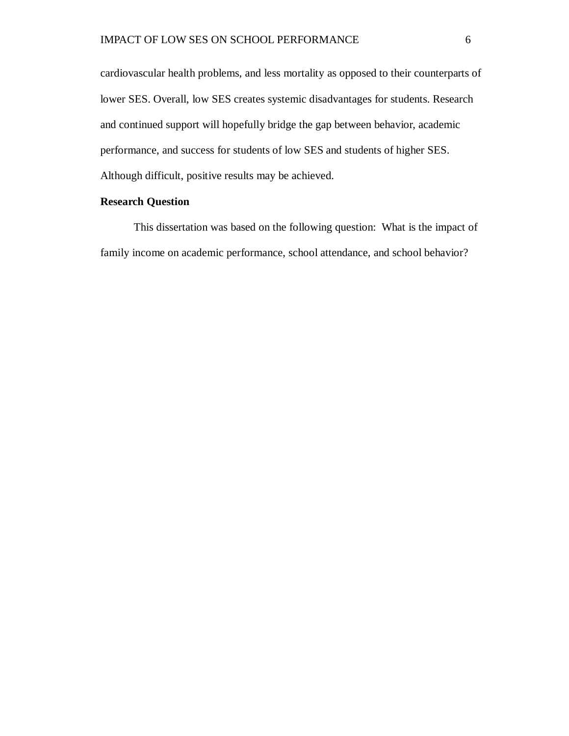cardiovascular health problems, and less mortality as opposed to their counterparts of lower SES. Overall, low SES creates systemic disadvantages for students. Research and continued support will hopefully bridge the gap between behavior, academic performance, and success for students of low SES and students of higher SES. Although difficult, positive results may be achieved.

**Research Question**

This dissertation was based on the following question: What is the impact of family income on academic performance, school attendance, and school behavior?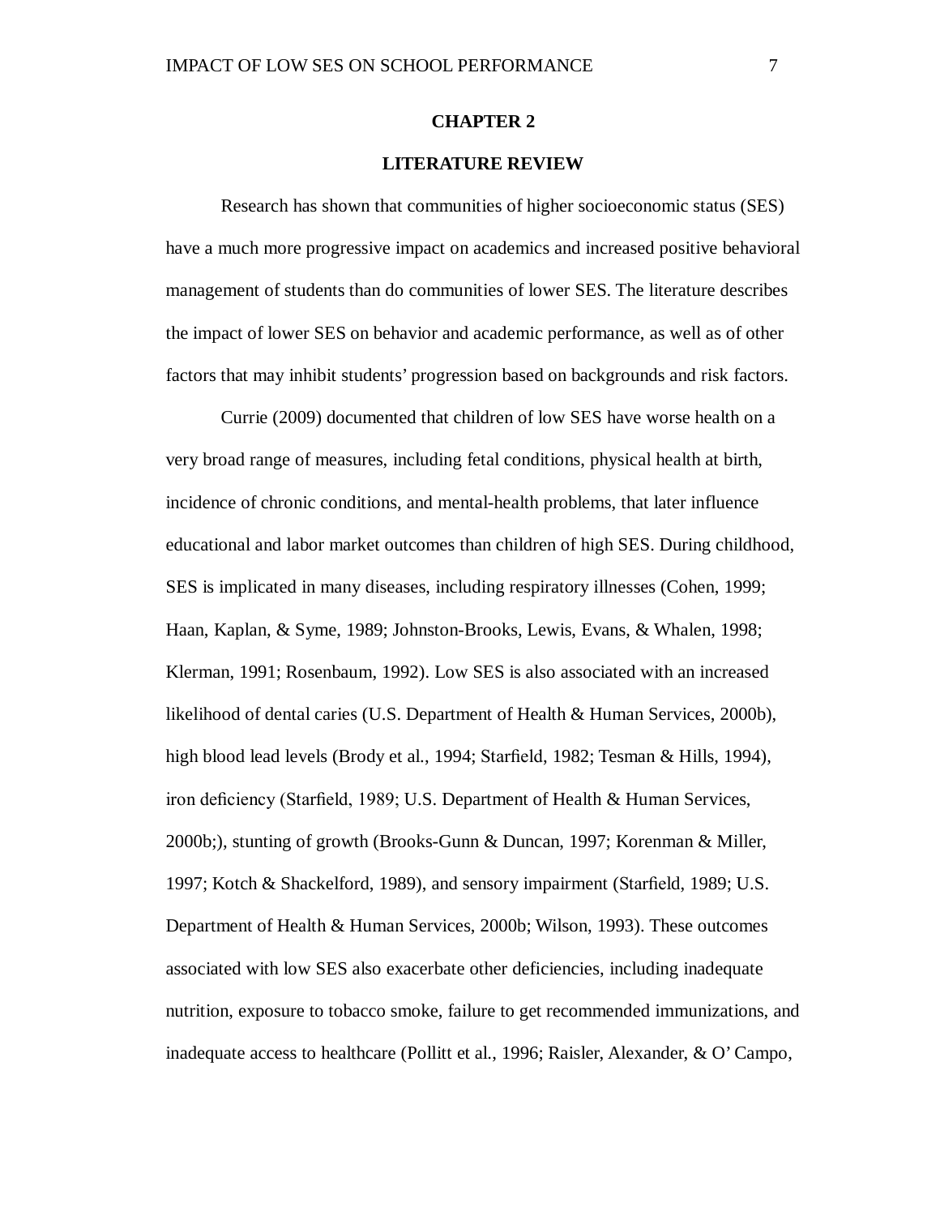# CHAPTER 2

## LITERATURE REVIEW

Research has shown that communities of higher socioeconomic status (SES) have a much more progressive impact on academics and increased positive behavioral management of students than do communities of lower SES. The literature describes the impact of lower SES on behavior and academic performance, as well as of other factors that may inhibit students' progression based on backgrounds and risk factors.

Currie (2009) documented that children of low SES have worse health on a very broad range of measures, including fetal conditions, physical health at birth, incidence of chronic conditions, and mental-health problems, that later influence educational and labor market outcomes than children of high SES. During childhood, SES is implicated in many diseases, including respiratory illnesses (Cohen, 1999; Haan, Kaplan, & Syme, 1989; Johnston-Brooks, Lewis, Evans, & Whalen, 1998; Klerman, 1991; Rosenbaum, 1992). Low SES is also associated with an increased likelihood of dental caries (U.S. Department of Health & Human Services, 2000b), high blood lead levels (Brody et al., 1994; Starfield, 1982; Tesman & Hills, 1994), iron deficiency (Starfield, 1989; U.S. Department of Health & Human Services, 2000b;), stunting of growth (Brooks-Gunn & Duncan, 1997; Korenman & Miller, 1997; Kotch & Shackelford, 1989), and sensory impairment (Starfield, 1989; U.S. Department of Health & Human Services, 2000b; Wilson, 1993). These outcomes associated with low SES also exacerbate other deficiencies, including inadequate nutrition, exposure to tobacco smoke, failure to get recommended immunizations, and inadequate access to healthcare (Pollitt et al., 1996; Raisler, Alexander, & O' Campo,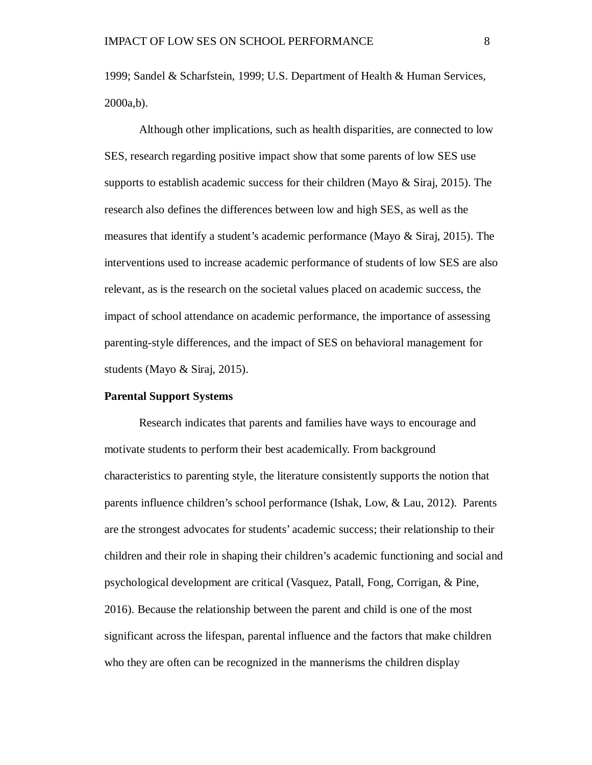1999; Sandel & Scharfstein, 1999; U.S. Department of Health & Human Services, 2000a,b).

Although other implications, such as health disparities, are connected to low SES, research regarding positive impact show that some parents of low SES use supports to establish academic success for their children (Mayo & Siraj, 2015). The research also defines the differences between low and high SES, as well as the measures that identify a student's academic performance (Mayo & Siraj, 2015). The interventions used to increase academic performance of students of low SES are also relevant, as is the research on the societal values placed on academic success, the impact of school attendance on academic performance, the importance of assessing parenting-style differences, and the impact of SES on behavioral management for students (Mayo & Siraj, 2015).

**Parental Support Systems**

Research indicates that parents and families have ways to encourage and motivate students to perform their best academically. From background characteristics to parenting style, the literature consistently supports the notion that parents influence children's school performance (Ishak, Low, & Lau, 2012). Parents are the strongest advocates for students' academic success; their relationship to their children and their role in shaping their children's academic functioning and social and psychological development are critical (Vasquez, Patall, Fong, Corrigan, & Pine, 2016). Because the relationship between the parent and child is one of the most significant across the lifespan, parental influence and the factors that make children who they are often can be recognized in the mannerisms the children display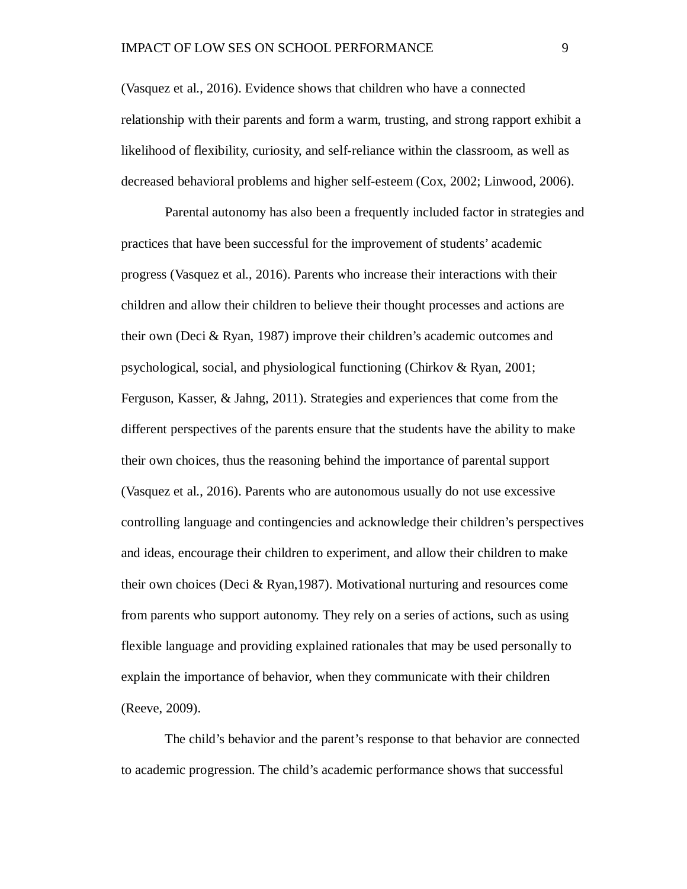(Vasquez et al., 2016). Evidence shows that children who have a connected relationship with their parents and form a warm, trusting, and strong rapport exhibit a likelihood of flexibility, curiosity, and self-reliance within the classroom, as well as decreased behavioral problems and higher self-esteem (Cox, 2002; Linwood, 2006).

Parental autonomy has also been a frequently included factor in strategies and practices that have been successful for the improvement of students' academic progress (Vasquez et al., 2016). Parents who increase their interactions with their children and allow their children to believe their thought processes and actions are their own (Deci & Ryan, 1987) improve their children's academic outcomes and psychological, social, and physiological functioning (Chirkov & Ryan, 2001; Ferguson, Kasser, & Jahng, 2011). Strategies and experiences that come from the different perspectives of the parents ensure that the students have the ability to make their own choices, thus the reasoning behind the importance of parental support (Vasquez et al., 2016). Parents who are autonomous usually do not use excessive controlling language and contingencies and acknowledge their children's perspectives and ideas, encourage their children to experiment, and allow their children to make their own choices (Deci & Ryan,1987). Motivational nurturing and resources come from parents who support autonomy. They rely on a series of actions, such as using flexible language and providing explained rationales that may be used personally to explain the importance of behavior, when they communicate with their children (Reeve, 2009).

The child's behavior and the parent's response to that behavior are connected to academic progression. The child's academic performance shows that successful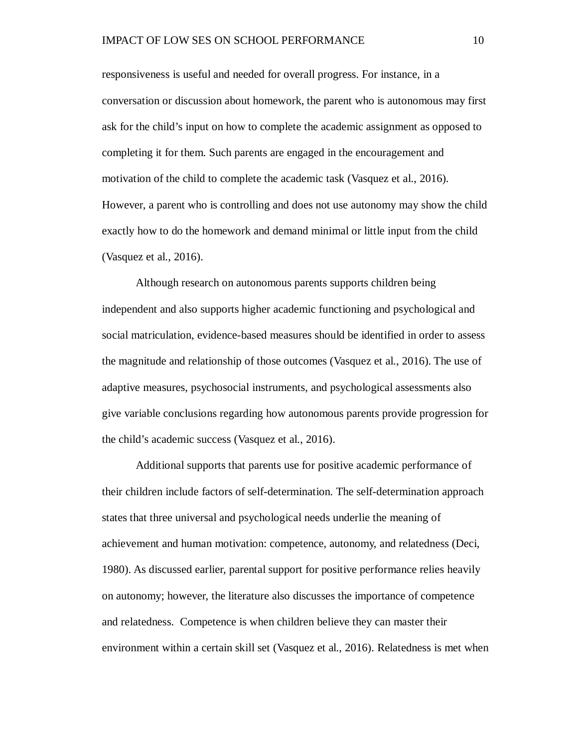responsiveness is useful and needed for overall progress. For instance, in a conversation or discussion about homework, the parent who is autonomous may first ask for the child's input on how to complete the academic assignment as opposed to completing it for them. Such parents are engaged in the encouragement and motivation of the child to complete the academic task (Vasquez et al., 2016). However, a parent who is controlling and does not use autonomy may show the child exactly how to do the homework and demand minimal or little input from the child (Vasquez et al., 2016).

Although research on autonomous parents supports children being independent and also supports higher academic functioning and psychological and social matriculation, evidence-based measures should be identified in order to assess the magnitude and relationship of those outcomes (Vasquez et al., 2016). The use of adaptive measures, psychosocial instruments, and psychological assessments also give variable conclusions regarding how autonomous parents provide progression for the child's academic success (Vasquez et al., 2016).

Additional supports that parents use for positive academic performance of their children include factors of self-determination. The self-determination approach states that three universal and psychological needs underlie the meaning of achievement and human motivation: competence, autonomy, and relatedness (Deci, 1980). As discussed earlier, parental support for positive performance relies heavily on autonomy; however, the literature also discusses the importance of competence and relatedness. Competence is when children believe they can master their environment within a certain skill set (Vasquez et al., 2016). Relatedness is met when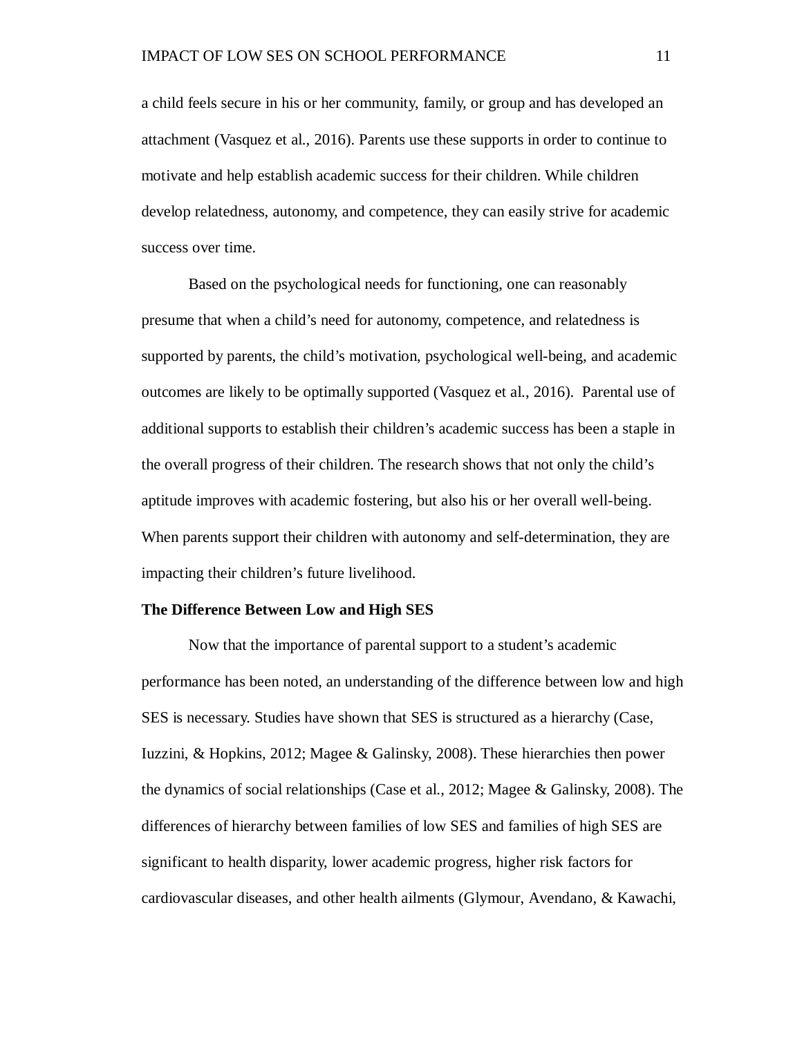a child feels secure in his or her community, family, or group and has developed an attachment (Vasquez et al., 2016). Parents use these supports in order to continue to motivate and help establish academic success for their children. While children develop relatedness, autonomy, and competence, they can easily strive for academic success over time.

Based on the psychological needs for functioning, one can reasonably presume that when a child's need for autonomy, competence, and relatedness is supported by parents, the child's motivation, psychological well-being, and academic outcomes are likely to be optimally supported (Vasquez et al., 2016). Parental use of additional supports to establish their children's academic success has been a staple in the overall progress of their children. The research shows that not only the child's aptitude improves with academic fostering, but also his or her overall well-being. When parents support their children with autonomy and self-determination, they are impacting their children's future livelihood.

**The Difference Between Low and High SES**

Now that the importance of parental support to a student's academic performance has been noted, an understanding of the difference between low and high SES is necessary. Studies have shown that SES is structured as a hierarchy (Case, Iuzzini, & Hopkins, 2012; Magee & Galinsky, 2008). These hierarchies then power the dynamics of social relationships (Case et al., 2012; Magee & Galinsky, 2008). The differences of hierarchy between families of low SES and families of high SES are significant to health disparity, lower academic progress, higher risk factors for cardiovascular diseases, and other health ailments (Glymour, Avendano, & Kawachi,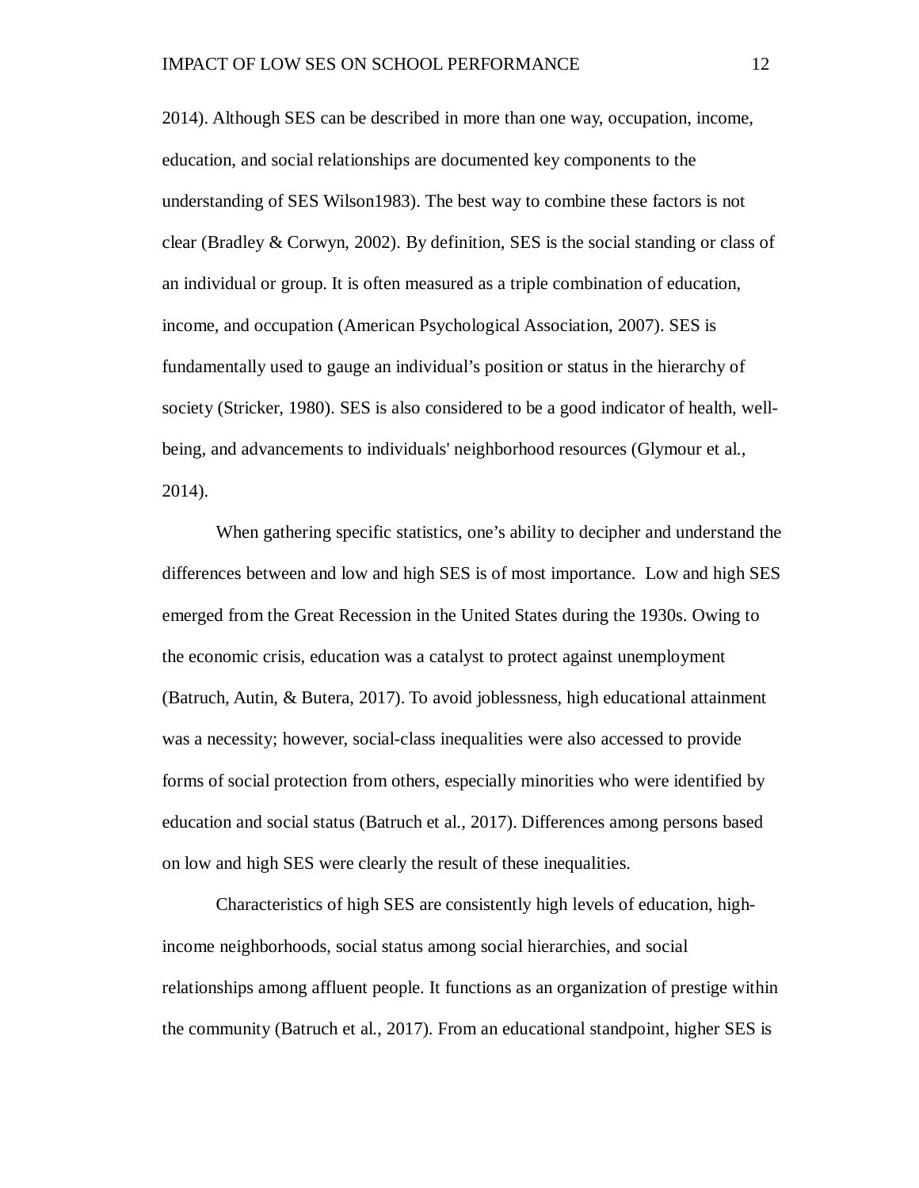2014). Although SES can be described in more than one way, occupation, income, education, and social relationships are documented key components to the understanding of SES Wilson1983). The best way to combine these factors is not clear (Bradley & Corwyn, 2002). By definition, SES is the social standing or class of an individual or group. It is often measured as a triple combination of education, income, and occupation (American Psychological Association, 2007). SES is fundamentally used to gauge an individual's position or status in the hierarchy of society (Stricker, 1980). SES is also considered to be a good indicator of health, well-being, and advancements to individuals' neighborhood resources (Glymour et al., 2014).

When gathering specific statistics, one's ability to decipher and understand the differences between and low and high SES is of most importance. Low and high SES emerged from the Great Recession in the United States during the 1930s. Owing to the economic crisis, education was a catalyst to protect against unemployment (Batruch, Autin, & Butera, 2017). To avoid joblessness, high educational attainment was a necessity; however, social-class inequalities were also accessed to provide forms of social protection from others, especially minorities who were identified by education and social status (Batruch et al., 2017). Differences among persons based on low and high SES were clearly the result of these inequalities.

Characteristics of high SES are consistently high levels of education, high-income neighborhoods, social status among social hierarchies, and social relationships among affluent people. It functions as an organization of prestige within the community (Batruch et al., 2017). From an educational standpoint, higher SES is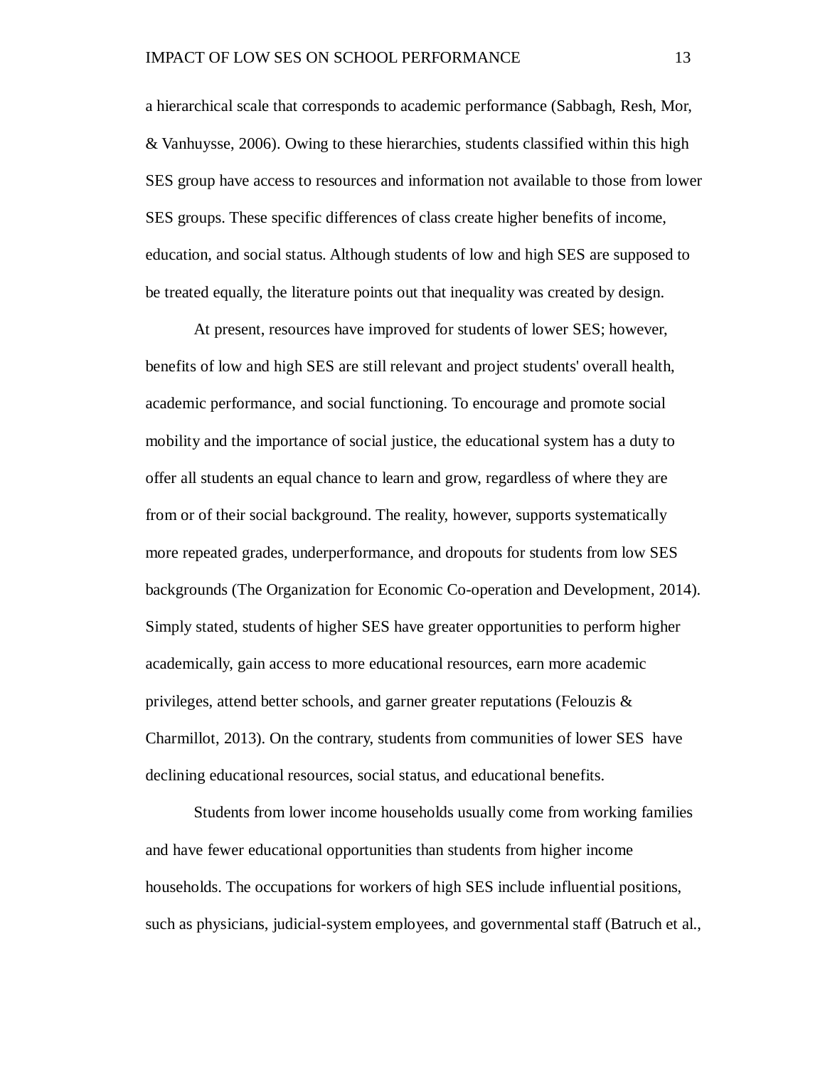a hierarchical scale that corresponds to academic performance (Sabbagh, Resh, Mor, & Vanhuysse, 2006). Owing to these hierarchies, students classified within this high SES group have access to resources and information not available to those from lower SES groups. These specific differences of class create higher benefits of income, education, and social status. Although students of low and high SES are supposed to be treated equally, the literature points out that inequality was created by design.

At present, resources have improved for students of lower SES; however, benefits of low and high SES are still relevant and project students' overall health, academic performance, and social functioning. To encourage and promote social mobility and the importance of social justice, the educational system has a duty to offer all students an equal chance to learn and grow, regardless of where they are from or of their social background. The reality, however, supports systematically more repeated grades, underperformance, and dropouts for students from low SES backgrounds (The Organization for Economic Co-operation and Development, 2014). Simply stated, students of higher SES have greater opportunities to perform higher academically, gain access to more educational resources, earn more academic privileges, attend better schools, and garner greater reputations (Felouzis & Charmillot, 2013). On the contrary, students from communities of lower SES have declining educational resources, social status, and educational benefits.

Students from lower income households usually come from working families and have fewer educational opportunities than students from higher income households. The occupations for workers of high SES include influential positions, such as physicians, judicial-system employees, and governmental staff (Batruch et al.,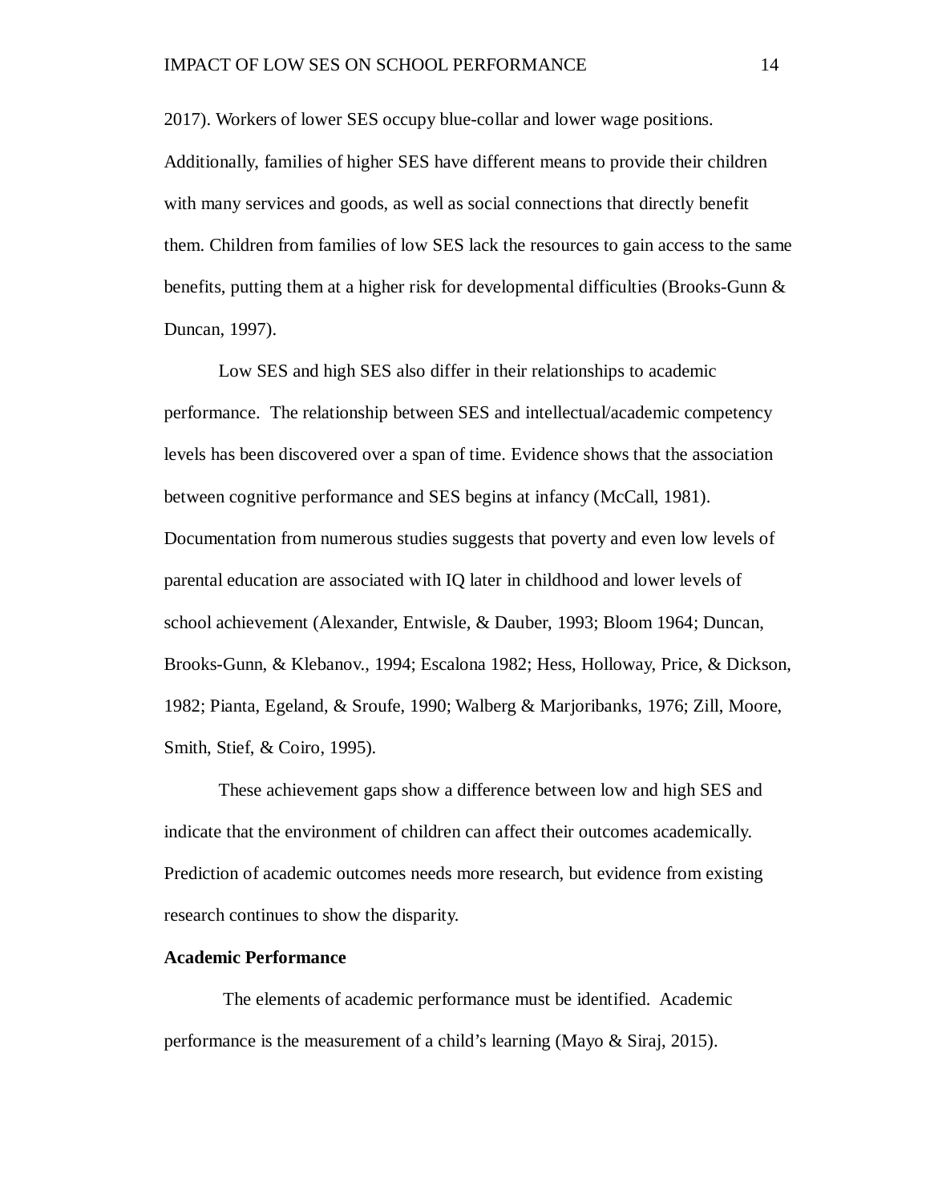2017). Workers of lower SES occupy blue-collar and lower wage positions. Additionally, families of higher SES have different means to provide their children with many services and goods, as well as social connections that directly benefit them. Children from families of low SES lack the resources to gain access to the same benefits, putting them at a higher risk for developmental difficulties (Brooks-Gunn & Duncan, 1997).

Low SES and high SES also differ in their relationships to academic performance. The relationship between SES and intellectual/academic competency levels has been discovered over a span of time. Evidence shows that the association between cognitive performance and SES begins at infancy (McCall, 1981). Documentation from numerous studies suggests that poverty and even low levels of parental education are associated with IQ later in childhood and lower levels of school achievement (Alexander, Entwisle, & Dauber, 1993; Bloom 1964; Duncan, Brooks-Gunn, & Klebanov., 1994; Escalona 1982; Hess, Holloway, Price, & Dickson, 1982; Pianta, Egeland, & Sroufe, 1990; Walberg & Marjoribanks, 1976; Zill, Moore, Smith, Stief, & Coiro, 1995).

These achievement gaps show a difference between low and high SES and indicate that the environment of children can affect their outcomes academically. Prediction of academic outcomes needs more research, but evidence from existing research continues to show the disparity.

## Academic Performance

The elements of academic performance must be identified. Academic performance is the measurement of a child's learning (Mayo & Siraj, 2015).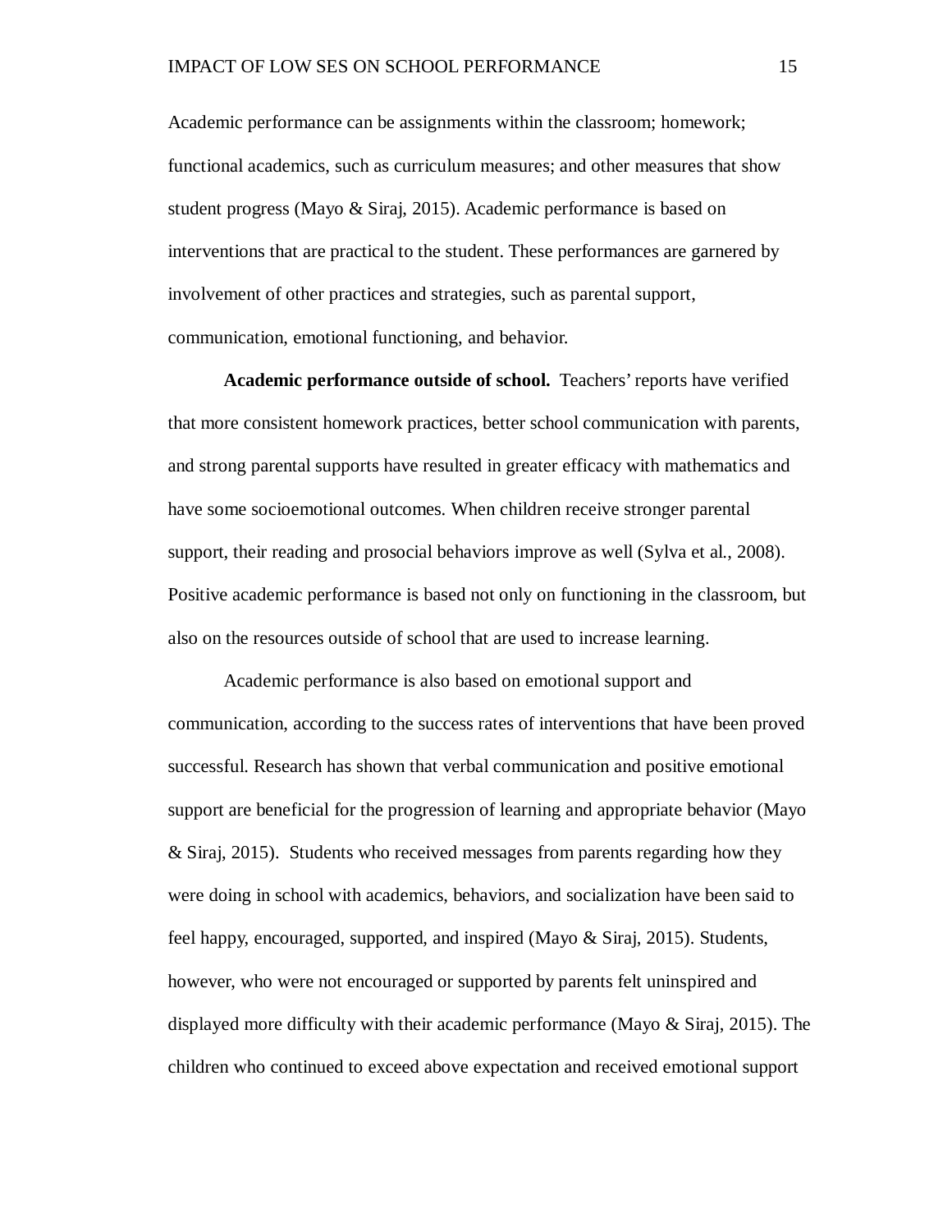Academic performance can be assignments within the classroom; homework; functional academics, such as curriculum measures; and other measures that show student progress (Mayo & Siraj, 2015). Academic performance is based on interventions that are practical to the student. These performances are garnered by involvement of other practices and strategies, such as parental support, communication, emotional functioning, and behavior.

**Academic performance outside of school.** Teachers' reports have verified that more consistent homework practices, better school communication with parents, and strong parental supports have resulted in greater efficacy with mathematics and have some socioemotional outcomes. When children receive stronger parental support, their reading and prosocial behaviors improve as well (Sylva et al., 2008). Positive academic performance is based not only on functioning in the classroom, but also on the resources outside of school that are used to increase learning.

Academic performance is also based on emotional support and communication, according to the success rates of interventions that have been proved successful. Research has shown that verbal communication and positive emotional support are beneficial for the progression of learning and appropriate behavior (Mayo & Siraj, 2015). Students who received messages from parents regarding how they were doing in school with academics, behaviors, and socialization have been said to feel happy, encouraged, supported, and inspired (Mayo & Siraj, 2015). Students, however, who were not encouraged or supported by parents felt uninspired and displayed more difficulty with their academic performance (Mayo & Siraj, 2015). The children who continued to exceed above expectation and received emotional support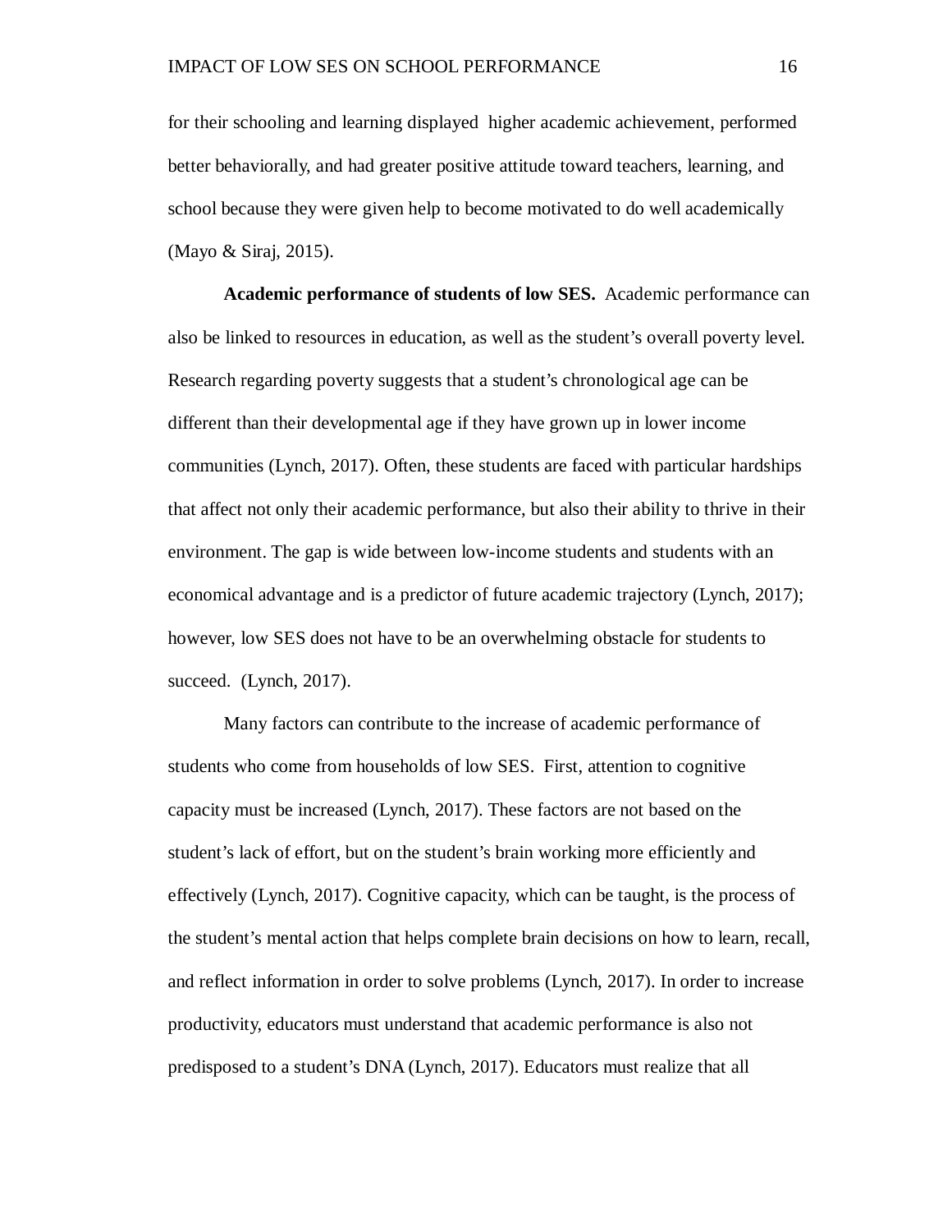for their schooling and learning displayed higher academic achievement, performed better behaviorally, and had greater positive attitude toward teachers, learning, and school because they were given help to become motivated to do well academically (Mayo & Siraj, 2015).

**Academic performance of students of low SES.** Academic performance can also be linked to resources in education, as well as the student's overall poverty level. Research regarding poverty suggests that a student's chronological age can be different than their developmental age if they have grown up in lower income communities (Lynch, 2017). Often, these students are faced with particular hardships that affect not only their academic performance, but also their ability to thrive in their environment. The gap is wide between low-income students and students with an economical advantage and is a predictor of future academic trajectory (Lynch, 2017); however, low SES does not have to be an overwhelming obstacle for students to succeed. (Lynch, 2017).

Many factors can contribute to the increase of academic performance of students who come from households of low SES. First, attention to cognitive capacity must be increased (Lynch, 2017). These factors are not based on the student's lack of effort, but on the student's brain working more efficiently and effectively (Lynch, 2017). Cognitive capacity, which can be taught, is the process of the student's mental action that helps complete brain decisions on how to learn, recall, and reflect information in order to solve problems (Lynch, 2017). In order to increase productivity, educators must understand that academic performance is also not predisposed to a student's DNA (Lynch, 2017). Educators must realize that all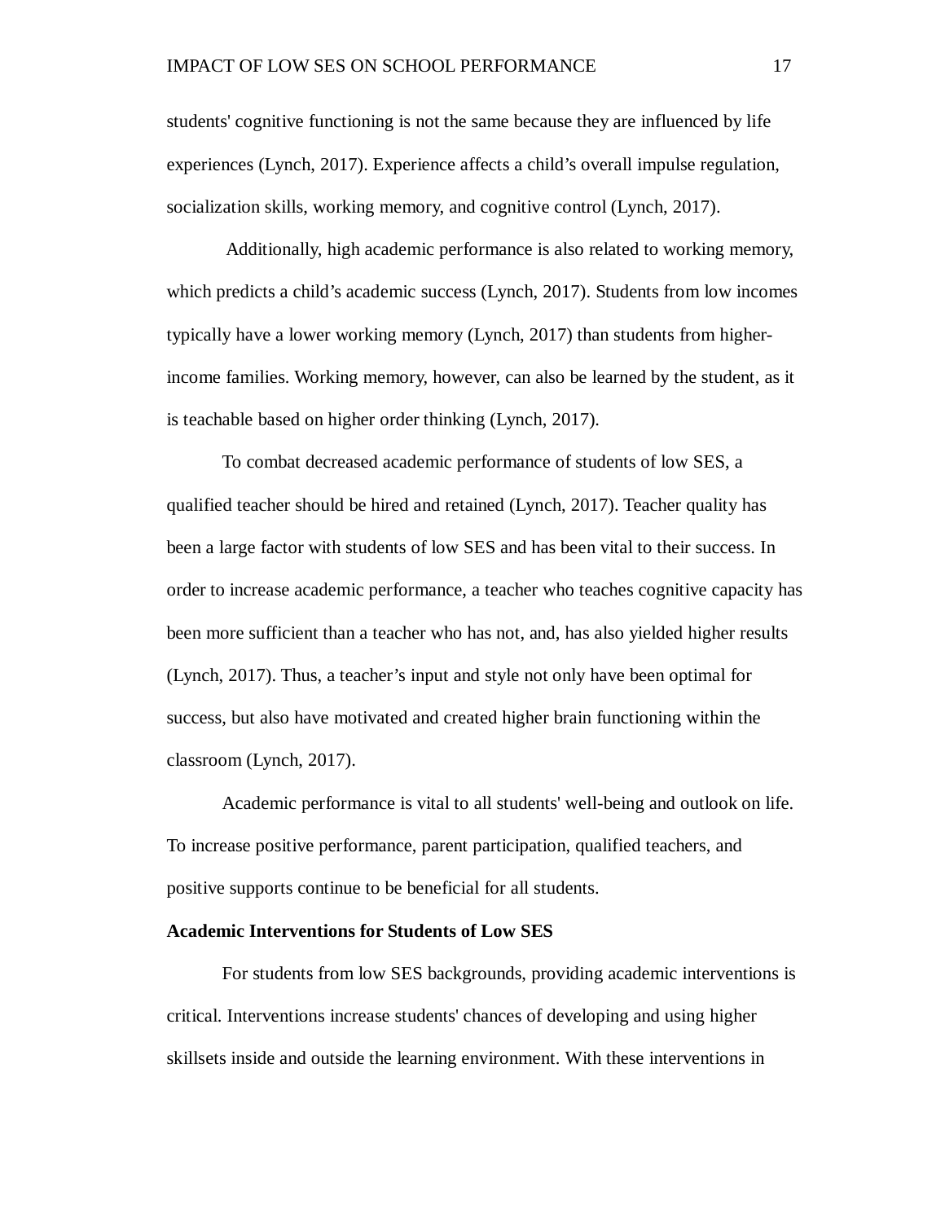students' cognitive functioning is not the same because they are influenced by life experiences (Lynch, 2017). Experience affects a child's overall impulse regulation, socialization skills, working memory, and cognitive control (Lynch, 2017).

Additionally, high academic performance is also related to working memory, which predicts a child's academic success (Lynch, 2017). Students from low incomes typically have a lower working memory (Lynch, 2017) than students from higher-income families. Working memory, however, can also be learned by the student, as it is teachable based on higher order thinking (Lynch, 2017).

To combat decreased academic performance of students of low SES, a qualified teacher should be hired and retained (Lynch, 2017). Teacher quality has been a large factor with students of low SES and has been vital to their success. In order to increase academic performance, a teacher who teaches cognitive capacity has been more sufficient than a teacher who has not, and, has also yielded higher results (Lynch, 2017). Thus, a teacher's input and style not only have been optimal for success, but also have motivated and created higher brain functioning within the classroom (Lynch, 2017).

Academic performance is vital to all students' well-being and outlook on life. To increase positive performance, parent participation, qualified teachers, and positive supports continue to be beneficial for all students.

**Academic Interventions for Students of Low SES**

For students from low SES backgrounds, providing academic interventions is critical. Interventions increase students' chances of developing and using higher skillsets inside and outside the learning environment. With these interventions in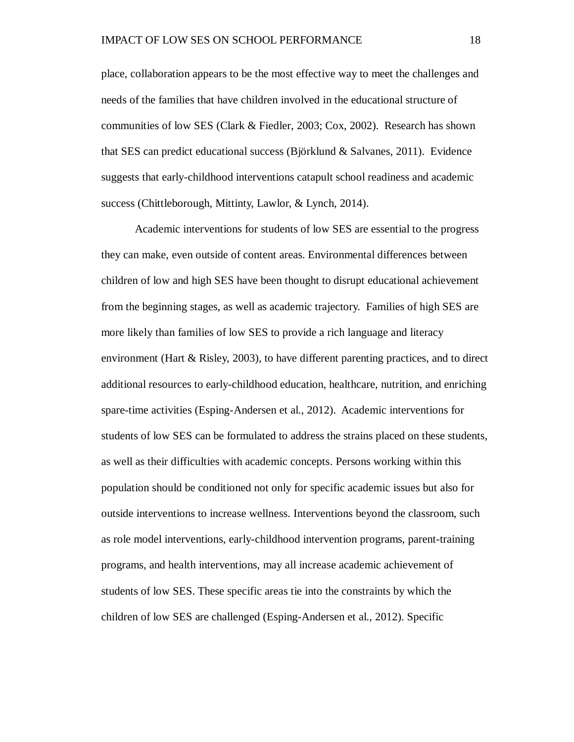place, collaboration appears to be the most effective way to meet the challenges and needs of the families that have children involved in the educational structure of communities of low SES (Clark & Fiedler, 2003; Cox, 2002). Research has shown that SES can predict educational success (Björklund & Salvanes, 2011). Evidence suggests that early-childhood interventions catapult school readiness and academic success (Chittleborough, Mittinty, Lawlor, & Lynch, 2014).

Academic interventions for students of low SES are essential to the progress they can make, even outside of content areas. Environmental differences between children of low and high SES have been thought to disrupt educational achievement from the beginning stages, as well as academic trajectory. Families of high SES are more likely than families of low SES to provide a rich language and literacy environment (Hart & Risley, 2003), to have different parenting practices, and to direct additional resources to early-childhood education, healthcare, nutrition, and enriching spare-time activities (Esping-Andersen et al., 2012). Academic interventions for students of low SES can be formulated to address the strains placed on these students, as well as their difficulties with academic concepts. Persons working within this population should be conditioned not only for specific academic issues but also for outside interventions to increase wellness. Interventions beyond the classroom, such as role model interventions, early-childhood intervention programs, parent-training programs, and health interventions, may all increase academic achievement of students of low SES. These specific areas tie into the constraints by which the children of low SES are challenged (Esping-Andersen et al., 2012). Specific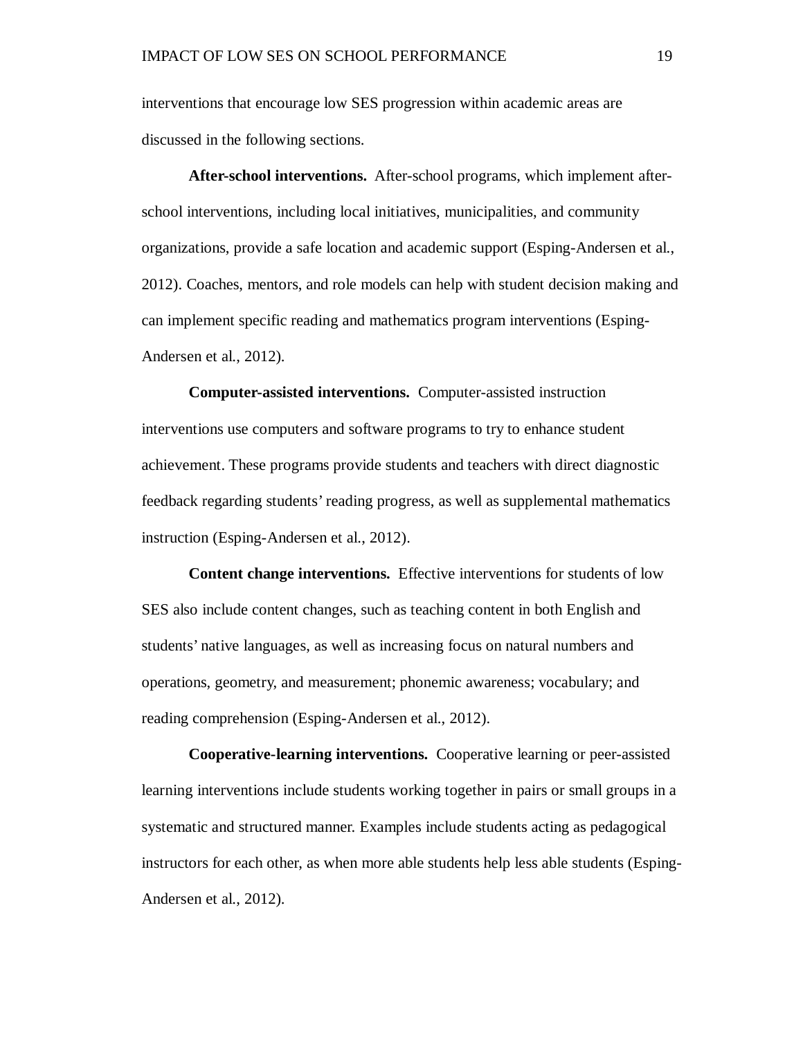interventions that encourage low SES progression within academic areas are discussed in the following sections.

**After-school interventions.** After-school programs, which implement after-school interventions, including local initiatives, municipalities, and community organizations, provide a safe location and academic support (Esping-Andersen et al., 2012). Coaches, mentors, and role models can help with student decision making and can implement specific reading and mathematics program interventions (Esping-Andersen et al., 2012).

**Computer-assisted interventions.** Computer-assisted instruction interventions use computers and software programs to try to enhance student achievement. These programs provide students and teachers with direct diagnostic feedback regarding students' reading progress, as well as supplemental mathematics instruction (Esping-Andersen et al., 2012).

**Content change interventions.** Effective interventions for students of low SES also include content changes, such as teaching content in both English and students' native languages, as well as increasing focus on natural numbers and operations, geometry, and measurement; phonemic awareness; vocabulary; and reading comprehension (Esping-Andersen et al., 2012).

**Cooperative-learning interventions.** Cooperative learning or peer-assisted learning interventions include students working together in pairs or small groups in a systematic and structured manner. Examples include students acting as pedagogical instructors for each other, as when more able students help less able students (Esping-Andersen et al., 2012).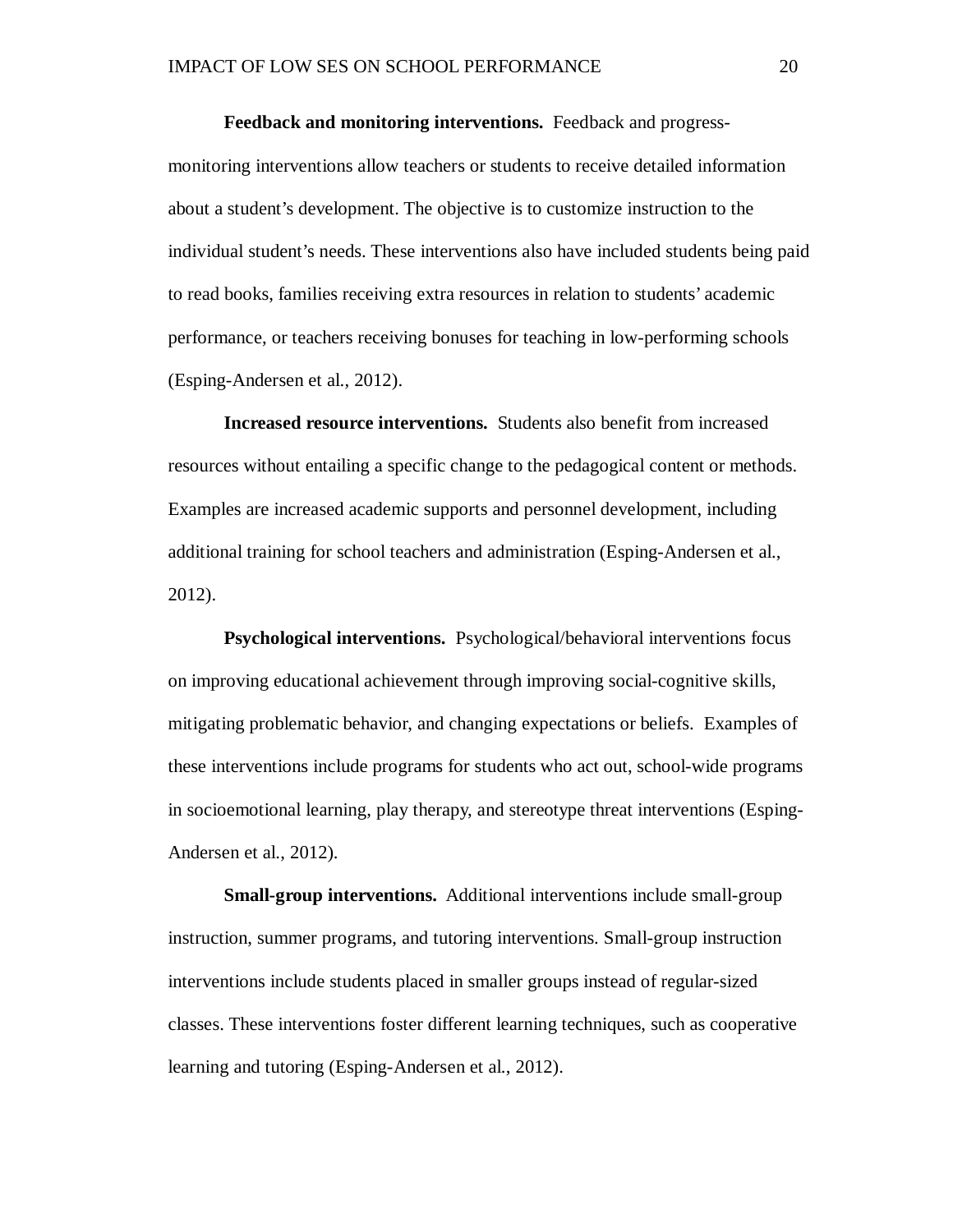**Feedback and monitoring interventions.** Feedback and progress-monitoring interventions allow teachers or students to receive detailed information about a student's development. The objective is to customize instruction to the individual student's needs. These interventions also have included students being paid to read books, families receiving extra resources in relation to students' academic performance, or teachers receiving bonuses for teaching in low-performing schools (Esping-Andersen et al., 2012).

**Increased resource interventions.** Students also benefit from increased resources without entailing a specific change to the pedagogical content or methods. Examples are increased academic supports and personnel development, including additional training for school teachers and administration (Esping-Andersen et al., 2012).

**Psychological interventions.** Psychological/behavioral interventions focus on improving educational achievement through improving social-cognitive skills, mitigating problematic behavior, and changing expectations or beliefs. Examples of these interventions include programs for students who act out, school-wide programs in socioemotional learning, play therapy, and stereotype threat interventions (Esping-Andersen et al., 2012).

**Small-group interventions.** Additional interventions include small-group instruction, summer programs, and tutoring interventions. Small-group instruction interventions include students placed in smaller groups instead of regular-sized classes. These interventions foster different learning techniques, such as cooperative learning and tutoring (Esping-Andersen et al., 2012).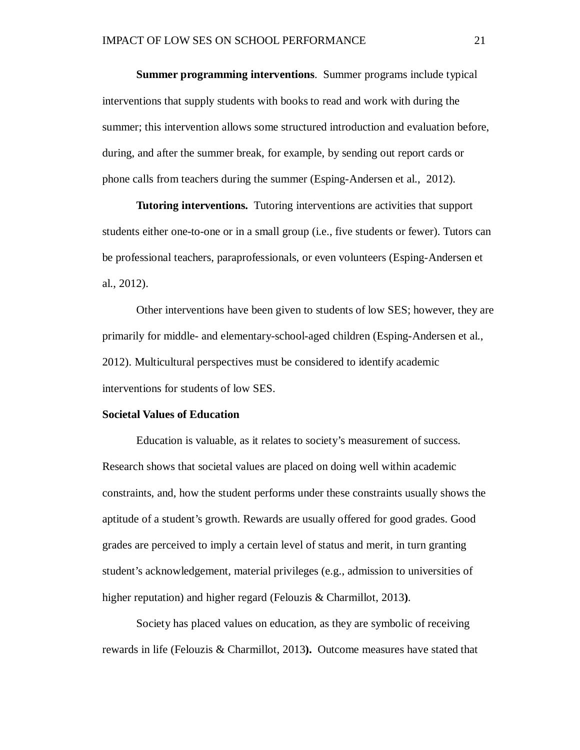**Summer programming interventions**. Summer programs include typical interventions that supply students with books to read and work with during the summer; this intervention allows some structured introduction and evaluation before, during, and after the summer break, for example, by sending out report cards or phone calls from teachers during the summer (Esping-Andersen et al., 2012).

**Tutoring interventions.** Tutoring interventions are activities that support students either one-to-one or in a small group (i.e., five students or fewer). Tutors can be professional teachers, paraprofessionals, or even volunteers (Esping-Andersen et al., 2012).

Other interventions have been given to students of low SES; however, they are primarily for middle- and elementary-school-aged children (Esping-Andersen et al., 2012). Multicultural perspectives must be considered to identify academic interventions for students of low SES.

## Societal Values of Education

Education is valuable, as it relates to society's measurement of success. Research shows that societal values are placed on doing well within academic constraints, and, how the student performs under these constraints usually shows the aptitude of a student's growth. Rewards are usually offered for good grades. Good grades are perceived to imply a certain level of status and merit, in turn granting student's acknowledgement, material privileges (e.g., admission to universities of higher reputation) and higher regard (Felouzis & Charmillot, 2013).

Society has placed values on education, as they are symbolic of receiving rewards in life (Felouzis & Charmillot, 2013). Outcome measures have stated that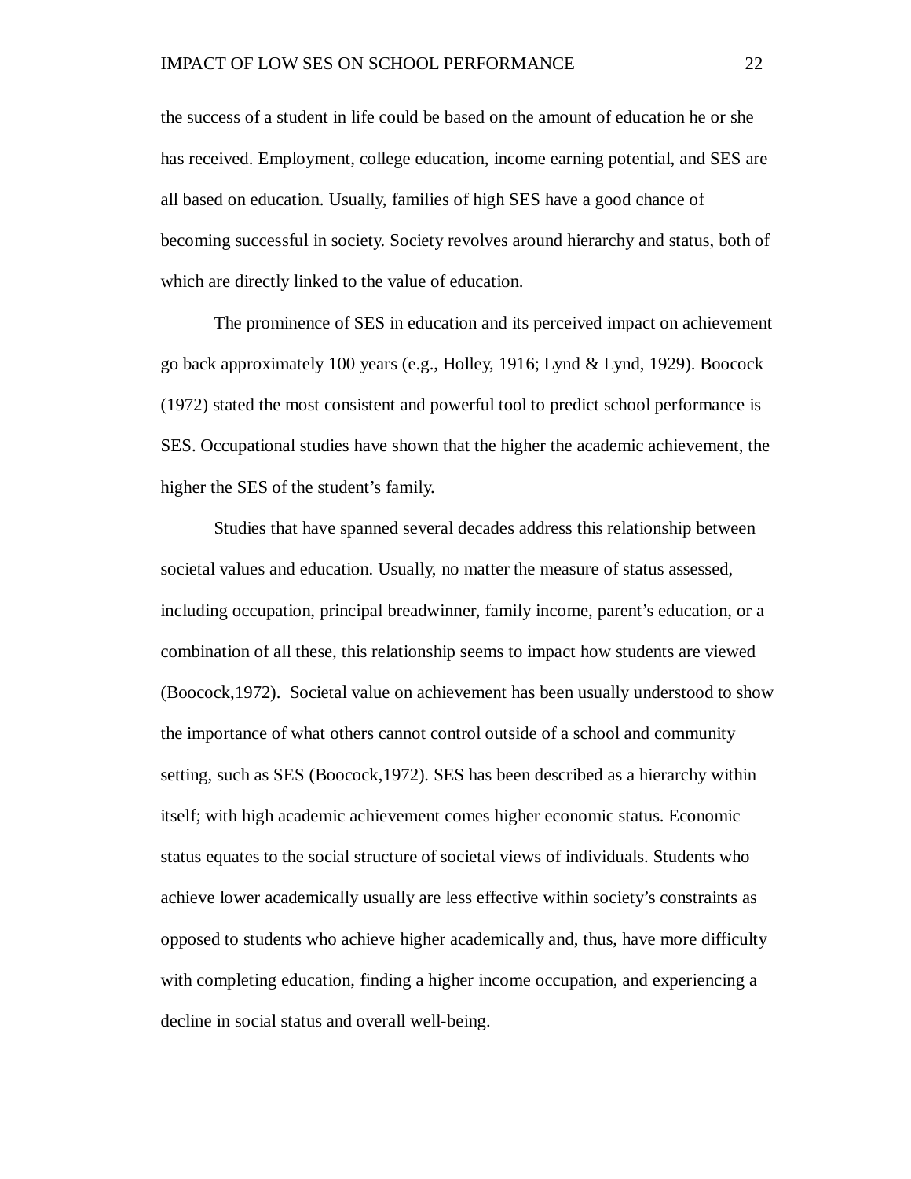the success of a student in life could be based on the amount of education he or she has received. Employment, college education, income earning potential, and SES are all based on education. Usually, families of high SES have a good chance of becoming successful in society. Society revolves around hierarchy and status, both of which are directly linked to the value of education.

The prominence of SES in education and its perceived impact on achievement go back approximately 100 years (e.g., Holley, 1916; Lynd & Lynd, 1929). Boocock (1972) stated the most consistent and powerful tool to predict school performance is SES. Occupational studies have shown that the higher the academic achievement, the higher the SES of the student's family.

Studies that have spanned several decades address this relationship between societal values and education. Usually, no matter the measure of status assessed, including occupation, principal breadwinner, family income, parent's education, or a combination of all these, this relationship seems to impact how students are viewed (Boocock,1972). Societal value on achievement has been usually understood to show the importance of what others cannot control outside of a school and community setting, such as SES (Boocock,1972). SES has been described as a hierarchy within itself; with high academic achievement comes higher economic status. Economic status equates to the social structure of societal views of individuals. Students who achieve lower academically usually are less effective within society's constraints as opposed to students who achieve higher academically and, thus, have more difficulty with completing education, finding a higher income occupation, and experiencing a decline in social status and overall well-being.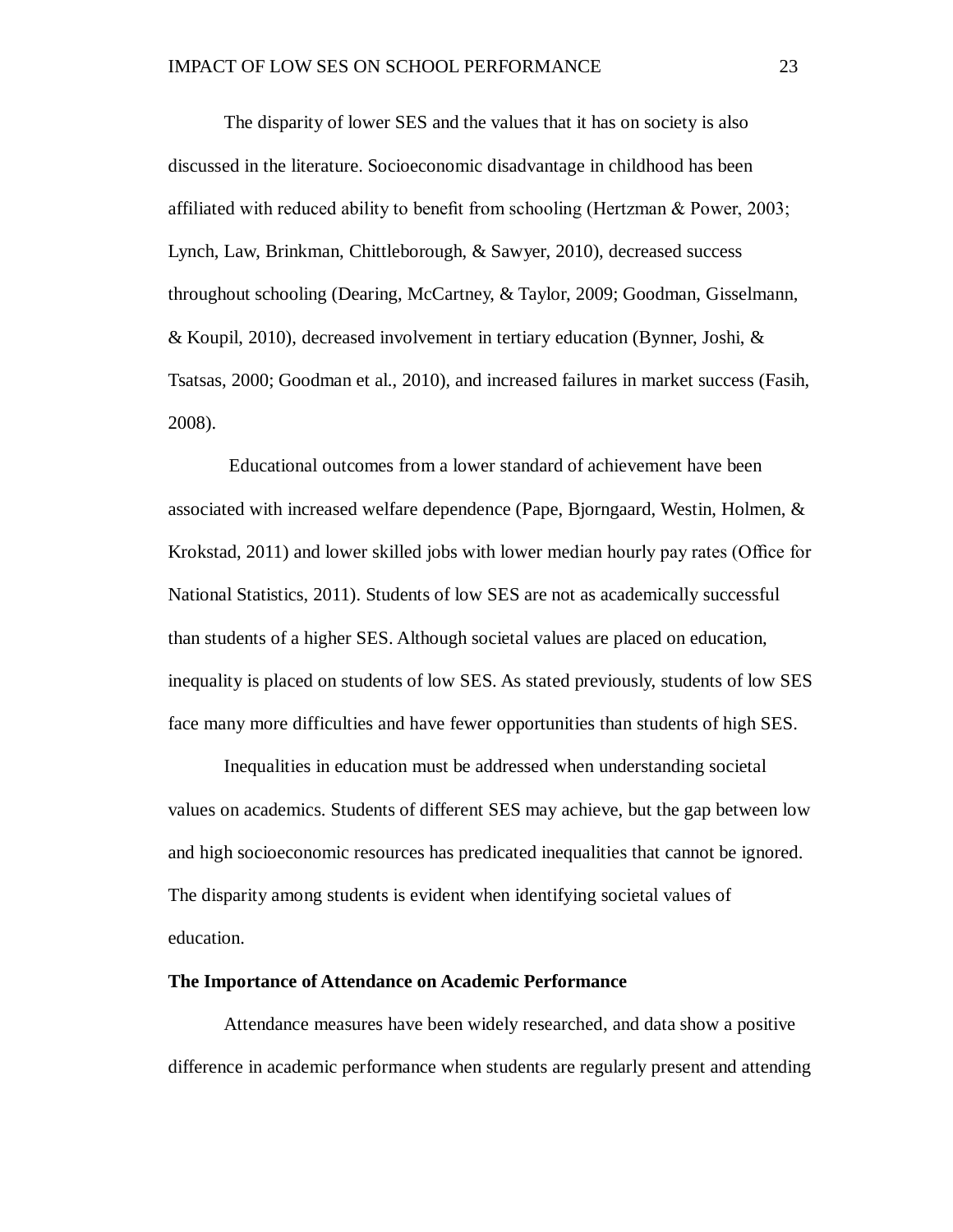The disparity of lower SES and the values that it has on society is also discussed in the literature. Socioeconomic disadvantage in childhood has been affiliated with reduced ability to benefit from schooling (Hertzman & Power, 2003; Lynch, Law, Brinkman, Chittleborough, & Sawyer, 2010), decreased success throughout schooling (Dearing, McCartney, & Taylor, 2009; Goodman, Gisselmann, & Koupil, 2010), decreased involvement in tertiary education (Bynner, Joshi, & Tsatsas, 2000; Goodman et al., 2010), and increased failures in market success (Fasih, 2008).

Educational outcomes from a lower standard of achievement have been associated with increased welfare dependence (Pape, Bjorngaard, Westin, Holmen, & Krokstad, 2011) and lower skilled jobs with lower median hourly pay rates (Office for National Statistics, 2011). Students of low SES are not as academically successful than students of a higher SES. Although societal values are placed on education, inequality is placed on students of low SES. As stated previously, students of low SES face many more difficulties and have fewer opportunities than students of high SES.

Inequalities in education must be addressed when understanding societal values on academics. Students of different SES may achieve, but the gap between low and high socioeconomic resources has predicated inequalities that cannot be ignored. The disparity among students is evident when identifying societal values of education.

**The Importance of Attendance on Academic Performance**

Attendance measures have been widely researched, and data show a positive difference in academic performance when students are regularly present and attending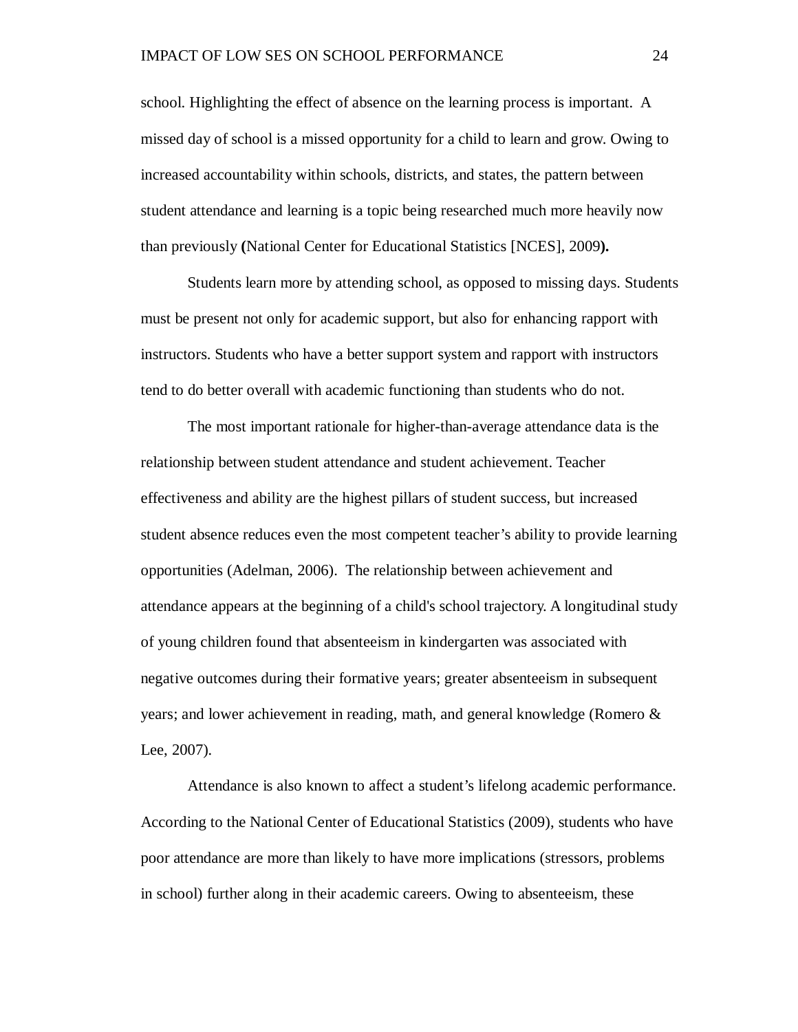school. Highlighting the effect of absence on the learning process is important. A missed day of school is a missed opportunity for a child to learn and grow. Owing to increased accountability within schools, districts, and states, the pattern between student attendance and learning is a topic being researched much more heavily now than previously **(**National Center for Educational Statistics [NCES], 2009**).**

Students learn more by attending school, as opposed to missing days. Students must be present not only for academic support, but also for enhancing rapport with instructors. Students who have a better support system and rapport with instructors tend to do better overall with academic functioning than students who do not.

The most important rationale for higher-than-average attendance data is the relationship between student attendance and student achievement. Teacher effectiveness and ability are the highest pillars of student success, but increased student absence reduces even the most competent teacher's ability to provide learning opportunities (Adelman, 2006). The relationship between achievement and attendance appears at the beginning of a child's school trajectory. A longitudinal study of young children found that absenteeism in kindergarten was associated with negative outcomes during their formative years; greater absenteeism in subsequent years; and lower achievement in reading, math, and general knowledge (Romero & Lee, 2007).

Attendance is also known to affect a student's lifelong academic performance. According to the National Center of Educational Statistics (2009), students who have poor attendance are more than likely to have more implications (stressors, problems in school) further along in their academic careers. Owing to absenteeism, these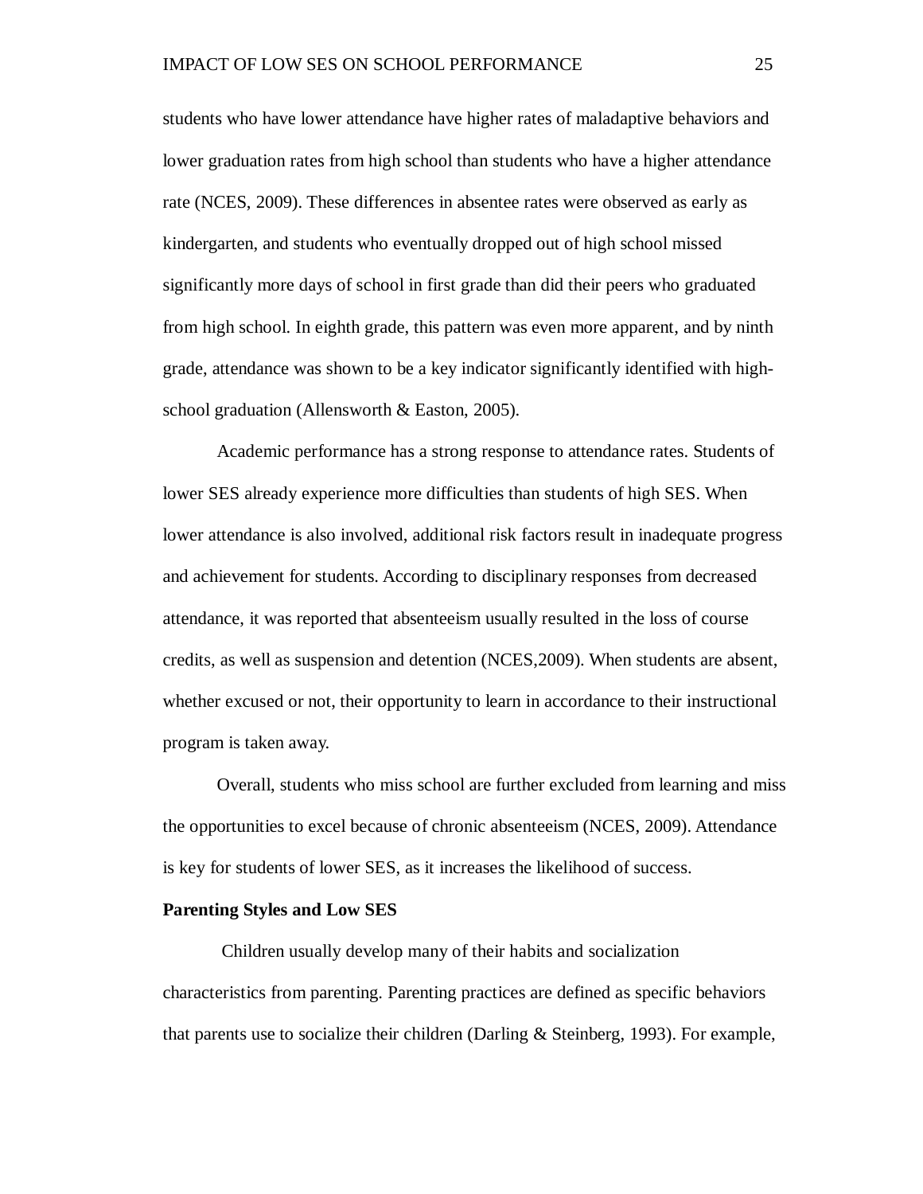students who have lower attendance have higher rates of maladaptive behaviors and lower graduation rates from high school than students who have a higher attendance rate (NCES, 2009). These differences in absentee rates were observed as early as kindergarten, and students who eventually dropped out of high school missed significantly more days of school in first grade than did their peers who graduated from high school. In eighth grade, this pattern was even more apparent, and by ninth grade, attendance was shown to be a key indicator significantly identified with high-school graduation (Allensworth & Easton, 2005).

Academic performance has a strong response to attendance rates. Students of lower SES already experience more difficulties than students of high SES. When lower attendance is also involved, additional risk factors result in inadequate progress and achievement for students. According to disciplinary responses from decreased attendance, it was reported that absenteeism usually resulted in the loss of course credits, as well as suspension and detention (NCES,2009). When students are absent, whether excused or not, their opportunity to learn in accordance to their instructional program is taken away.

Overall, students who miss school are further excluded from learning and miss the opportunities to excel because of chronic absenteeism (NCES, 2009). Attendance is key for students of lower SES, as it increases the likelihood of success.

**Parenting Styles and Low SES**

Children usually develop many of their habits and socialization characteristics from parenting. Parenting practices are defined as specific behaviors that parents use to socialize their children (Darling & Steinberg, 1993). For example,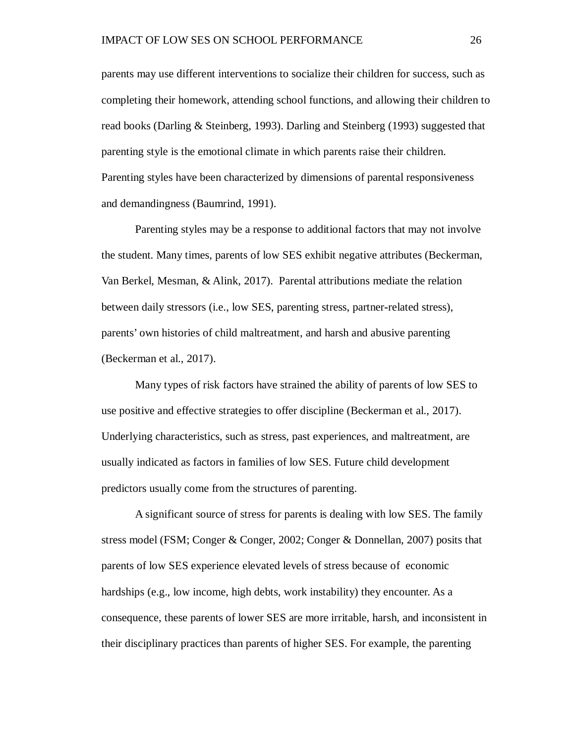parents may use different interventions to socialize their children for success, such as completing their homework, attending school functions, and allowing their children to read books (Darling & Steinberg, 1993). Darling and Steinberg (1993) suggested that parenting style is the emotional climate in which parents raise their children. Parenting styles have been characterized by dimensions of parental responsiveness and demandingness (Baumrind, 1991).

Parenting styles may be a response to additional factors that may not involve the student. Many times, parents of low SES exhibit negative attributes (Beckerman, Van Berkel, Mesman, & Alink, 2017).  Parental attributions mediate the relation between daily stressors (i.e., low SES, parenting stress, partner-related stress), parents' own histories of child maltreatment, and harsh and abusive parenting (Beckerman et al., 2017).

Many types of risk factors have strained the ability of parents of low SES to use positive and effective strategies to offer discipline (Beckerman et al., 2017). Underlying characteristics, such as stress, past experiences, and maltreatment, are usually indicated as factors in families of low SES. Future child development predictors usually come from the structures of parenting.

A significant source of stress for parents is dealing with low SES. The family stress model (FSM; Conger & Conger, 2002; Conger & Donnellan, 2007) posits that parents of low SES experience elevated levels of stress because of  economic hardships (e.g., low income, high debts, work instability) they encounter. As a consequence, these parents of lower SES are more irritable, harsh, and inconsistent in their disciplinary practices than parents of higher SES. For example, the parenting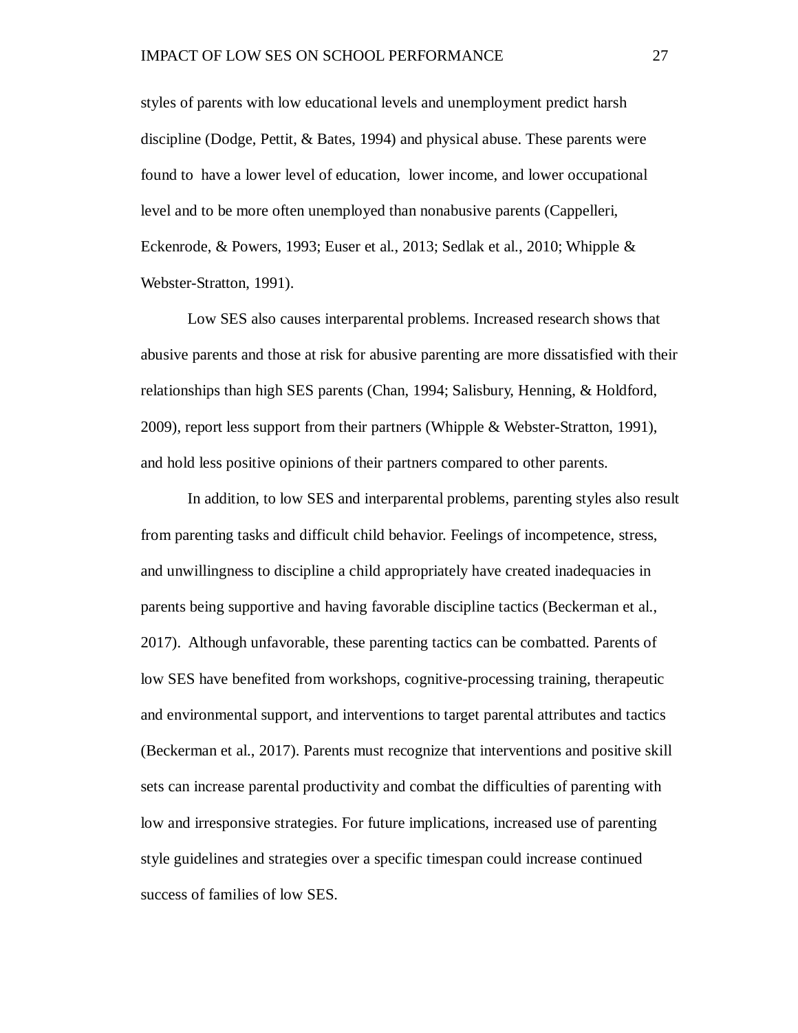styles of parents with low educational levels and unemployment predict harsh discipline (Dodge, Pettit, & Bates, 1994) and physical abuse. These parents were found to have a lower level of education, lower income, and lower occupational level and to be more often unemployed than nonabusive parents (Cappelleri, Eckenrode, & Powers, 1993; Euser et al., 2013; Sedlak et al., 2010; Whipple & Webster-Stratton, 1991).

Low SES also causes interparental problems. Increased research shows that abusive parents and those at risk for abusive parenting are more dissatisfied with their relationships than high SES parents (Chan, 1994; Salisbury, Henning, & Holdford, 2009), report less support from their partners (Whipple & Webster-Stratton, 1991), and hold less positive opinions of their partners compared to other parents.

In addition, to low SES and interparental problems, parenting styles also result from parenting tasks and difficult child behavior. Feelings of incompetence, stress, and unwillingness to discipline a child appropriately have created inadequacies in parents being supportive and having favorable discipline tactics (Beckerman et al., 2017). Although unfavorable, these parenting tactics can be combatted. Parents of low SES have benefited from workshops, cognitive-processing training, therapeutic and environmental support, and interventions to target parental attributes and tactics (Beckerman et al., 2017). Parents must recognize that interventions and positive skill sets can increase parental productivity and combat the difficulties of parenting with low and irresponsive strategies. For future implications, increased use of parenting style guidelines and strategies over a specific timespan could increase continued success of families of low SES.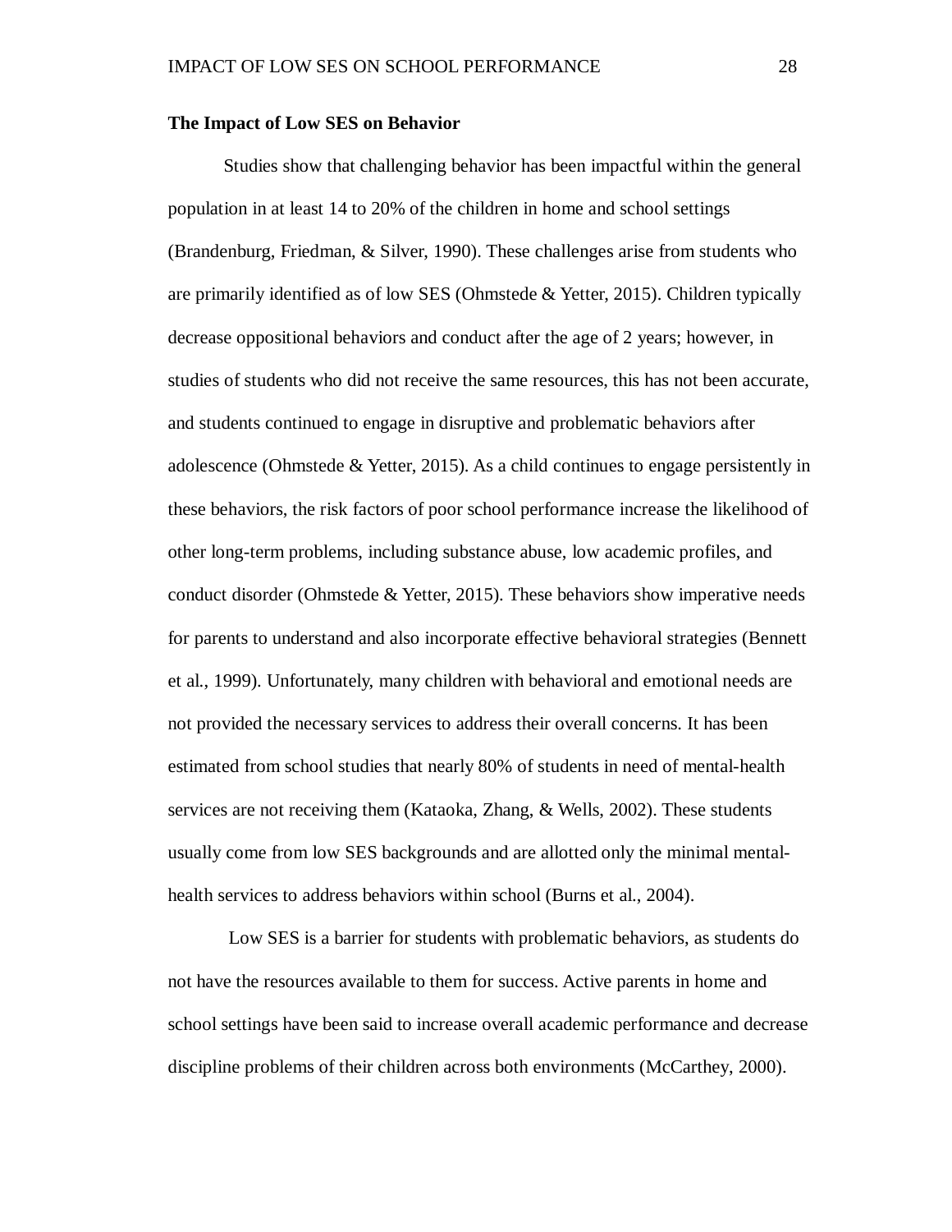**The Impact of Low SES on Behavior**

Studies show that challenging behavior has been impactful within the general population in at least 14 to 20% of the children in home and school settings (Brandenburg, Friedman, & Silver, 1990). These challenges arise from students who are primarily identified as of low SES (Ohmstede & Yetter, 2015). Children typically decrease oppositional behaviors and conduct after the age of 2 years; however, in studies of students who did not receive the same resources, this has not been accurate, and students continued to engage in disruptive and problematic behaviors after adolescence (Ohmstede & Yetter, 2015). As a child continues to engage persistently in these behaviors, the risk factors of poor school performance increase the likelihood of other long-term problems, including substance abuse, low academic profiles, and conduct disorder (Ohmstede & Yetter, 2015). These behaviors show imperative needs for parents to understand and also incorporate effective behavioral strategies (Bennett et al., 1999). Unfortunately, many children with behavioral and emotional needs are not provided the necessary services to address their overall concerns. It has been estimated from school studies that nearly 80% of students in need of mental-health services are not receiving them (Kataoka, Zhang, & Wells, 2002). These students usually come from low SES backgrounds and are allotted only the minimal mental-health services to address behaviors within school (Burns et al., 2004).

Low SES is a barrier for students with problematic behaviors, as students do not have the resources available to them for success. Active parents in home and school settings have been said to increase overall academic performance and decrease discipline problems of their children across both environments (McCarthey, 2000).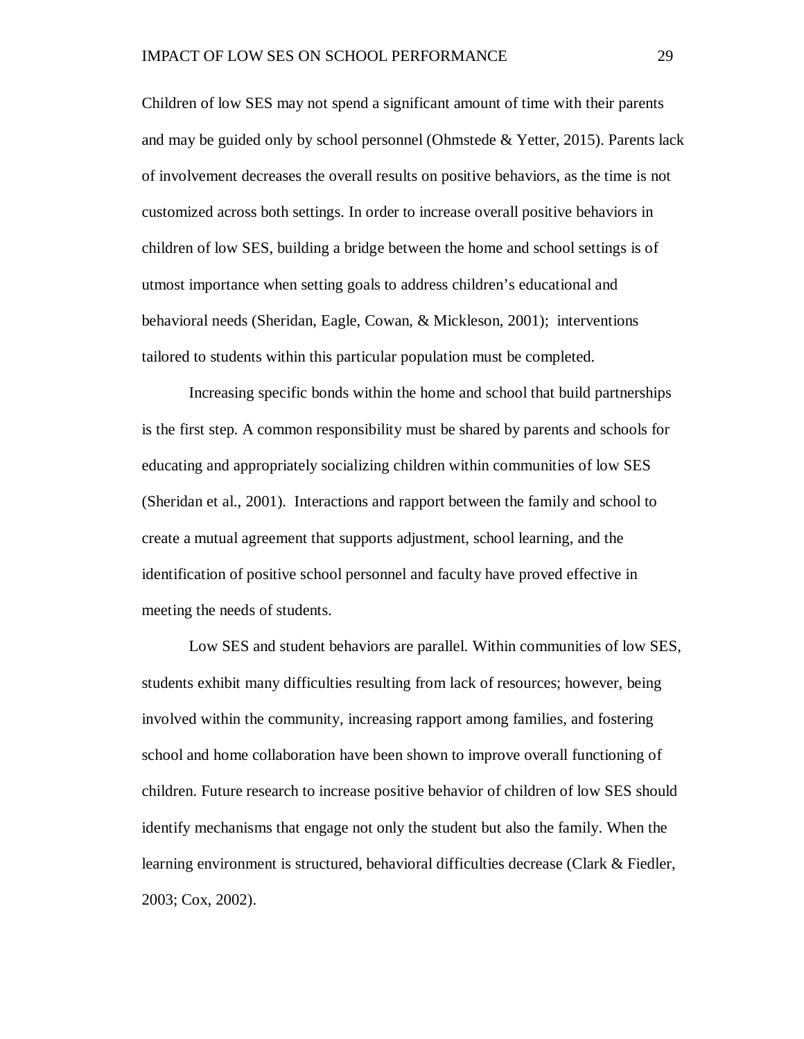Children of low SES may not spend a significant amount of time with their parents and may be guided only by school personnel (Ohmstede & Yetter, 2015). Parents lack of involvement decreases the overall results on positive behaviors, as the time is not customized across both settings. In order to increase overall positive behaviors in children of low SES, building a bridge between the home and school settings is of utmost importance when setting goals to address children's educational and behavioral needs (Sheridan, Eagle, Cowan, & Mickleson, 2001); interventions tailored to students within this particular population must be completed.

Increasing specific bonds within the home and school that build partnerships is the first step. A common responsibility must be shared by parents and schools for educating and appropriately socializing children within communities of low SES (Sheridan et al., 2001). Interactions and rapport between the family and school to create a mutual agreement that supports adjustment, school learning, and the identification of positive school personnel and faculty have proved effective in meeting the needs of students.

Low SES and student behaviors are parallel. Within communities of low SES, students exhibit many difficulties resulting from lack of resources; however, being involved within the community, increasing rapport among families, and fostering school and home collaboration have been shown to improve overall functioning of children. Future research to increase positive behavior of children of low SES should identify mechanisms that engage not only the student but also the family. When the learning environment is structured, behavioral difficulties decrease (Clark & Fiedler, 2003; Cox, 2002).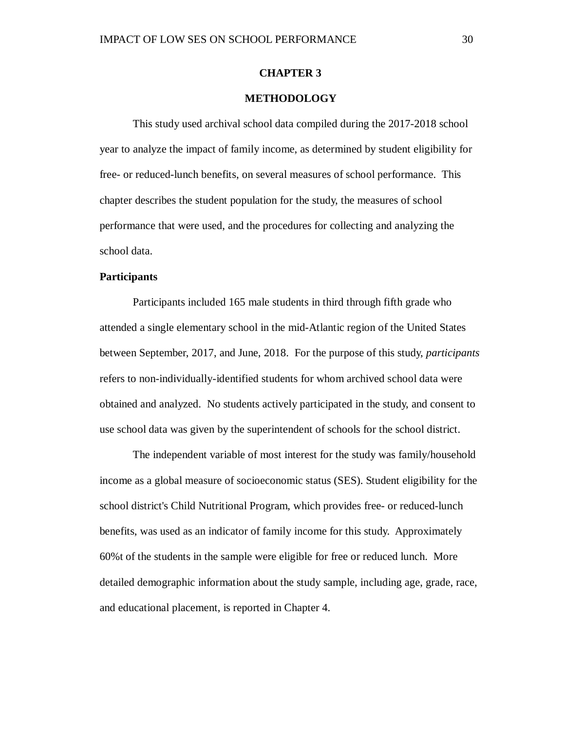# CHAPTER 3

# METHODOLOGY

This study used archival school data compiled during the 2017-2018 school year to analyze the impact of family income, as determined by student eligibility for free- or reduced-lunch benefits, on several measures of school performance. This chapter describes the student population for the study, the measures of school performance that were used, and the procedures for collecting and analyzing the school data.

## Participants

Participants included 165 male students in third through fifth grade who attended a single elementary school in the mid-Atlantic region of the United States between September, 2017, and June, 2018. For the purpose of this study, *participants* refers to non-individually-identified students for whom archived school data were obtained and analyzed. No students actively participated in the study, and consent to use school data was given by the superintendent of schools for the school district.

The independent variable of most interest for the study was family/household income as a global measure of socioeconomic status (SES). Student eligibility for the school district's Child Nutritional Program, which provides free- or reduced-lunch benefits, was used as an indicator of family income for this study. Approximately 60%t of the students in the sample were eligible for free or reduced lunch. More detailed demographic information about the study sample, including age, grade, race, and educational placement, is reported in Chapter 4.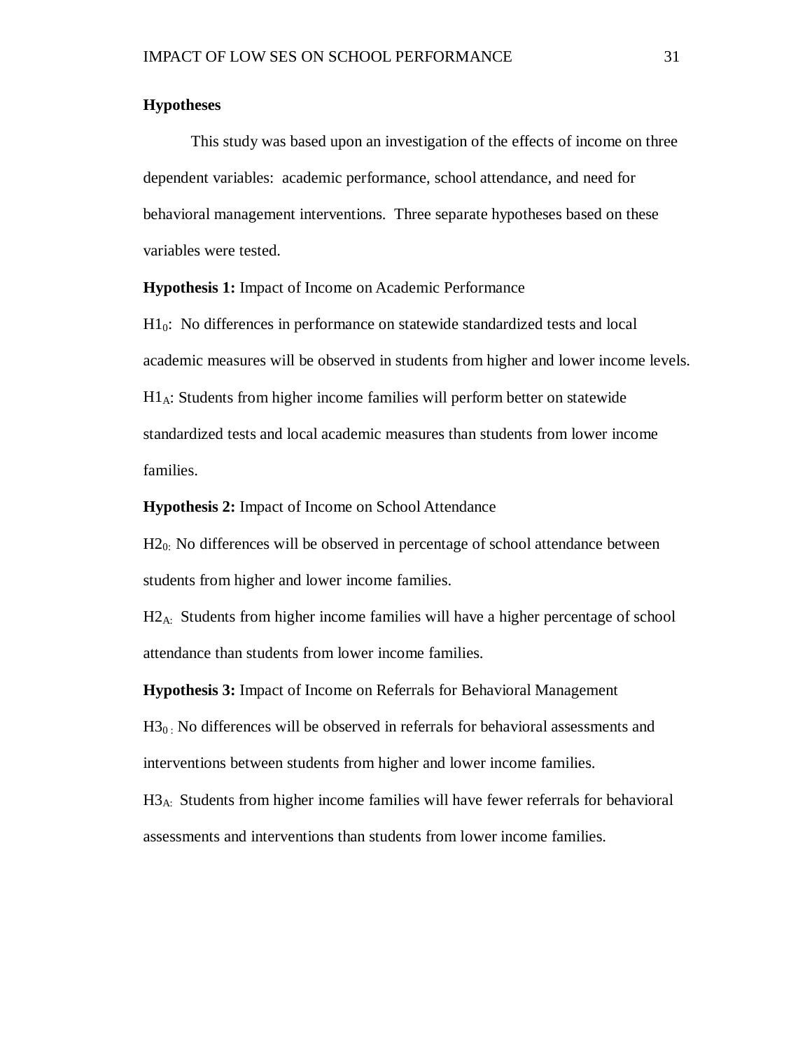**Hypotheses**

This study was based upon an investigation of the effects of income on three dependent variables: academic performance, school attendance, and need for behavioral management interventions. Three separate hypotheses based on these variables were tested.

**Hypothesis 1:** Impact of Income on Academic Performance

$H1_0$: No differences in performance on statewide standardized tests and local academic measures will be observed in students from higher and lower income levels.

$H1_A$: Students from higher income families will perform better on statewide standardized tests and local academic measures than students from lower income families.

**Hypothesis 2:** Impact of Income on School Attendance

$H2_{0:}$ No differences will be observed in percentage of school attendance between students from higher and lower income families.

$H2_{A:}$ Students from higher income families will have a higher percentage of school attendance than students from lower income families.

**Hypothesis 3:** Impact of Income on Referrals for Behavioral Management

$H3_{0\,:}$ No differences will be observed in referrals for behavioral assessments and interventions between students from higher and lower income families.

$H3_{A:}$ Students from higher income families will have fewer referrals for behavioral assessments and interventions than students from lower income families.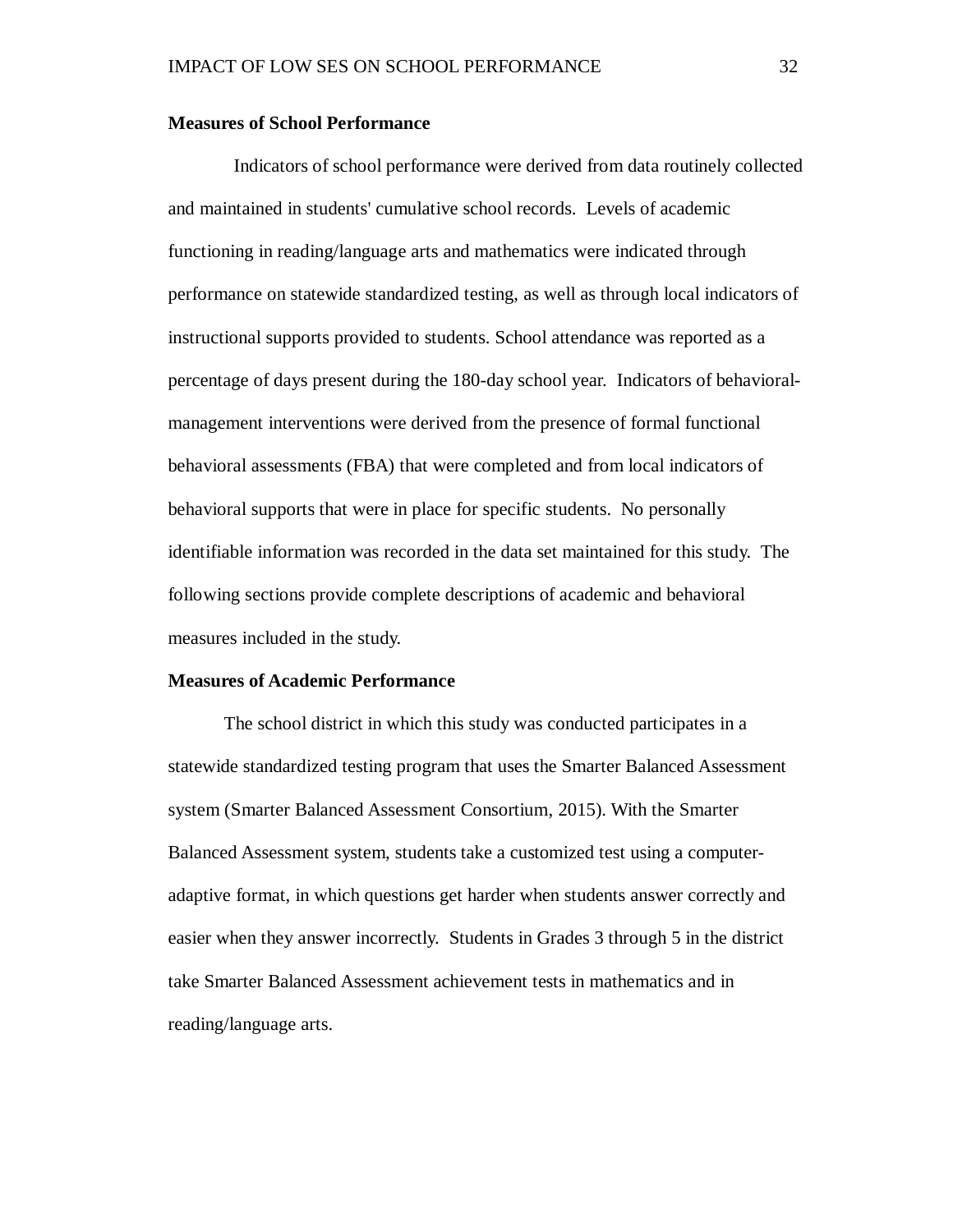**Measures of School Performance**

Indicators of school performance were derived from data routinely collected and maintained in students' cumulative school records. Levels of academic functioning in reading/language arts and mathematics were indicated through performance on statewide standardized testing, as well as through local indicators of instructional supports provided to students. School attendance was reported as a percentage of days present during the 180-day school year. Indicators of behavioral-management interventions were derived from the presence of formal functional behavioral assessments (FBA) that were completed and from local indicators of behavioral supports that were in place for specific students. No personally identifiable information was recorded in the data set maintained for this study. The following sections provide complete descriptions of academic and behavioral measures included in the study.

**Measures of Academic Performance**

The school district in which this study was conducted participates in a statewide standardized testing program that uses the Smarter Balanced Assessment system (Smarter Balanced Assessment Consortium, 2015). With the Smarter Balanced Assessment system, students take a customized test using a computer-adaptive format, in which questions get harder when students answer correctly and easier when they answer incorrectly. Students in Grades 3 through 5 in the district take Smarter Balanced Assessment achievement tests in mathematics and in reading/language arts.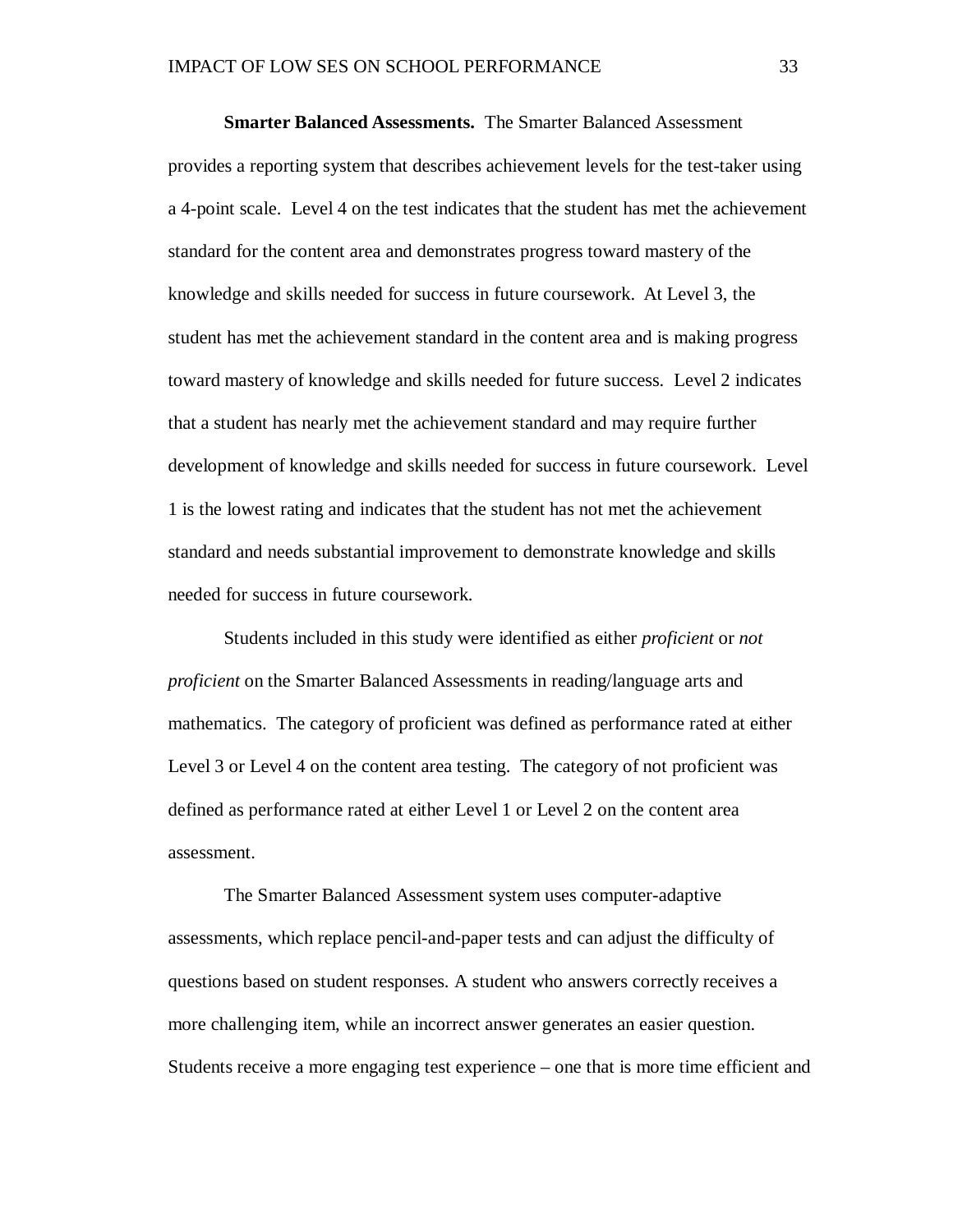**Smarter Balanced Assessments.** The Smarter Balanced Assessment provides a reporting system that describes achievement levels for the test-taker using a 4-point scale. Level 4 on the test indicates that the student has met the achievement standard for the content area and demonstrates progress toward mastery of the knowledge and skills needed for success in future coursework. At Level 3, the student has met the achievement standard in the content area and is making progress toward mastery of knowledge and skills needed for future success. Level 2 indicates that a student has nearly met the achievement standard and may require further development of knowledge and skills needed for success in future coursework. Level 1 is the lowest rating and indicates that the student has not met the achievement standard and needs substantial improvement to demonstrate knowledge and skills needed for success in future coursework.

Students included in this study were identified as either *proficient* or *not proficient* on the Smarter Balanced Assessments in reading/language arts and mathematics. The category of proficient was defined as performance rated at either Level 3 or Level 4 on the content area testing. The category of not proficient was defined as performance rated at either Level 1 or Level 2 on the content area assessment.

The Smarter Balanced Assessment system uses computer-adaptive assessments, which replace pencil-and-paper tests and can adjust the difficulty of questions based on student responses. A student who answers correctly receives a more challenging item, while an incorrect answer generates an easier question. Students receive a more engaging test experience – one that is more time efficient and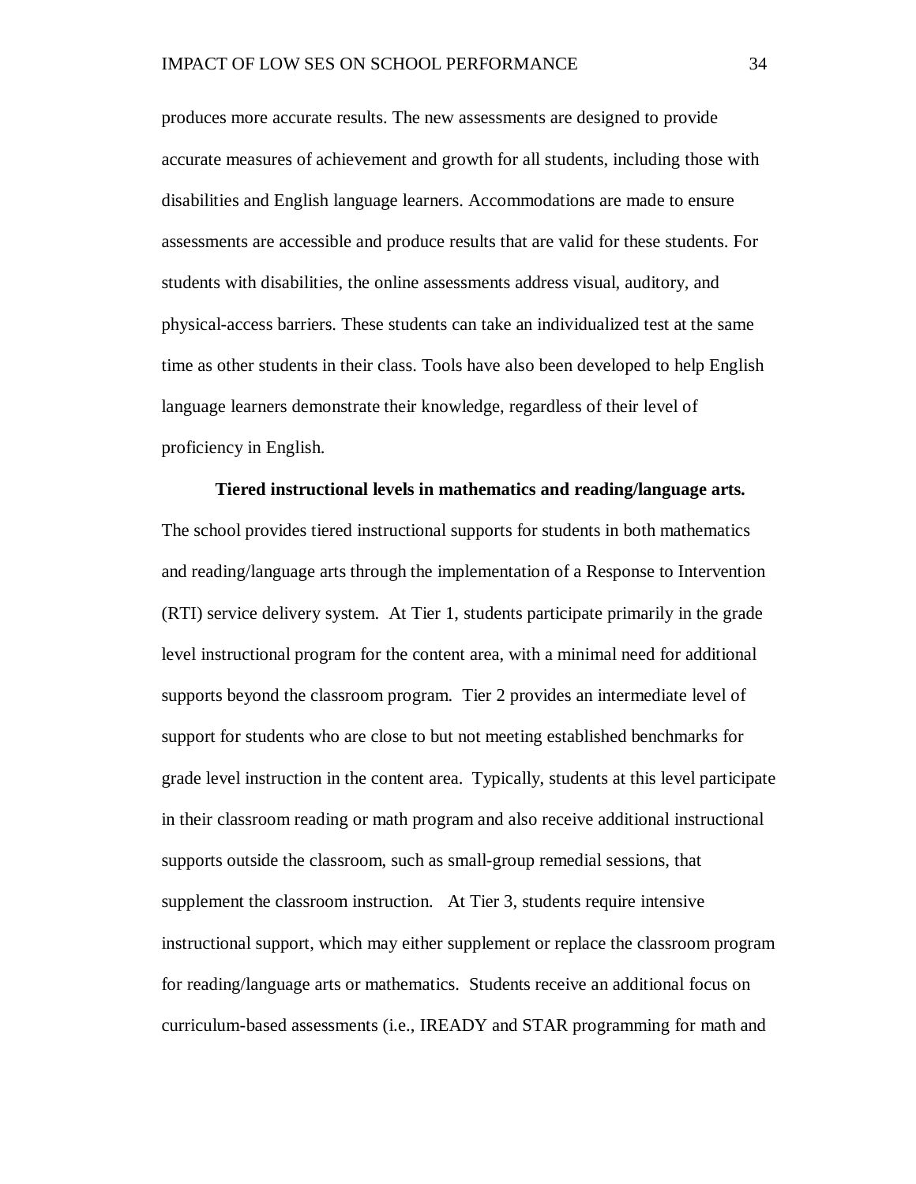produces more accurate results. The new assessments are designed to provide accurate measures of achievement and growth for all students, including those with disabilities and English language learners. Accommodations are made to ensure assessments are accessible and produce results that are valid for these students. For students with disabilities, the online assessments address visual, auditory, and physical-access barriers. These students can take an individualized test at the same time as other students in their class. Tools have also been developed to help English language learners demonstrate their knowledge, regardless of their level of proficiency in English.

**Tiered instructional levels in mathematics and reading/language arts.** The school provides tiered instructional supports for students in both mathematics and reading/language arts through the implementation of a Response to Intervention (RTI) service delivery system. At Tier 1, students participate primarily in the grade level instructional program for the content area, with a minimal need for additional supports beyond the classroom program. Tier 2 provides an intermediate level of support for students who are close to but not meeting established benchmarks for grade level instruction in the content area. Typically, students at this level participate in their classroom reading or math program and also receive additional instructional supports outside the classroom, such as small-group remedial sessions, that supplement the classroom instruction. At Tier 3, students require intensive instructional support, which may either supplement or replace the classroom program for reading/language arts or mathematics. Students receive an additional focus on curriculum-based assessments (i.e., IREADY and STAR programming for math and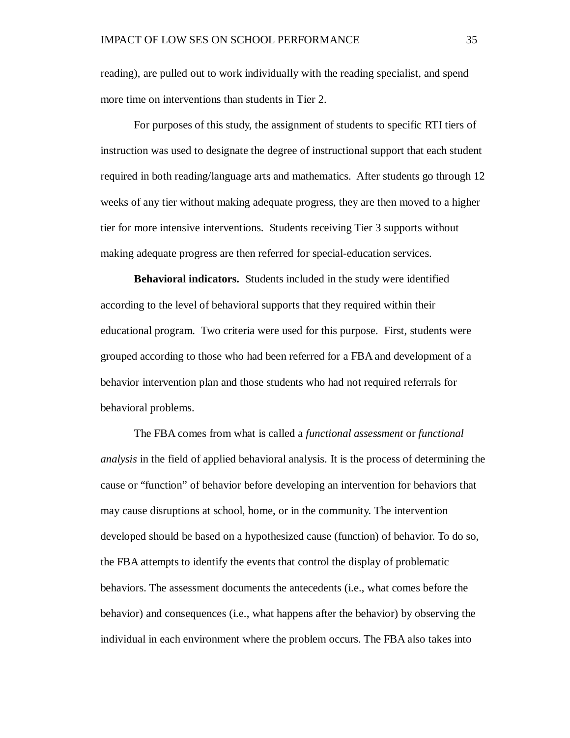reading), are pulled out to work individually with the reading specialist, and spend more time on interventions than students in Tier 2.

For purposes of this study, the assignment of students to specific RTI tiers of instruction was used to designate the degree of instructional support that each student required in both reading/language arts and mathematics. After students go through 12 weeks of any tier without making adequate progress, they are then moved to a higher tier for more intensive interventions. Students receiving Tier 3 supports without making adequate progress are then referred for special-education services.

**Behavioral indicators.** Students included in the study were identified according to the level of behavioral supports that they required within their educational program. Two criteria were used for this purpose. First, students were grouped according to those who had been referred for a FBA and development of a behavior intervention plan and those students who had not required referrals for behavioral problems.

The FBA comes from what is called a *functional assessment* or *functional analysis* in the field of applied behavioral analysis. It is the process of determining the cause or "function" of behavior before developing an intervention for behaviors that may cause disruptions at school, home, or in the community. The intervention developed should be based on a hypothesized cause (function) of behavior. To do so, the FBA attempts to identify the events that control the display of problematic behaviors. The assessment documents the antecedents (i.e., what comes before the behavior) and consequences (i.e., what happens after the behavior) by observing the individual in each environment where the problem occurs. The FBA also takes into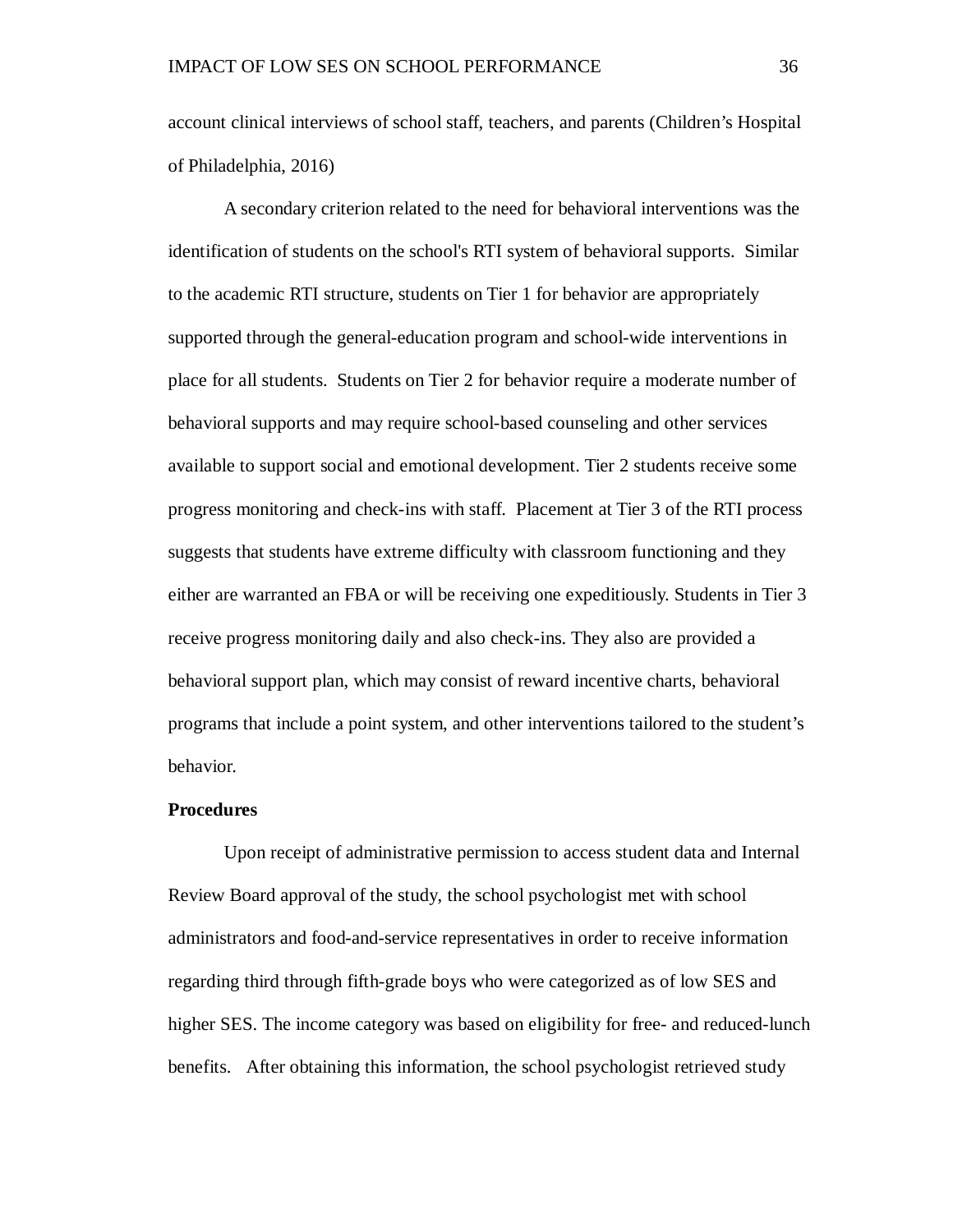account clinical interviews of school staff, teachers, and parents (Children's Hospital of Philadelphia, 2016)

A secondary criterion related to the need for behavioral interventions was the identification of students on the school's RTI system of behavioral supports. Similar to the academic RTI structure, students on Tier 1 for behavior are appropriately supported through the general-education program and school-wide interventions in place for all students. Students on Tier 2 for behavior require a moderate number of behavioral supports and may require school-based counseling and other services available to support social and emotional development. Tier 2 students receive some progress monitoring and check-ins with staff. Placement at Tier 3 of the RTI process suggests that students have extreme difficulty with classroom functioning and they either are warranted an FBA or will be receiving one expeditiously. Students in Tier 3 receive progress monitoring daily and also check-ins. They also are provided a behavioral support plan, which may consist of reward incentive charts, behavioral programs that include a point system, and other interventions tailored to the student's behavior.

**Procedures**

Upon receipt of administrative permission to access student data and Internal Review Board approval of the study, the school psychologist met with school administrators and food-and-service representatives in order to receive information regarding third through fifth-grade boys who were categorized as of low SES and higher SES. The income category was based on eligibility for free- and reduced-lunch benefits. After obtaining this information, the school psychologist retrieved study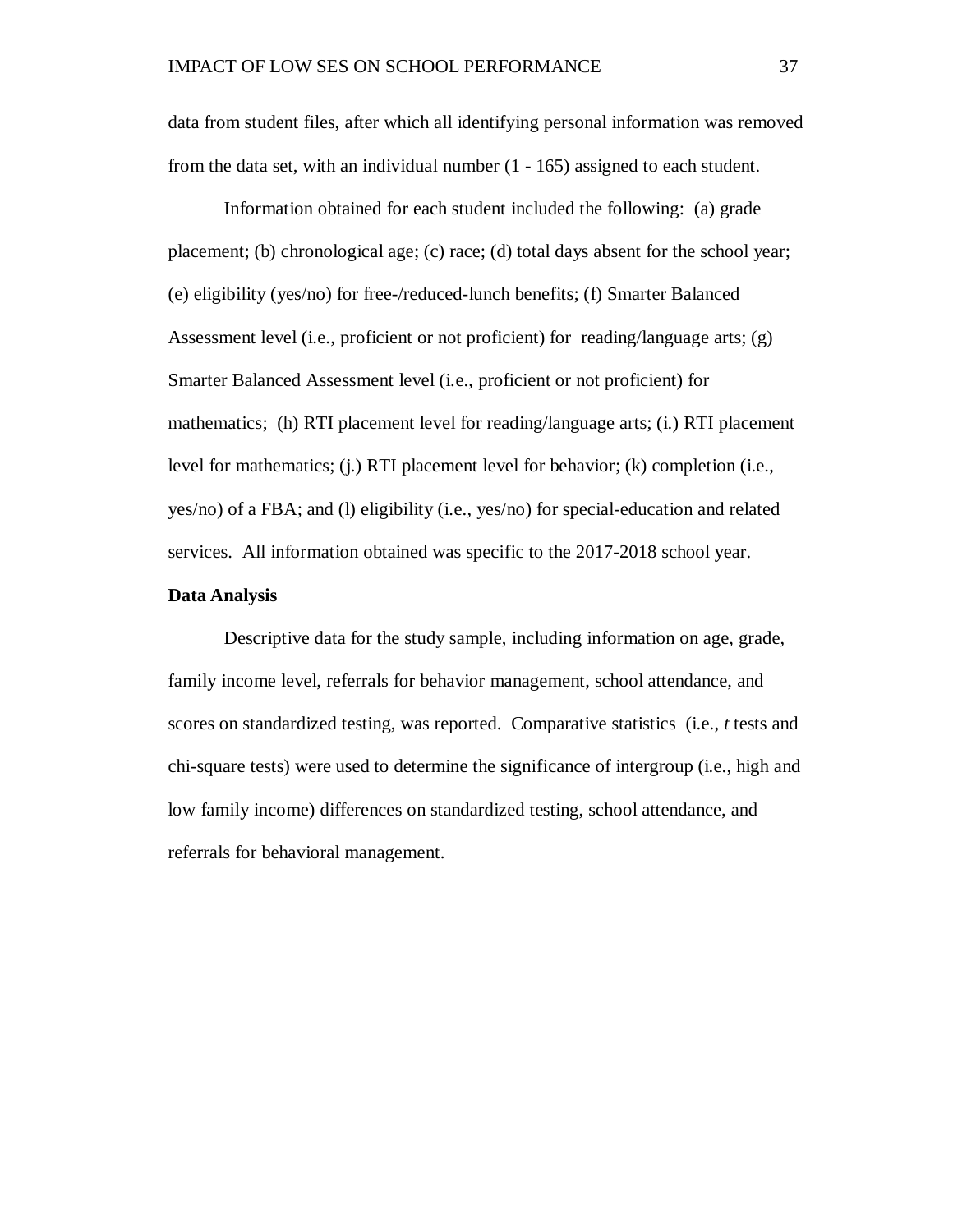data from student files, after which all identifying personal information was removed from the data set, with an individual number (1 - 165) assigned to each student.

Information obtained for each student included the following: (a) grade placement; (b) chronological age; (c) race; (d) total days absent for the school year; (e) eligibility (yes/no) for free-/reduced-lunch benefits; (f) Smarter Balanced Assessment level (i.e., proficient or not proficient) for reading/language arts; (g) Smarter Balanced Assessment level (i.e., proficient or not proficient) for mathematics; (h) RTI placement level for reading/language arts; (i.) RTI placement level for mathematics; (j.) RTI placement level for behavior; (k) completion (i.e., yes/no) of a FBA; and (l) eligibility (i.e., yes/no) for special-education and related services. All information obtained was specific to the 2017-2018 school year.

**Data Analysis**

Descriptive data for the study sample, including information on age, grade, family income level, referrals for behavior management, school attendance, and scores on standardized testing, was reported. Comparative statistics (i.e., *t* tests and chi-square tests) were used to determine the significance of intergroup (i.e., high and low family income) differences on standardized testing, school attendance, and referrals for behavioral management.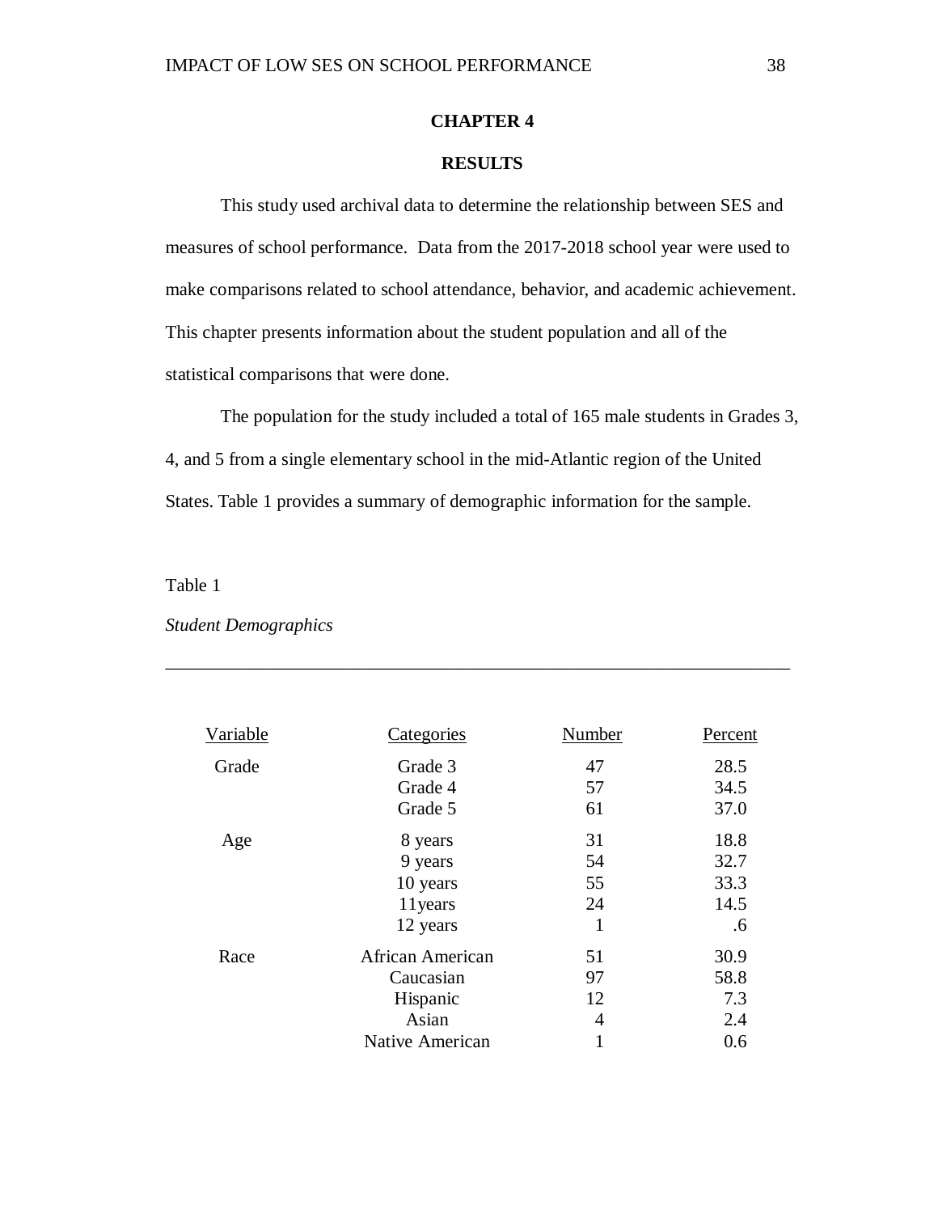# CHAPTER 4

## RESULTS

This study used archival data to determine the relationship between SES and measures of school performance. Data from the 2017-2018 school year were used to make comparisons related to school attendance, behavior, and academic achievement. This chapter presents information about the student population and all of the statistical comparisons that were done.

The population for the study included a total of 165 male students in Grades 3, 4, and 5 from a single elementary school in the mid-Atlantic region of the United States. Table 1 provides a summary of demographic information for the sample.

Table 1

*Student Demographics*

| Variable | Categories | Number | Percent |
|---|---|---|---|
| Grade | Grade 3 | 47 | 28.5 |
| | Grade 4 | 57 | 34.5 |
| | Grade 5 | 61 | 37.0 |
| Age | 8 years | 31 | 18.8 |
| | 9 years | 54 | 32.7 |
| | 10 years | 55 | 33.3 |
| | 11years | 24 | 14.5 |
| | 12 years | 1 | .6 |
| Race | African American | 51 | 30.9 |
| | Caucasian | 97 | 58.8 |
| | Hispanic | 12 | 7.3 |
| | Asian | 4 | 2.4 |
| | Native American | 1 | 0.6 |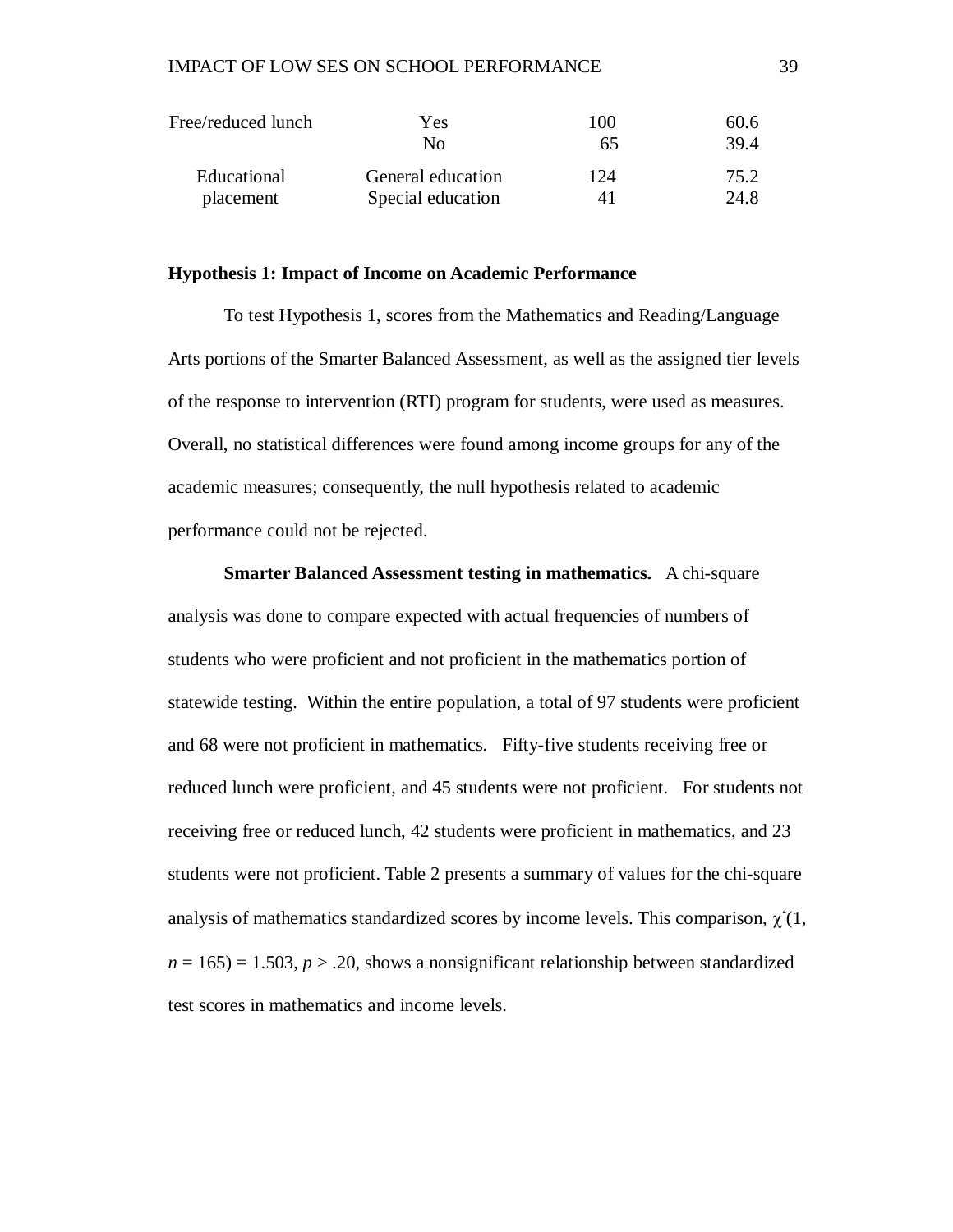| | | | |
|---|---|---|---|
| Free/reduced lunch | Yes | 100 | 60.6 |
| | No | 65 | 39.4 |
| Educational placement | General education | 124 | 75.2 |
| | Special education | 41 | 24.8 |

**Hypothesis 1: Impact of Income on Academic Performance**

To test Hypothesis 1, scores from the Mathematics and Reading/Language Arts portions of the Smarter Balanced Assessment, as well as the assigned tier levels of the response to intervention (RTI) program for students, were used as measures. Overall, no statistical differences were found among income groups for any of the academic measures; consequently, the null hypothesis related to academic performance could not be rejected.

**Smarter Balanced Assessment testing in mathematics.** A chi-square analysis was done to compare expected with actual frequencies of numbers of students who were proficient and not proficient in the mathematics portion of statewide testing. Within the entire population, a total of 97 students were proficient and 68 were not proficient in mathematics. Fifty-five students receiving free or reduced lunch were proficient, and 45 students were not proficient. For students not receiving free or reduced lunch, 42 students were proficient in mathematics, and 23 students were not proficient. Table 2 presents a summary of values for the chi-square analysis of mathematics standardized scores by income levels. This comparison, $\chi^2(1, n = 165) = 1.503$, $p > .20$, shows a nonsignificant relationship between standardized test scores in mathematics and income levels.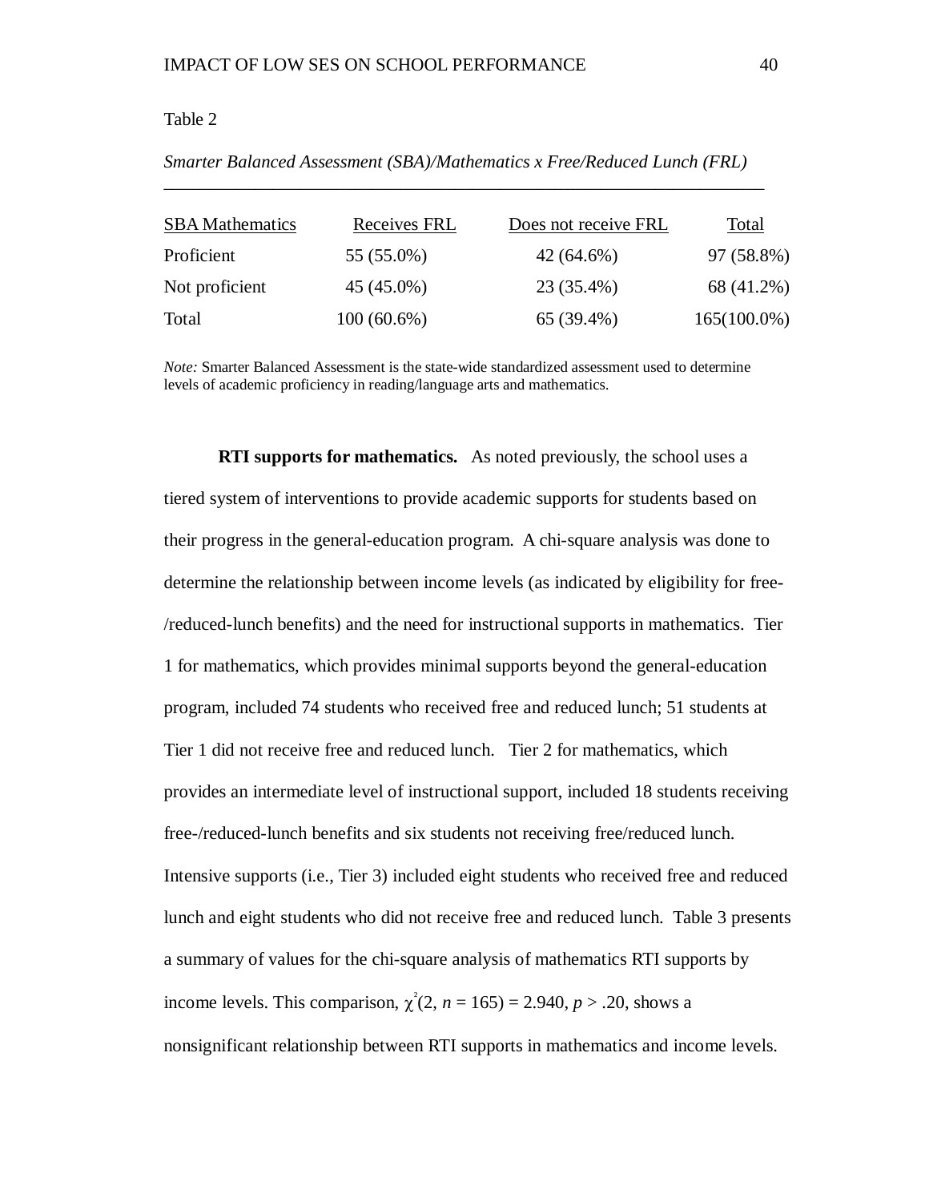Table 2

*Smarter Balanced Assessment (SBA)/Mathematics x Free/Reduced Lunch (FRL)*

| SBA Mathematics | Receives FRL | Does not receive FRL | Total |
|---|---|---|---|
| Proficient | 55 (55.0%) | 42 (64.6%) | 97 (58.8%) |
| Not proficient | 45 (45.0%) | 23 (35.4%) | 68 (41.2%) |
| Total | 100 (60.6%) | 65 (39.4%) | 165(100.0%) |

*Note:* Smarter Balanced Assessment is the state-wide standardized assessment used to determine levels of academic proficiency in reading/language arts and mathematics.

**RTI supports for mathematics.** As noted previously, the school uses a tiered system of interventions to provide academic supports for students based on their progress in the general-education program. A chi-square analysis was done to determine the relationship between income levels (as indicated by eligibility for free-/reduced-lunch benefits) and the need for instructional supports in mathematics. Tier 1 for mathematics, which provides minimal supports beyond the general-education program, included 74 students who received free and reduced lunch; 51 students at Tier 1 did not receive free and reduced lunch. Tier 2 for mathematics, which provides an intermediate level of instructional support, included 18 students receiving free-/reduced-lunch benefits and six students not receiving free/reduced lunch. Intensive supports (i.e., Tier 3) included eight students who received free and reduced lunch and eight students who did not receive free and reduced lunch. Table 3 presents a summary of values for the chi-square analysis of mathematics RTI supports by income levels. This comparison, $\chi^2(2, n = 165) = 2.940$, $p > .20$, shows a nonsignificant relationship between RTI supports in mathematics and income levels.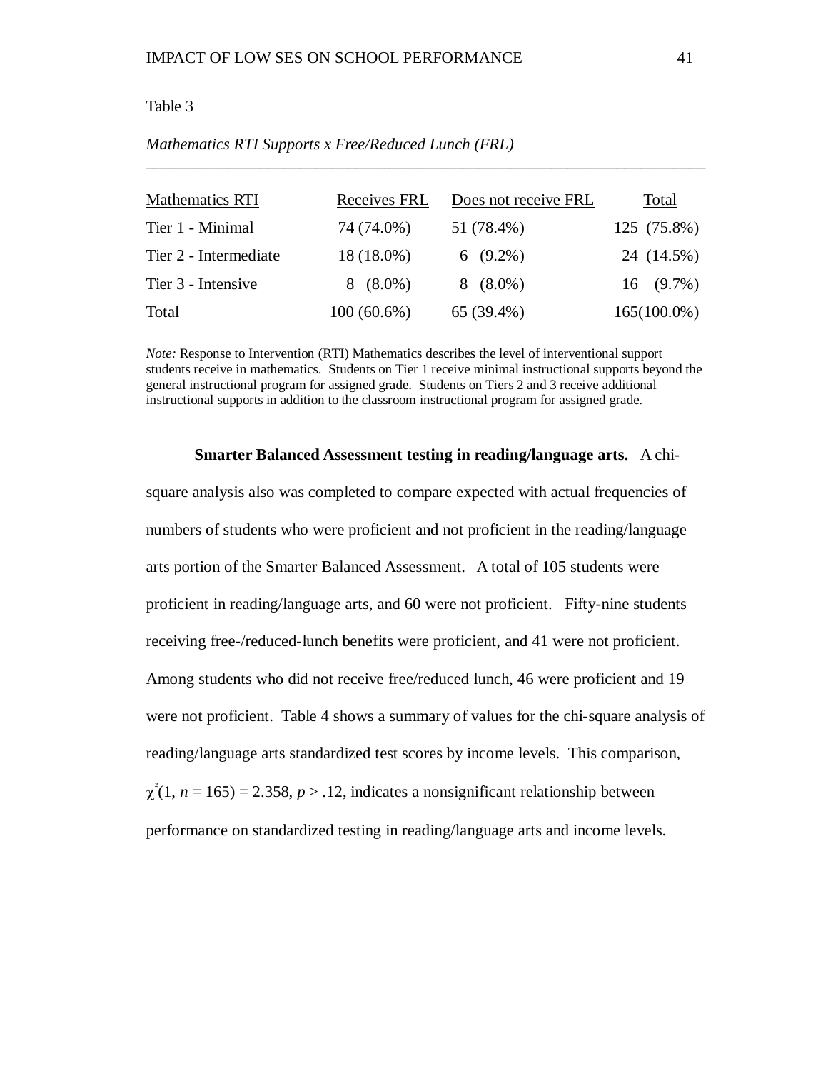Table 3

*Mathematics RTI Supports x Free/Reduced Lunch (FRL)*

| Mathematics RTI | Receives FRL | Does not receive FRL | Total |
|---|---|---|---|
| Tier 1 - Minimal | 74 (74.0%) | 51 (78.4%) | 125 (75.8%) |
| Tier 2 - Intermediate | 18 (18.0%) | 6 (9.2%) | 24 (14.5%) |
| Tier 3 - Intensive | 8 (8.0%) | 8 (8.0%) | 16 (9.7%) |
| Total | 100 (60.6%) | 65 (39.4%) | 165(100.0%) |

*Note:* Response to Intervention (RTI) Mathematics describes the level of interventional support students receive in mathematics. Students on Tier 1 receive minimal instructional supports beyond the general instructional program for assigned grade. Students on Tiers 2 and 3 receive additional instructional supports in addition to the classroom instructional program for assigned grade.

**Smarter Balanced Assessment testing in reading/language arts.** A chi-square analysis also was completed to compare expected with actual frequencies of numbers of students who were proficient and not proficient in the reading/language arts portion of the Smarter Balanced Assessment. A total of 105 students were proficient in reading/language arts, and 60 were not proficient. Fifty-nine students receiving free-/reduced-lunch benefits were proficient, and 41 were not proficient. Among students who did not receive free/reduced lunch, 46 were proficient and 19 were not proficient. Table 4 shows a summary of values for the chi-square analysis of reading/language arts standardized test scores by income levels. This comparison, $\chi^2(1, n = 165) = 2.358, p > .12$, indicates a nonsignificant relationship between performance on standardized testing in reading/language arts and income levels.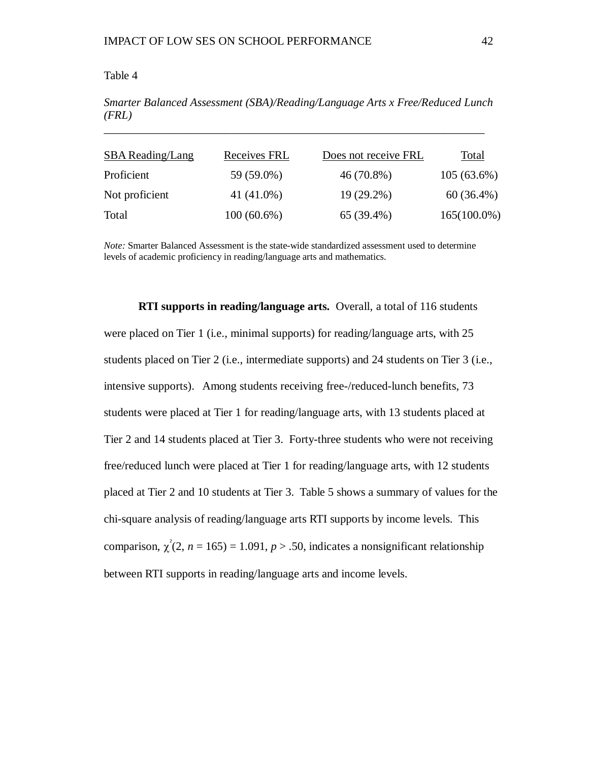Table 4

*Smarter Balanced Assessment (SBA)/Reading/Language Arts x Free/Reduced Lunch (FRL)*

| SBA Reading/Lang | Receives FRL | Does not receive FRL | Total |
|---|---|---|---|
| Proficient | 59 (59.0%) | 46 (70.8%) | 105 (63.6%) |
| Not proficient | 41 (41.0%) | 19 (29.2%) | 60 (36.4%) |
| Total | 100 (60.6%) | 65 (39.4%) | 165(100.0%) |

*Note:* Smarter Balanced Assessment is the state-wide standardized assessment used to determine levels of academic proficiency in reading/language arts and mathematics.

**RTI supports in reading/language arts.** Overall, a total of 116 students were placed on Tier 1 (i.e., minimal supports) for reading/language arts, with 25 students placed on Tier 2 (i.e., intermediate supports) and 24 students on Tier 3 (i.e., intensive supports). Among students receiving free-/reduced-lunch benefits, 73 students were placed at Tier 1 for reading/language arts, with 13 students placed at Tier 2 and 14 students placed at Tier 3. Forty-three students who were not receiving free/reduced lunch were placed at Tier 1 for reading/language arts, with 12 students placed at Tier 2 and 10 students at Tier 3. Table 5 shows a summary of values for the chi-square analysis of reading/language arts RTI supports by income levels. This comparison, $\chi^2(2, n = 165) = 1.091, p > .50$, indicates a nonsignificant relationship between RTI supports in reading/language arts and income levels.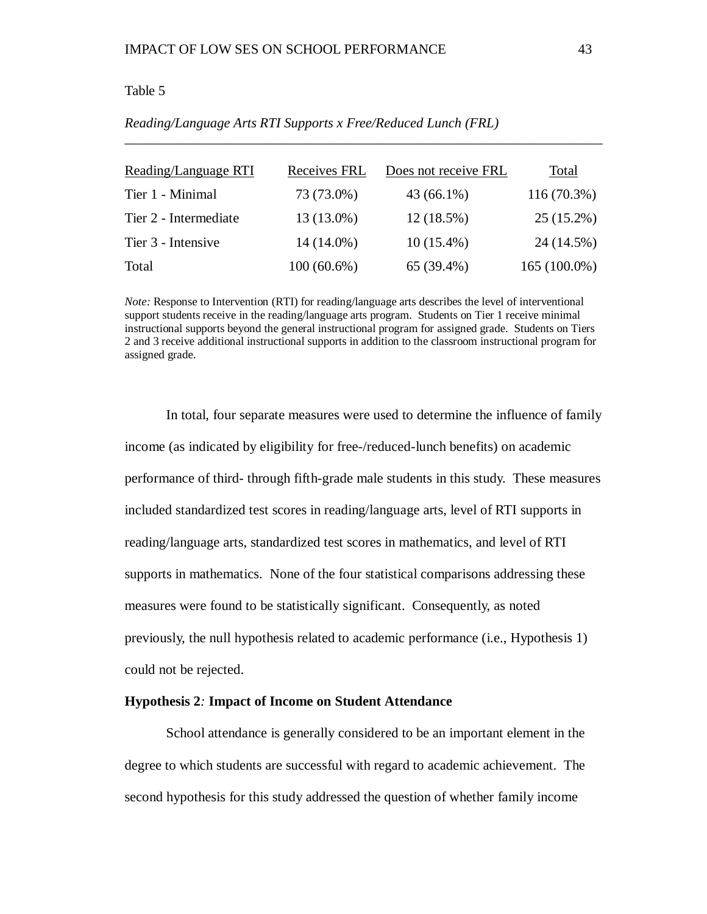Table 5

*Reading/Language Arts RTI Supports x Free/Reduced Lunch (FRL)*

| Reading/Language RTI | Receives FRL | Does not receive FRL | Total |
|---|---|---|---|
| Tier 1 - Minimal | 73 (73.0%) | 43 (66.1%) | 116 (70.3%) |
| Tier 2 - Intermediate | 13 (13.0%) | 12 (18.5%) | 25 (15.2%) |
| Tier 3 - Intensive | 14 (14.0%) | 10 (15.4%) | 24 (14.5%) |
| Total | 100 (60.6%) | 65 (39.4%) | 165 (100.0%) |

*Note:* Response to Intervention (RTI) for reading/language arts describes the level of interventional support students receive in the reading/language arts program. Students on Tier 1 receive minimal instructional supports beyond the general instructional program for assigned grade. Students on Tiers 2 and 3 receive additional instructional supports in addition to the classroom instructional program for assigned grade.

In total, four separate measures were used to determine the influence of family income (as indicated by eligibility for free-/reduced-lunch benefits) on academic performance of third- through fifth-grade male students in this study. These measures included standardized test scores in reading/language arts, level of RTI supports in reading/language arts, standardized test scores in mathematics, and level of RTI supports in mathematics. None of the four statistical comparisons addressing these measures were found to be statistically significant. Consequently, as noted previously, the null hypothesis related to academic performance (i.e., Hypothesis 1) could not be rejected.

**Hypothesis 2: Impact of Income on Student Attendance**

School attendance is generally considered to be an important element in the degree to which students are successful with regard to academic achievement. The second hypothesis for this study addressed the question of whether family income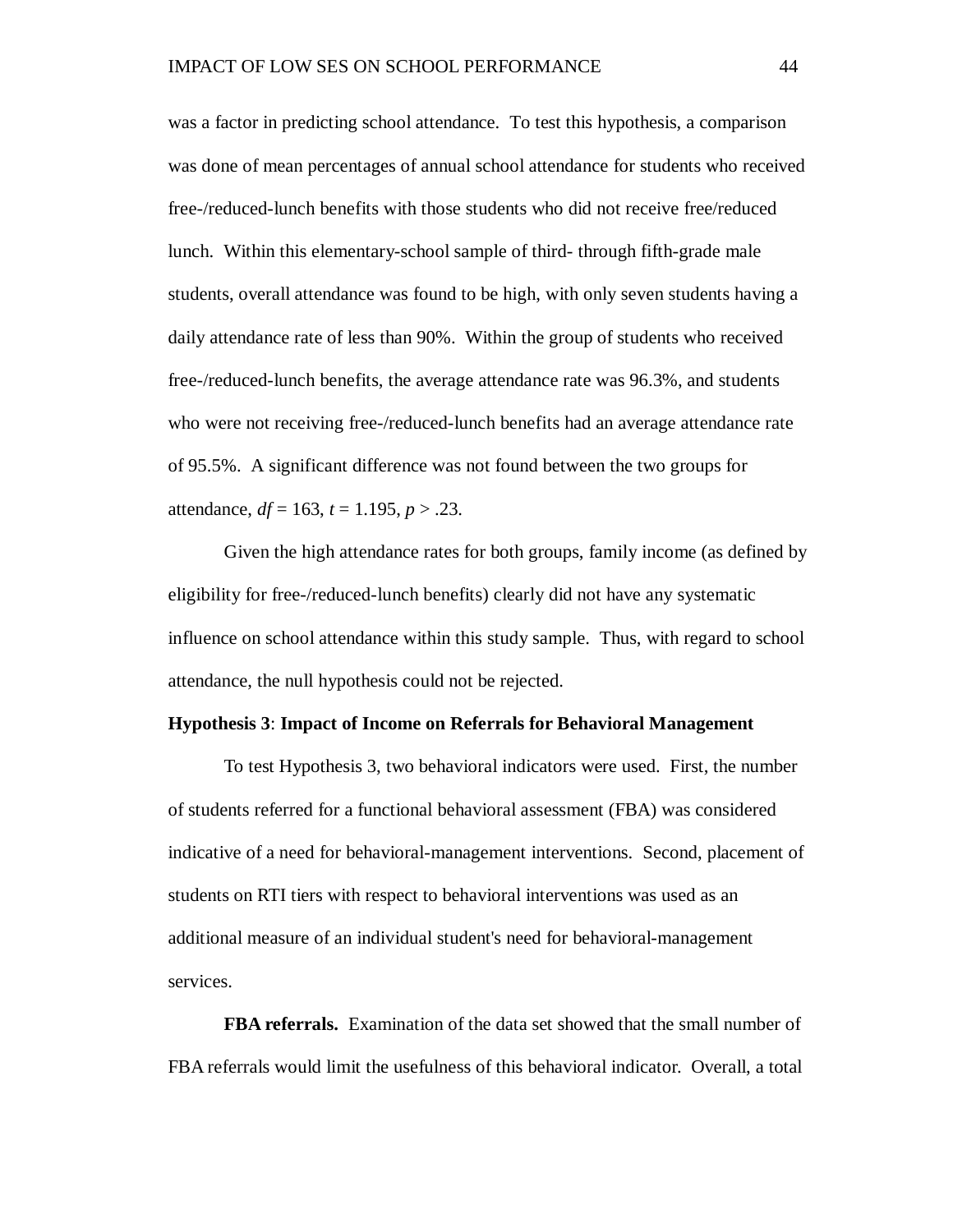was a factor in predicting school attendance. To test this hypothesis, a comparison was done of mean percentages of annual school attendance for students who received free-/reduced-lunch benefits with those students who did not receive free/reduced lunch. Within this elementary-school sample of third- through fifth-grade male students, overall attendance was found to be high, with only seven students having a daily attendance rate of less than 90%. Within the group of students who received free-/reduced-lunch benefits, the average attendance rate was 96.3%, and students who were not receiving free-/reduced-lunch benefits had an average attendance rate of 95.5%. A significant difference was not found between the two groups for attendance, $df = 163$, $t = 1.195$, $p > .23$.

Given the high attendance rates for both groups, family income (as defined by eligibility for free-/reduced-lunch benefits) clearly did not have any systematic influence on school attendance within this study sample. Thus, with regard to school attendance, the null hypothesis could not be rejected.

**Hypothesis 3**: **Impact of Income on Referrals for Behavioral Management**

To test Hypothesis 3, two behavioral indicators were used. First, the number of students referred for a functional behavioral assessment (FBA) was considered indicative of a need for behavioral-management interventions. Second, placement of students on RTI tiers with respect to behavioral interventions was used as an additional measure of an individual student's need for behavioral-management services.

**FBA referrals.** Examination of the data set showed that the small number of FBA referrals would limit the usefulness of this behavioral indicator. Overall, a total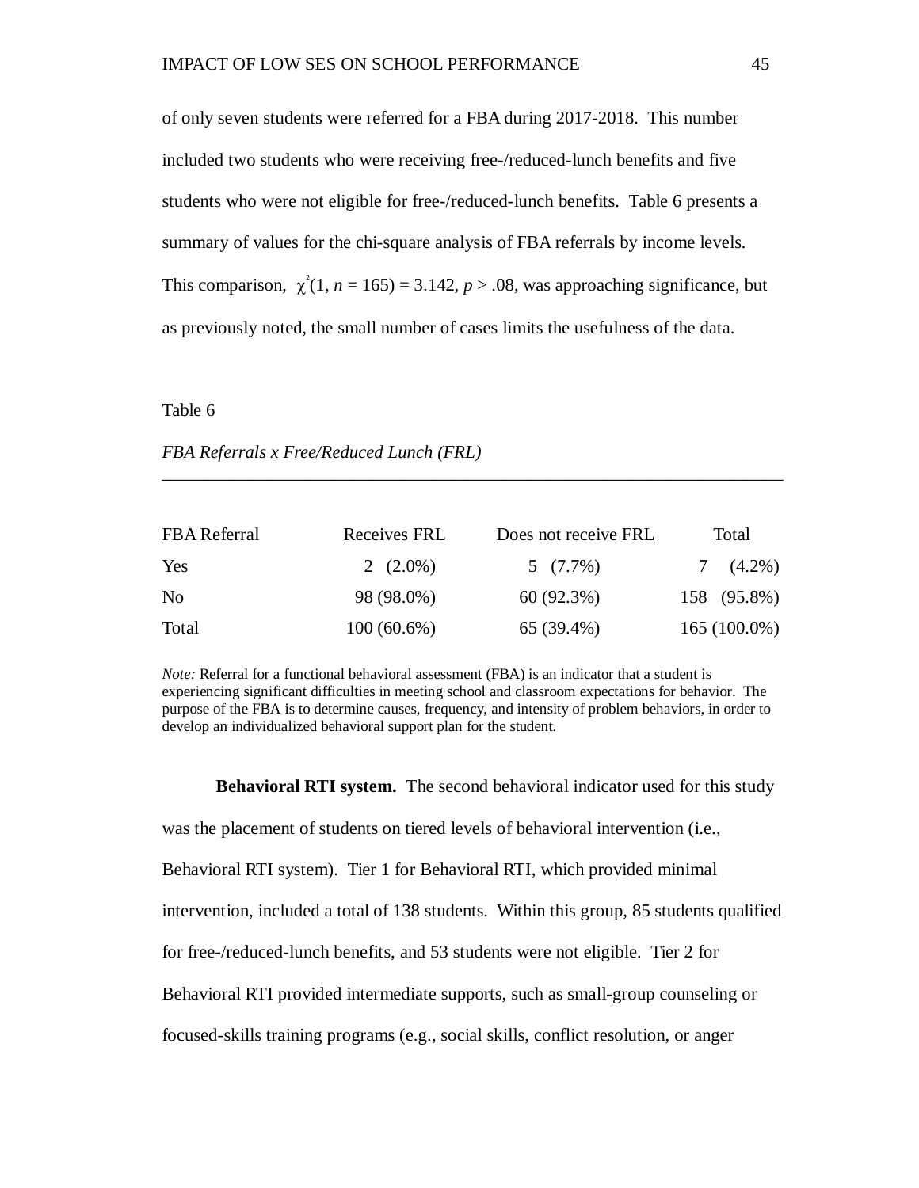of only seven students were referred for a FBA during 2017-2018. This number included two students who were receiving free-/reduced-lunch benefits and five students who were not eligible for free-/reduced-lunch benefits. Table 6 presents a summary of values for the chi-square analysis of FBA referrals by income levels. This comparison, $\chi^2(1, n = 165) = 3.142$, $p > .08$, was approaching significance, but as previously noted, the small number of cases limits the usefulness of the data.

Table 6

*FBA Referrals x Free/Reduced Lunch (FRL)*

| FBA Referral | Receives FRL | Does not receive FRL | Total |
|---|---|---|---|
| Yes | 2 (2.0%) | 5 (7.7%) | 7 (4.2%) |
| No | 98 (98.0%) | 60 (92.3%) | 158 (95.8%) |
| Total | 100 (60.6%) | 65 (39.4%) | 165 (100.0%) |

*Note:* Referral for a functional behavioral assessment (FBA) is an indicator that a student is experiencing significant difficulties in meeting school and classroom expectations for behavior. The purpose of the FBA is to determine causes, frequency, and intensity of problem behaviors, in order to develop an individualized behavioral support plan for the student.

**Behavioral RTI system.** The second behavioral indicator used for this study was the placement of students on tiered levels of behavioral intervention (i.e., Behavioral RTI system). Tier 1 for Behavioral RTI, which provided minimal intervention, included a total of 138 students. Within this group, 85 students qualified for free-/reduced-lunch benefits, and 53 students were not eligible. Tier 2 for Behavioral RTI provided intermediate supports, such as small-group counseling or focused-skills training programs (e.g., social skills, conflict resolution, or anger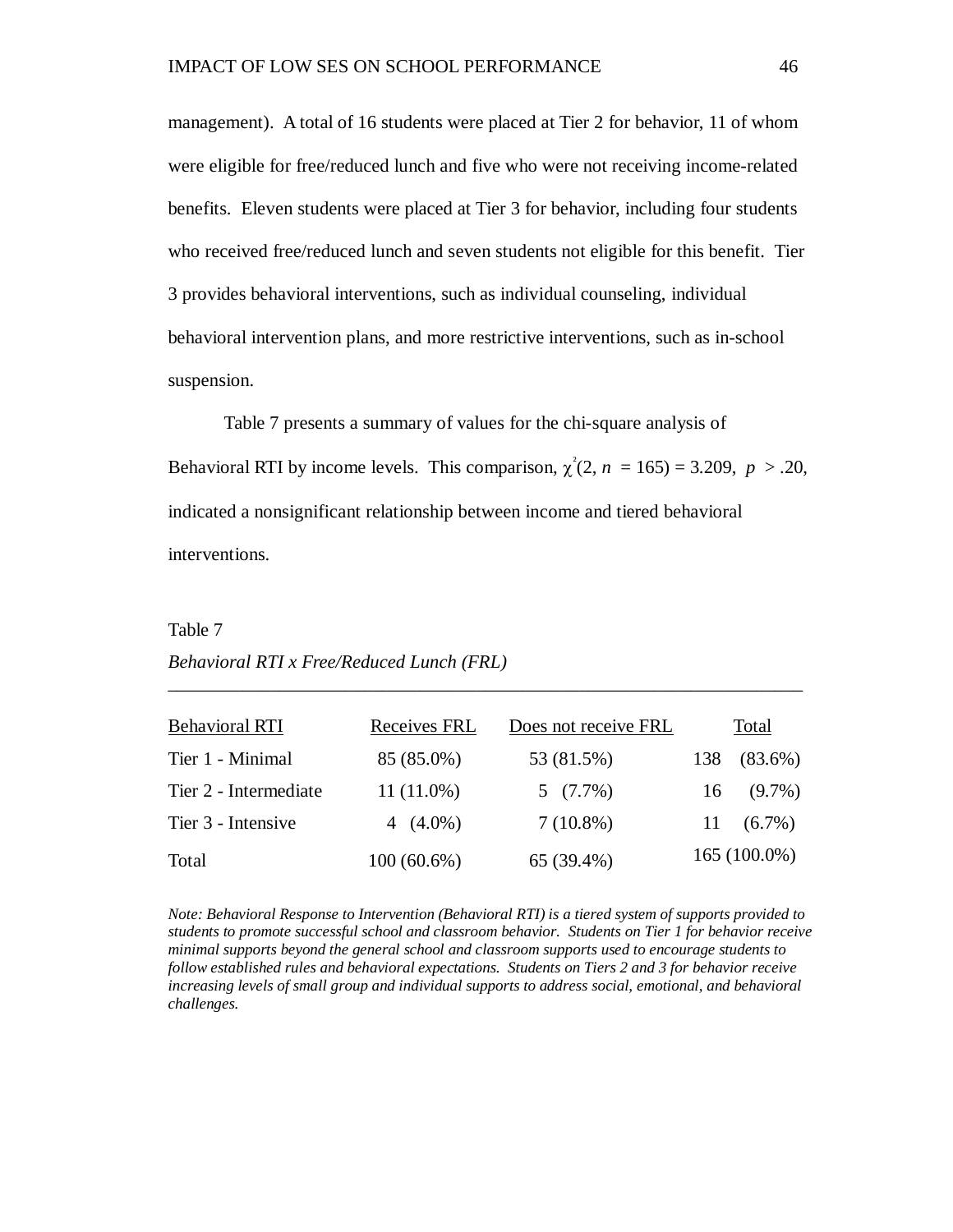management). A total of 16 students were placed at Tier 2 for behavior, 11 of whom were eligible for free/reduced lunch and five who were not receiving income-related benefits. Eleven students were placed at Tier 3 for behavior, including four students who received free/reduced lunch and seven students not eligible for this benefit. Tier 3 provides behavioral interventions, such as individual counseling, individual behavioral intervention plans, and more restrictive interventions, such as in-school suspension.

Table 7 presents a summary of values for the chi-square analysis of Behavioral RTI by income levels. This comparison, $\chi^2(2, n = 165) = 3.209$, $p > .20$, indicated a nonsignificant relationship between income and tiered behavioral interventions.

Table 7

*Behavioral RTI x Free/Reduced Lunch (FRL)*

| Behavioral RTI | Receives FRL | Does not receive FRL | Total |
|---|---|---|---|
| Tier 1 - Minimal | 85 (85.0%) | 53 (81.5%) | 138 (83.6%) |
| Tier 2 - Intermediate | 11 (11.0%) | 5 (7.7%) | 16 (9.7%) |
| Tier 3 - Intensive | 4 (4.0%) | 7 (10.8%) | 11 (6.7%) |
| Total | 100 (60.6%) | 65 (39.4%) | 165 (100.0%) |

*Note: Behavioral Response to Intervention (Behavioral RTI) is a tiered system of supports provided to students to promote successful school and classroom behavior. Students on Tier 1 for behavior receive minimal supports beyond the general school and classroom supports used to encourage students to follow established rules and behavioral expectations. Students on Tiers 2 and 3 for behavior receive increasing levels of small group and individual supports to address social, emotional, and behavioral challenges.*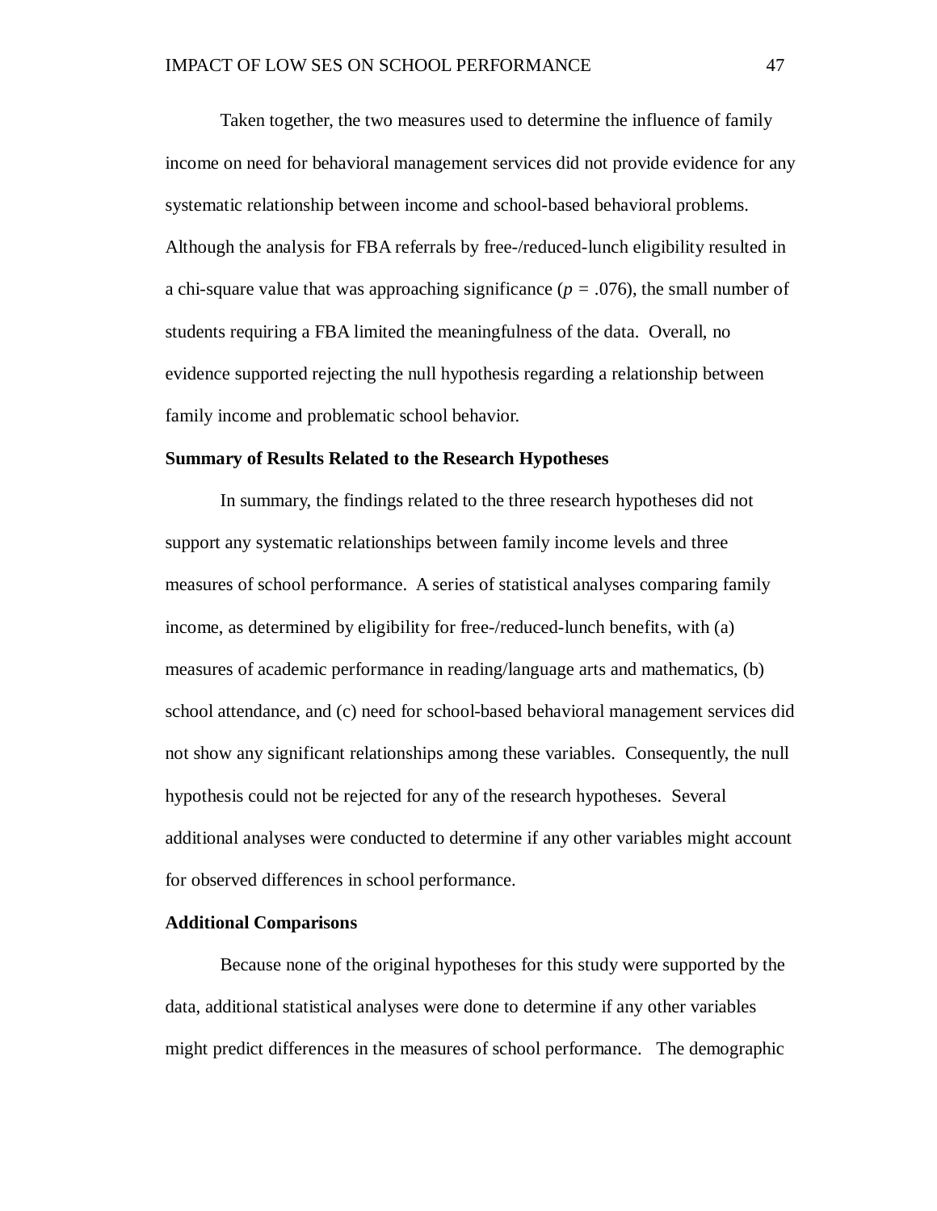Taken together, the two measures used to determine the influence of family income on need for behavioral management services did not provide evidence for any systematic relationship between income and school-based behavioral problems. Although the analysis for FBA referrals by free-/reduced-lunch eligibility resulted in a chi-square value that was approaching significance ($p = .076$), the small number of students requiring a FBA limited the meaningfulness of the data. Overall, no evidence supported rejecting the null hypothesis regarding a relationship between family income and problematic school behavior.

**Summary of Results Related to the Research Hypotheses**

In summary, the findings related to the three research hypotheses did not support any systematic relationships between family income levels and three measures of school performance. A series of statistical analyses comparing family income, as determined by eligibility for free-/reduced-lunch benefits, with (a) measures of academic performance in reading/language arts and mathematics, (b) school attendance, and (c) need for school-based behavioral management services did not show any significant relationships among these variables. Consequently, the null hypothesis could not be rejected for any of the research hypotheses. Several additional analyses were conducted to determine if any other variables might account for observed differences in school performance.

**Additional Comparisons**

Because none of the original hypotheses for this study were supported by the data, additional statistical analyses were done to determine if any other variables might predict differences in the measures of school performance. The demographic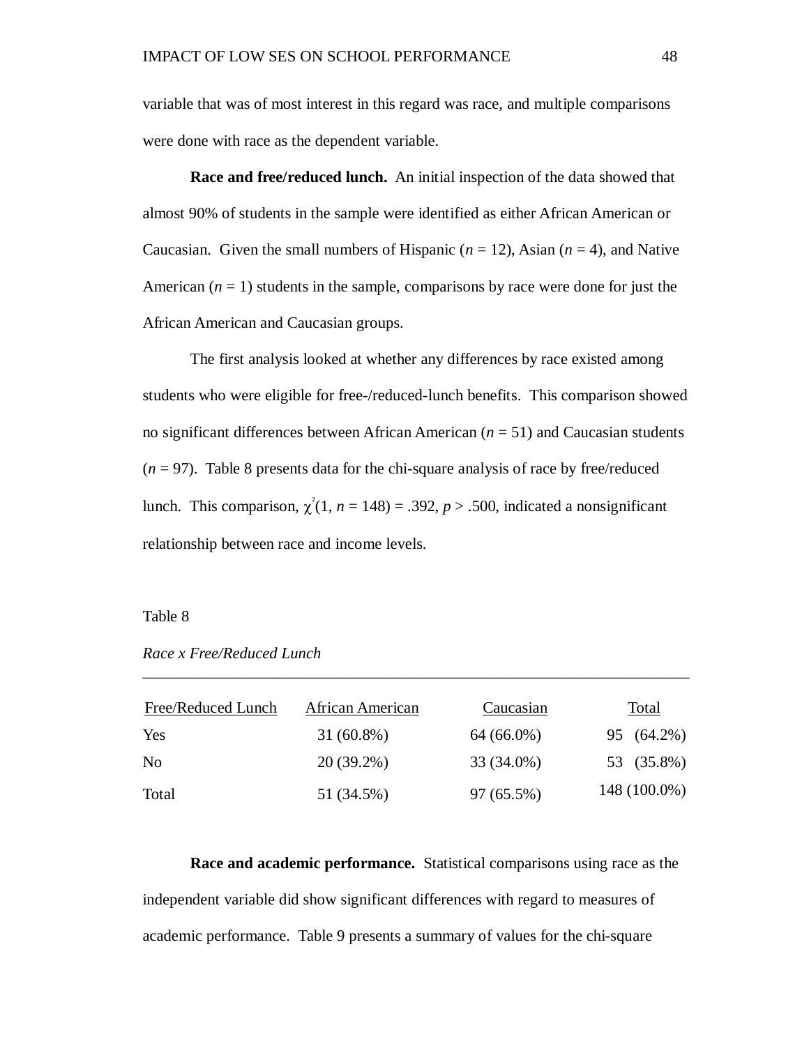variable that was of most interest in this regard was race, and multiple comparisons were done with race as the dependent variable.

**Race and free/reduced lunch.** An initial inspection of the data showed that almost 90% of students in the sample were identified as either African American or Caucasian. Given the small numbers of Hispanic ($n$ = 12), Asian ($n$ = 4), and Native American ($n$ = 1) students in the sample, comparisons by race were done for just the African American and Caucasian groups.

The first analysis looked at whether any differences by race existed among students who were eligible for free-/reduced-lunch benefits. This comparison showed no significant differences between African American ($n$ = 51) and Caucasian students ($n$ = 97). Table 8 presents data for the chi-square analysis of race by free/reduced lunch. This comparison, $\chi^2(1, n = 148) = .392, p > .500$, indicated a nonsignificant relationship between race and income levels.

Table 8

*Race x Free/Reduced Lunch*

| Free/Reduced Lunch | African American | Caucasian | Total |
|---|---|---|---|
| Yes | 31 (60.8%) | 64 (66.0%) | 95 (64.2%) |
| No | 20 (39.2%) | 33 (34.0%) | 53 (35.8%) |
| Total | 51 (34.5%) | 97 (65.5%) | 148 (100.0%) |

**Race and academic performance.** Statistical comparisons using race as the independent variable did show significant differences with regard to measures of academic performance. Table 9 presents a summary of values for the chi-square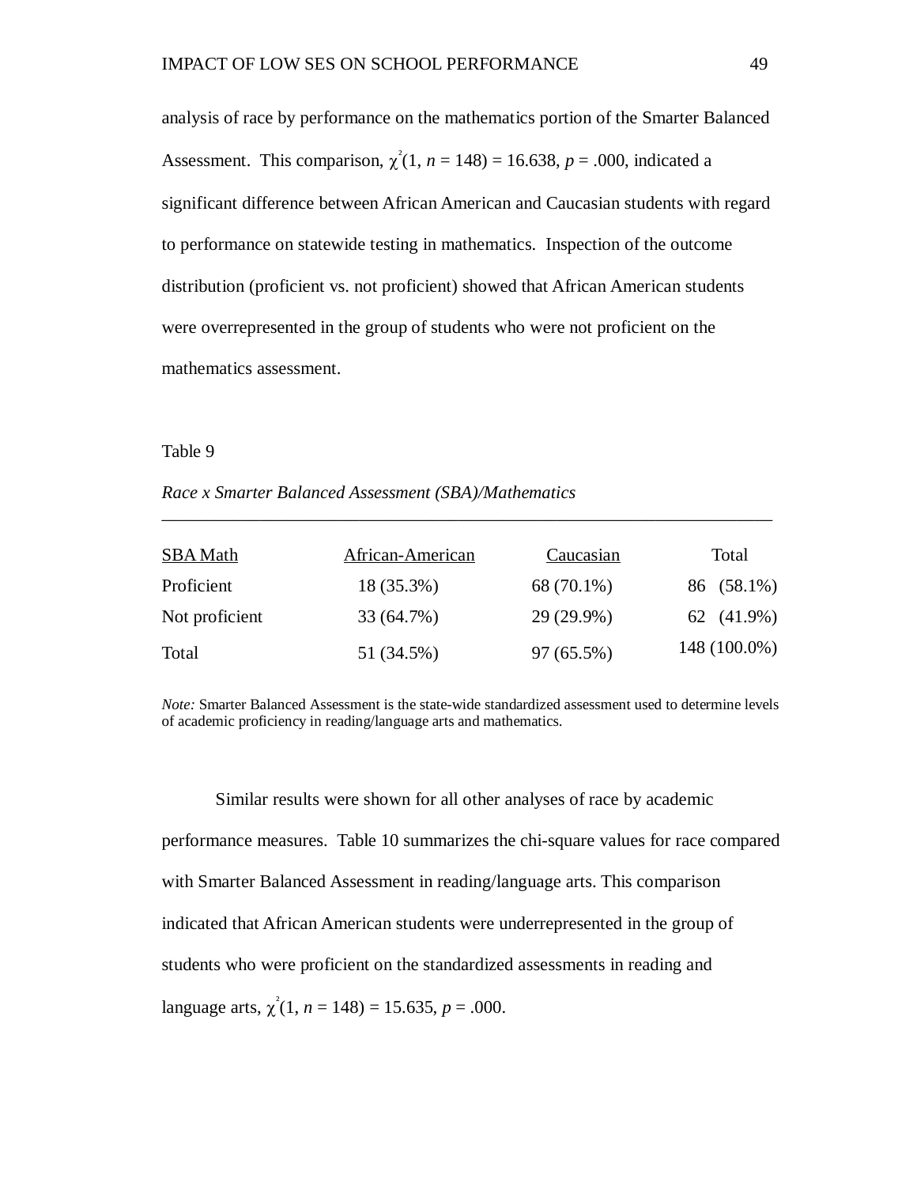analysis of race by performance on the mathematics portion of the Smarter Balanced Assessment. This comparison, $\chi^2(1, n = 148) = 16.638$, $p = .000$, indicated a significant difference between African American and Caucasian students with regard to performance on statewide testing in mathematics. Inspection of the outcome distribution (proficient vs. not proficient) showed that African American students were overrepresented in the group of students who were not proficient on the mathematics assessment.

Table 9

*Race x Smarter Balanced Assessment (SBA)/Mathematics*

| SBA Math | African-American | Caucasian | Total |
|---|---|---|---|
| Proficient | 18 (35.3%) | 68 (70.1%) | 86 (58.1%) |
| Not proficient | 33 (64.7%) | 29 (29.9%) | 62 (41.9%) |
| Total | 51 (34.5%) | 97 (65.5%) | 148 (100.0%) |

*Note:* Smarter Balanced Assessment is the state-wide standardized assessment used to determine levels of academic proficiency in reading/language arts and mathematics.

Similar results were shown for all other analyses of race by academic performance measures. Table 10 summarizes the chi-square values for race compared with Smarter Balanced Assessment in reading/language arts. This comparison indicated that African American students were underrepresented in the group of students who were proficient on the standardized assessments in reading and language arts, $\chi^2(1, n = 148) = 15.635$, $p = .000$.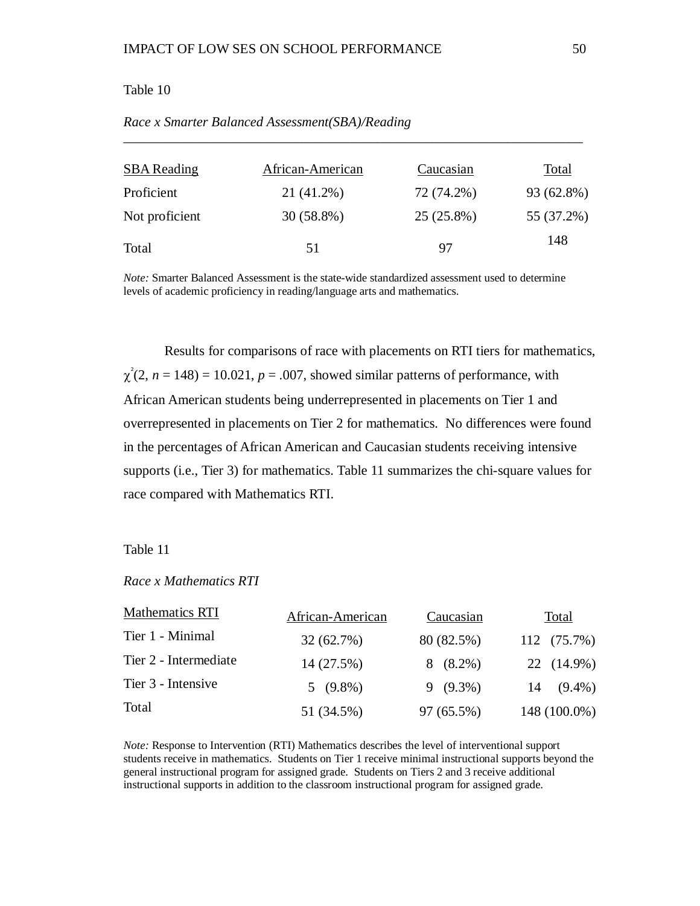Table 10

*Race x Smarter Balanced Assessment(SBA)/Reading*

| SBA Reading | African-American | Caucasian | Total |
|---|---|---|---|
| Proficient | 21 (41.2%) | 72 (74.2%) | 93 (62.8%) |
| Not proficient | 30 (58.8%) | 25 (25.8%) | 55 (37.2%) |
| Total | 51 | 97 | 148 |

*Note:* Smarter Balanced Assessment is the state-wide standardized assessment used to determine levels of academic proficiency in reading/language arts and mathematics.

Results for comparisons of race with placements on RTI tiers for mathematics, $\chi^2(2, n = 148) = 10.021$, $p = .007$, showed similar patterns of performance, with African American students being underrepresented in placements on Tier 1 and overrepresented in placements on Tier 2 for mathematics. No differences were found in the percentages of African American and Caucasian students receiving intensive supports (i.e., Tier 3) for mathematics. Table 11 summarizes the chi-square values for race compared with Mathematics RTI.

Table 11

*Race x Mathematics RTI*

| Mathematics RTI | African-American | Caucasian | Total |
|---|---|---|---|
| Tier 1 - Minimal | 32 (62.7%) | 80 (82.5%) | 112 (75.7%) |
| Tier 2 - Intermediate | 14 (27.5%) | 8 (8.2%) | 22 (14.9%) |
| Tier 3 - Intensive | 5 (9.8%) | 9 (9.3%) | 14 (9.4%) |
| Total | 51 (34.5%) | 97 (65.5%) | 148 (100.0%) |

*Note:* Response to Intervention (RTI) Mathematics describes the level of interventional support students receive in mathematics. Students on Tier 1 receive minimal instructional supports beyond the general instructional program for assigned grade. Students on Tiers 2 and 3 receive additional instructional supports in addition to the classroom instructional program for assigned grade.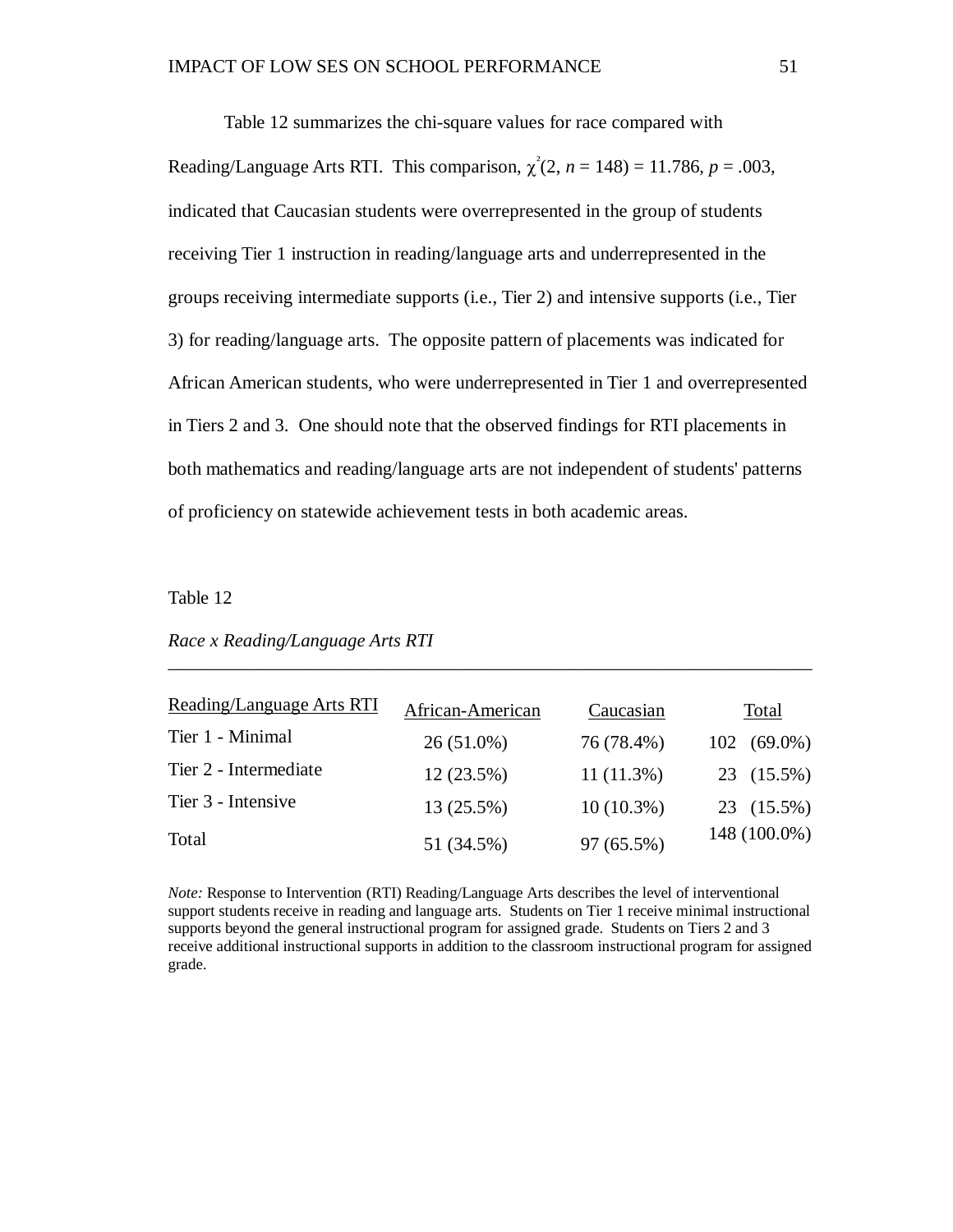Table 12 summarizes the chi-square values for race compared with Reading/Language Arts RTI. This comparison, $\chi^2(2, n = 148) = 11.786$, $p = .003$, indicated that Caucasian students were overrepresented in the group of students receiving Tier 1 instruction in reading/language arts and underrepresented in the groups receiving intermediate supports (i.e., Tier 2) and intensive supports (i.e., Tier 3) for reading/language arts. The opposite pattern of placements was indicated for African American students, who were underrepresented in Tier 1 and overrepresented in Tiers 2 and 3. One should note that the observed findings for RTI placements in both mathematics and reading/language arts are not independent of students' patterns of proficiency on statewide achievement tests in both academic areas.

Table 12

*Race x Reading/Language Arts RTI*

| Reading/Language Arts RTI | African-American | Caucasian | Total |
|---|---|---|---|
| Tier 1 - Minimal | 26 (51.0%) | 76 (78.4%) | 102 (69.0%) |
| Tier 2 - Intermediate | 12 (23.5%) | 11 (11.3%) | 23 (15.5%) |
| Tier 3 - Intensive | 13 (25.5%) | 10 (10.3%) | 23 (15.5%) |
| Total | 51 (34.5%) | 97 (65.5%) | 148 (100.0%) |

*Note:* Response to Intervention (RTI) Reading/Language Arts describes the level of interventional support students receive in reading and language arts. Students on Tier 1 receive minimal instructional supports beyond the general instructional program for assigned grade. Students on Tiers 2 and 3 receive additional instructional supports in addition to the classroom instructional program for assigned grade.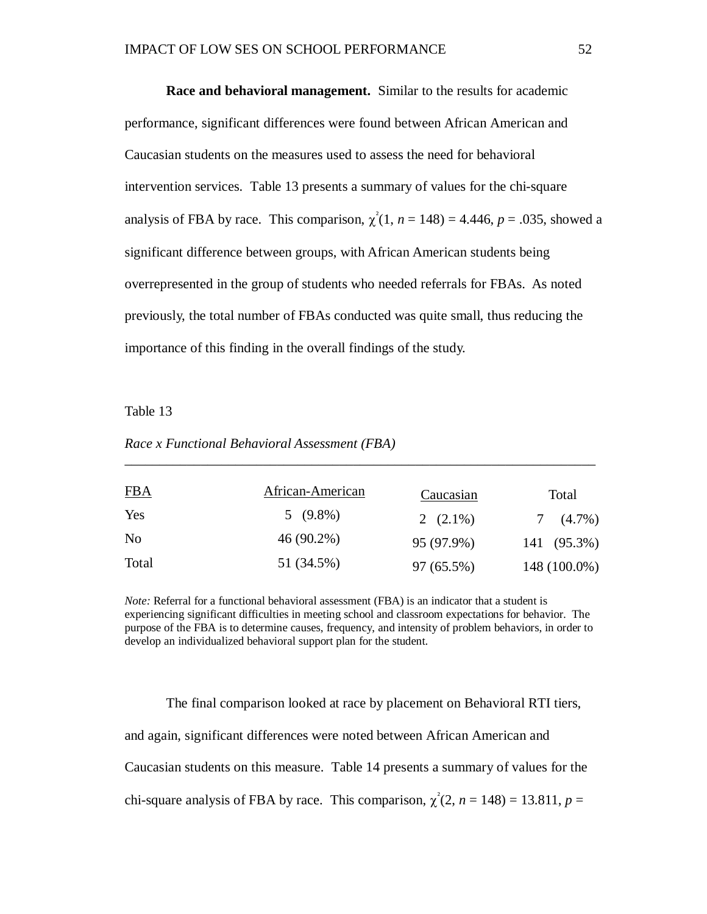**Race and behavioral management.** Similar to the results for academic performance, significant differences were found between African American and Caucasian students on the measures used to assess the need for behavioral intervention services. Table 13 presents a summary of values for the chi-square analysis of FBA by race. This comparison, $\chi^2(1, n = 148) = 4.446$, $p = .035$, showed a significant difference between groups, with African American students being overrepresented in the group of students who needed referrals for FBAs. As noted previously, the total number of FBAs conducted was quite small, thus reducing the importance of this finding in the overall findings of the study.

Table 13

*Race x Functional Behavioral Assessment (FBA)*

| FBA | African-American | Caucasian | Total |
|---|---|---|---|
| Yes | 5 (9.8%) | 2 (2.1%) | 7 (4.7%) |
| No | 46 (90.2%) | 95 (97.9%) | 141 (95.3%) |
| Total | 51 (34.5%) | 97 (65.5%) | 148 (100.0%) |

*Note:* Referral for a functional behavioral assessment (FBA) is an indicator that a student is experiencing significant difficulties in meeting school and classroom expectations for behavior. The purpose of the FBA is to determine causes, frequency, and intensity of problem behaviors, in order to develop an individualized behavioral support plan for the student.

The final comparison looked at race by placement on Behavioral RTI tiers, and again, significant differences were noted between African American and Caucasian students on this measure. Table 14 presents a summary of values for the chi-square analysis of FBA by race. This comparison, $\chi^2(2, n = 148) = 13.811$, $p =$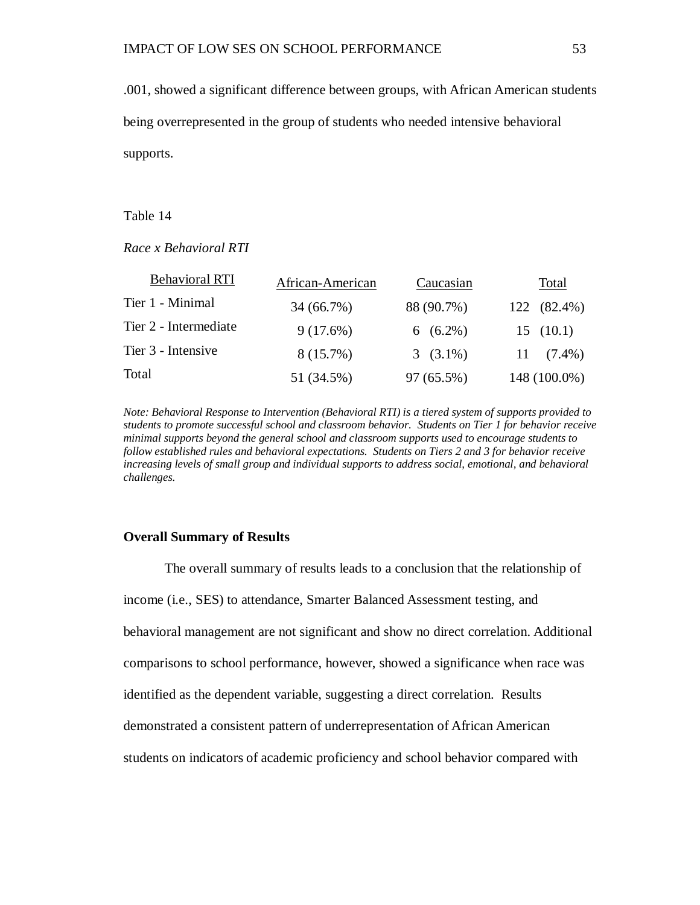.001, showed a significant difference between groups, with African American students being overrepresented in the group of students who needed intensive behavioral supports.

Table 14

*Race x Behavioral RTI*

| Behavioral RTI | African-American | Caucasian | Total |
|---|---|---|---|
| Tier 1 - Minimal | 34 (66.7%) | 88 (90.7%) | 122 (82.4%) |
| Tier 2 - Intermediate | 9 (17.6%) | 6 (6.2%) | 15 (10.1) |
| Tier 3 - Intensive | 8 (15.7%) | 3 (3.1%) | 11 (7.4%) |
| Total | 51 (34.5%) | 97 (65.5%) | 148 (100.0%) |

*Note: Behavioral Response to Intervention (Behavioral RTI) is a tiered system of supports provided to students to promote successful school and classroom behavior. Students on Tier 1 for behavior receive minimal supports beyond the general school and classroom supports used to encourage students to follow established rules and behavioral expectations. Students on Tiers 2 and 3 for behavior receive increasing levels of small group and individual supports to address social, emotional, and behavioral challenges.*

**Overall Summary of Results**

The overall summary of results leads to a conclusion that the relationship of income (i.e., SES) to attendance, Smarter Balanced Assessment testing, and behavioral management are not significant and show no direct correlation. Additional comparisons to school performance, however, showed a significance when race was identified as the dependent variable, suggesting a direct correlation. Results demonstrated a consistent pattern of underrepresentation of African American students on indicators of academic proficiency and school behavior compared with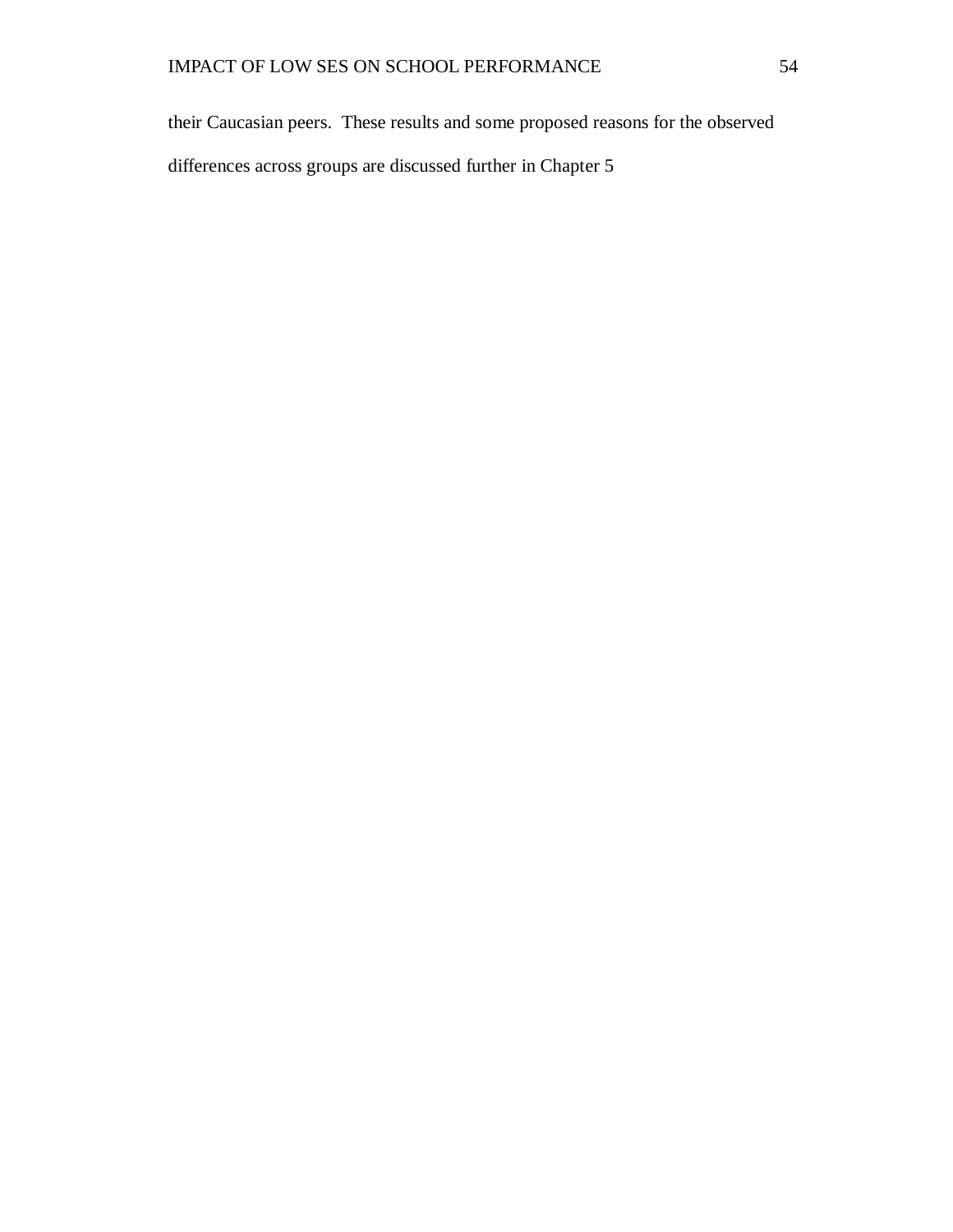their Caucasian peers.  These results and some proposed reasons for the observed differences across groups are discussed further in Chapter 5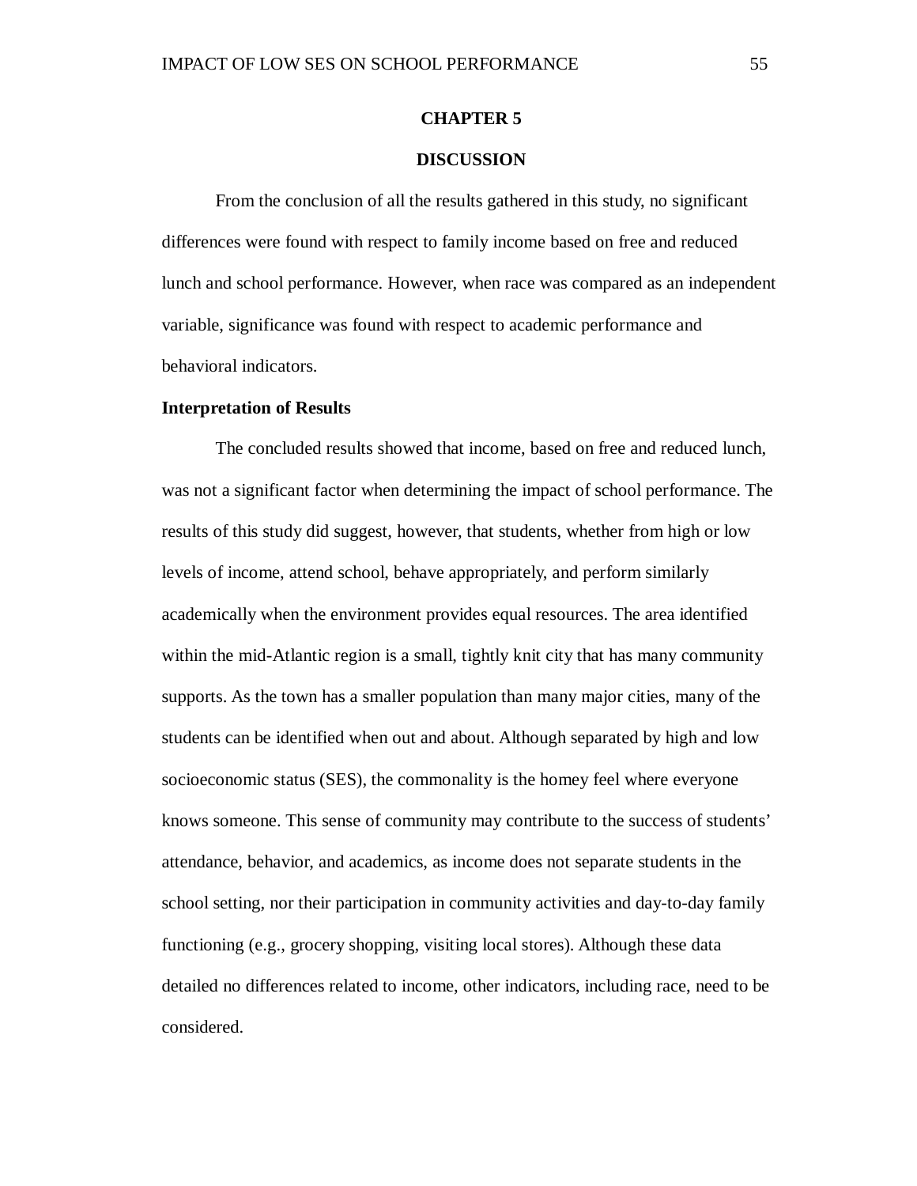# CHAPTER 5

# DISCUSSION

From the conclusion of all the results gathered in this study, no significant differences were found with respect to family income based on free and reduced lunch and school performance. However, when race was compared as an independent variable, significance was found with respect to academic performance and behavioral indicators.

## Interpretation of Results

The concluded results showed that income, based on free and reduced lunch, was not a significant factor when determining the impact of school performance. The results of this study did suggest, however, that students, whether from high or low levels of income, attend school, behave appropriately, and perform similarly academically when the environment provides equal resources. The area identified within the mid-Atlantic region is a small, tightly knit city that has many community supports. As the town has a smaller population than many major cities, many of the students can be identified when out and about. Although separated by high and low socioeconomic status (SES), the commonality is the homey feel where everyone knows someone. This sense of community may contribute to the success of students' attendance, behavior, and academics, as income does not separate students in the school setting, nor their participation in community activities and day-to-day family functioning (e.g., grocery shopping, visiting local stores). Although these data detailed no differences related to income, other indicators, including race, need to be considered.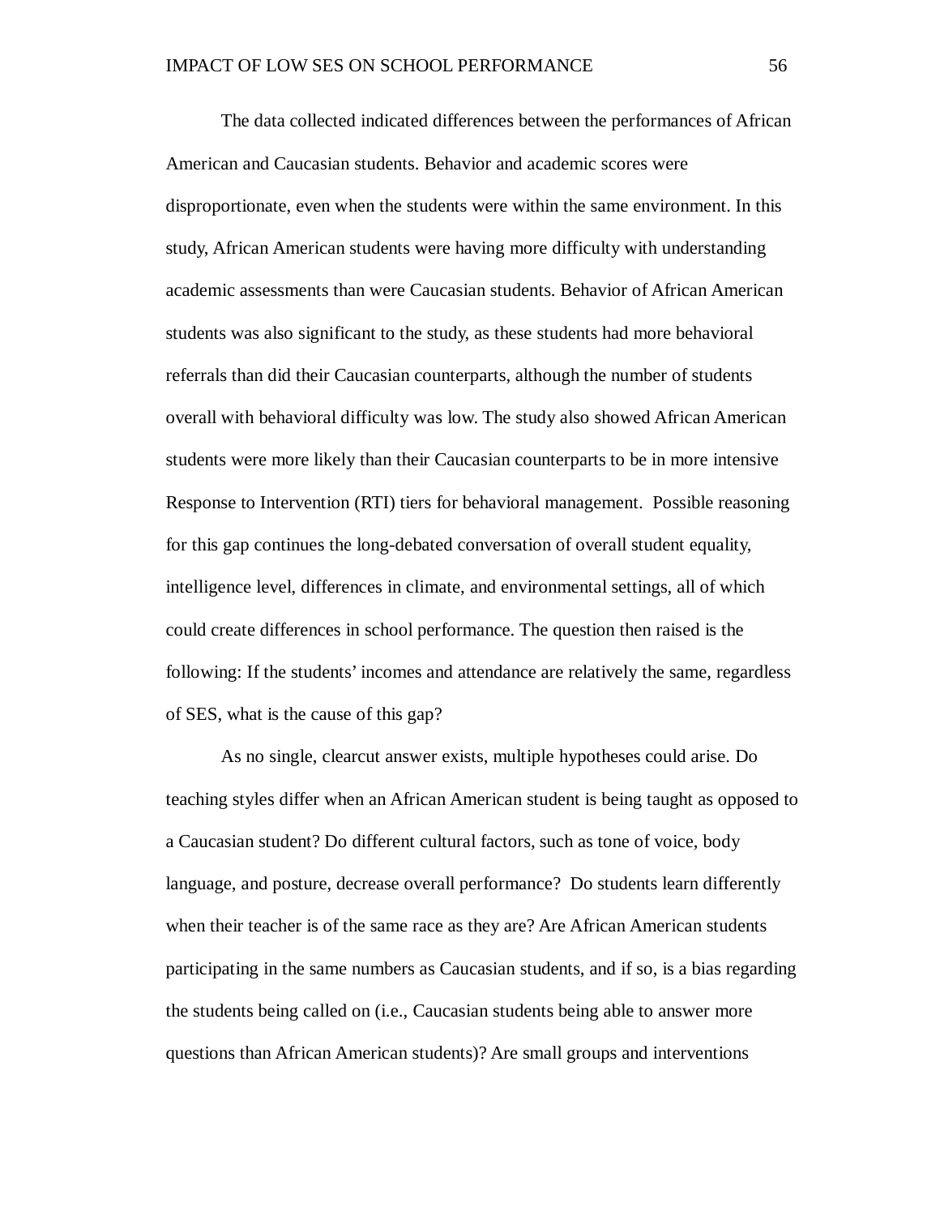The data collected indicated differences between the performances of African American and Caucasian students. Behavior and academic scores were disproportionate, even when the students were within the same environment. In this study, African American students were having more difficulty with understanding academic assessments than were Caucasian students. Behavior of African American students was also significant to the study, as these students had more behavioral referrals than did their Caucasian counterparts, although the number of students overall with behavioral difficulty was low. The study also showed African American students were more likely than their Caucasian counterparts to be in more intensive Response to Intervention (RTI) tiers for behavioral management. Possible reasoning for this gap continues the long-debated conversation of overall student equality, intelligence level, differences in climate, and environmental settings, all of which could create differences in school performance. The question then raised is the following: If the students' incomes and attendance are relatively the same, regardless of SES, what is the cause of this gap?

As no single, clearcut answer exists, multiple hypotheses could arise. Do teaching styles differ when an African American student is being taught as opposed to a Caucasian student? Do different cultural factors, such as tone of voice, body language, and posture, decrease overall performance? Do students learn differently when their teacher is of the same race as they are? Are African American students participating in the same numbers as Caucasian students, and if so, is a bias regarding the students being called on (i.e., Caucasian students being able to answer more questions than African American students)? Are small groups and interventions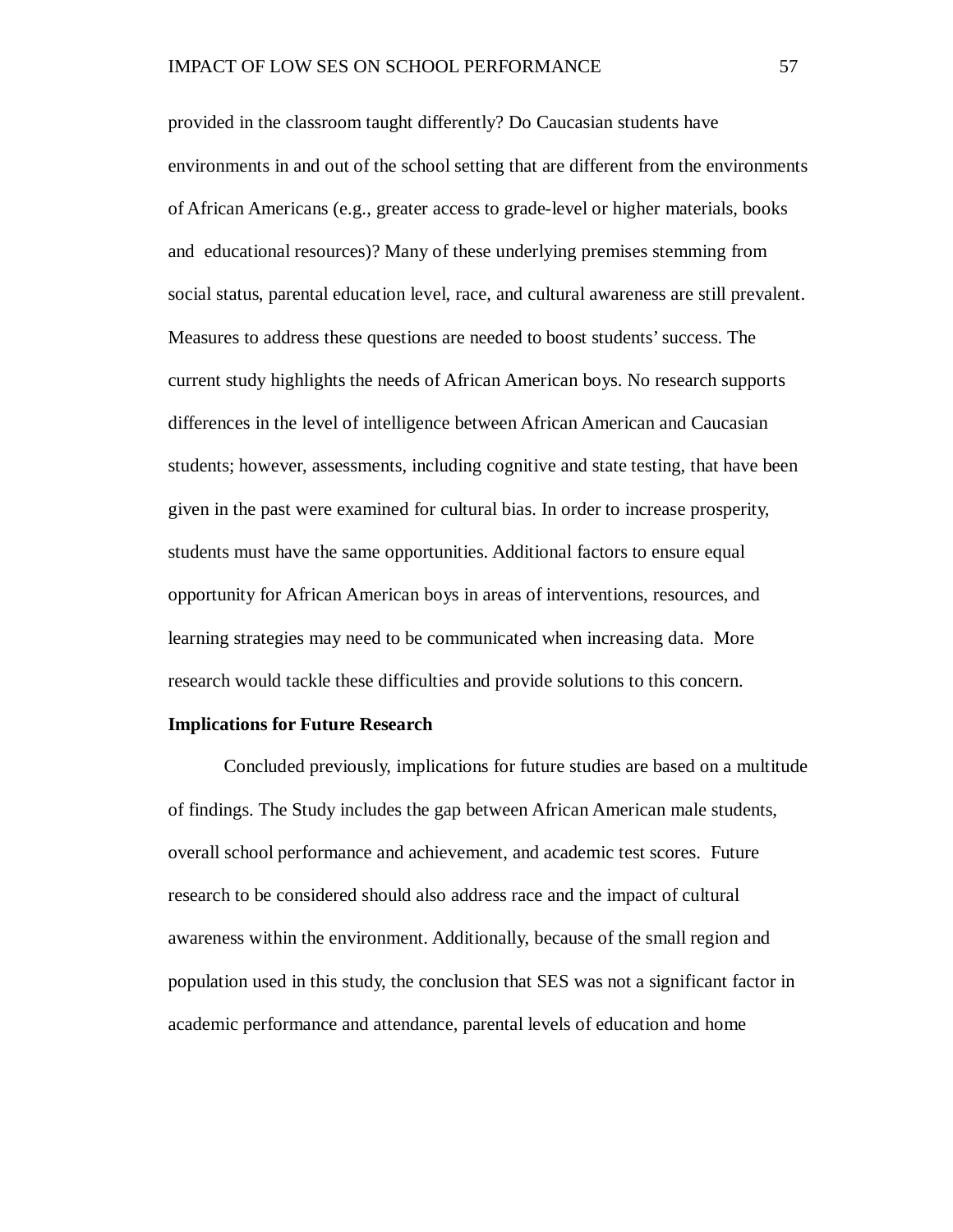provided in the classroom taught differently? Do Caucasian students have environments in and out of the school setting that are different from the environments of African Americans (e.g., greater access to grade-level or higher materials, books and educational resources)? Many of these underlying premises stemming from social status, parental education level, race, and cultural awareness are still prevalent. Measures to address these questions are needed to boost students' success. The current study highlights the needs of African American boys. No research supports differences in the level of intelligence between African American and Caucasian students; however, assessments, including cognitive and state testing, that have been given in the past were examined for cultural bias. In order to increase prosperity, students must have the same opportunities. Additional factors to ensure equal opportunity for African American boys in areas of interventions, resources, and learning strategies may need to be communicated when increasing data. More research would tackle these difficulties and provide solutions to this concern.

**Implications for Future Research**

Concluded previously, implications for future studies are based on a multitude of findings. The Study includes the gap between African American male students, overall school performance and achievement, and academic test scores. Future research to be considered should also address race and the impact of cultural awareness within the environment. Additionally, because of the small region and population used in this study, the conclusion that SES was not a significant factor in academic performance and attendance, parental levels of education and home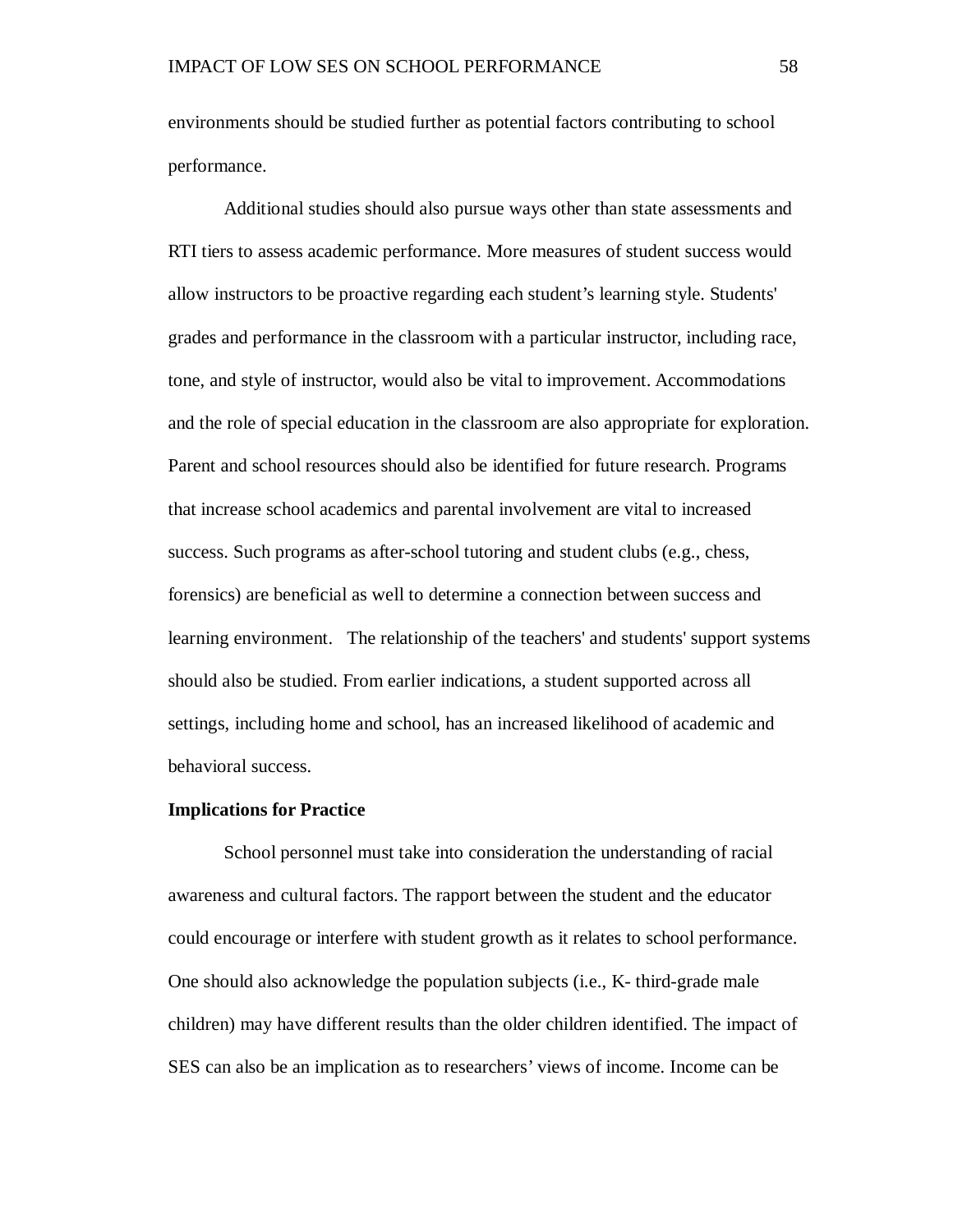environments should be studied further as potential factors contributing to school performance.

Additional studies should also pursue ways other than state assessments and RTI tiers to assess academic performance. More measures of student success would allow instructors to be proactive regarding each student's learning style. Students' grades and performance in the classroom with a particular instructor, including race, tone, and style of instructor, would also be vital to improvement. Accommodations and the role of special education in the classroom are also appropriate for exploration. Parent and school resources should also be identified for future research. Programs that increase school academics and parental involvement are vital to increased success. Such programs as after-school tutoring and student clubs (e.g., chess, forensics) are beneficial as well to determine a connection between success and learning environment.   The relationship of the teachers' and students' support systems should also be studied. From earlier indications, a student supported across all settings, including home and school, has an increased likelihood of academic and behavioral success.

**Implications for Practice**

School personnel must take into consideration the understanding of racial awareness and cultural factors. The rapport between the student and the educator could encourage or interfere with student growth as it relates to school performance. One should also acknowledge the population subjects (i.e., K- third-grade male children) may have different results than the older children identified. The impact of SES can also be an implication as to researchers' views of income. Income can be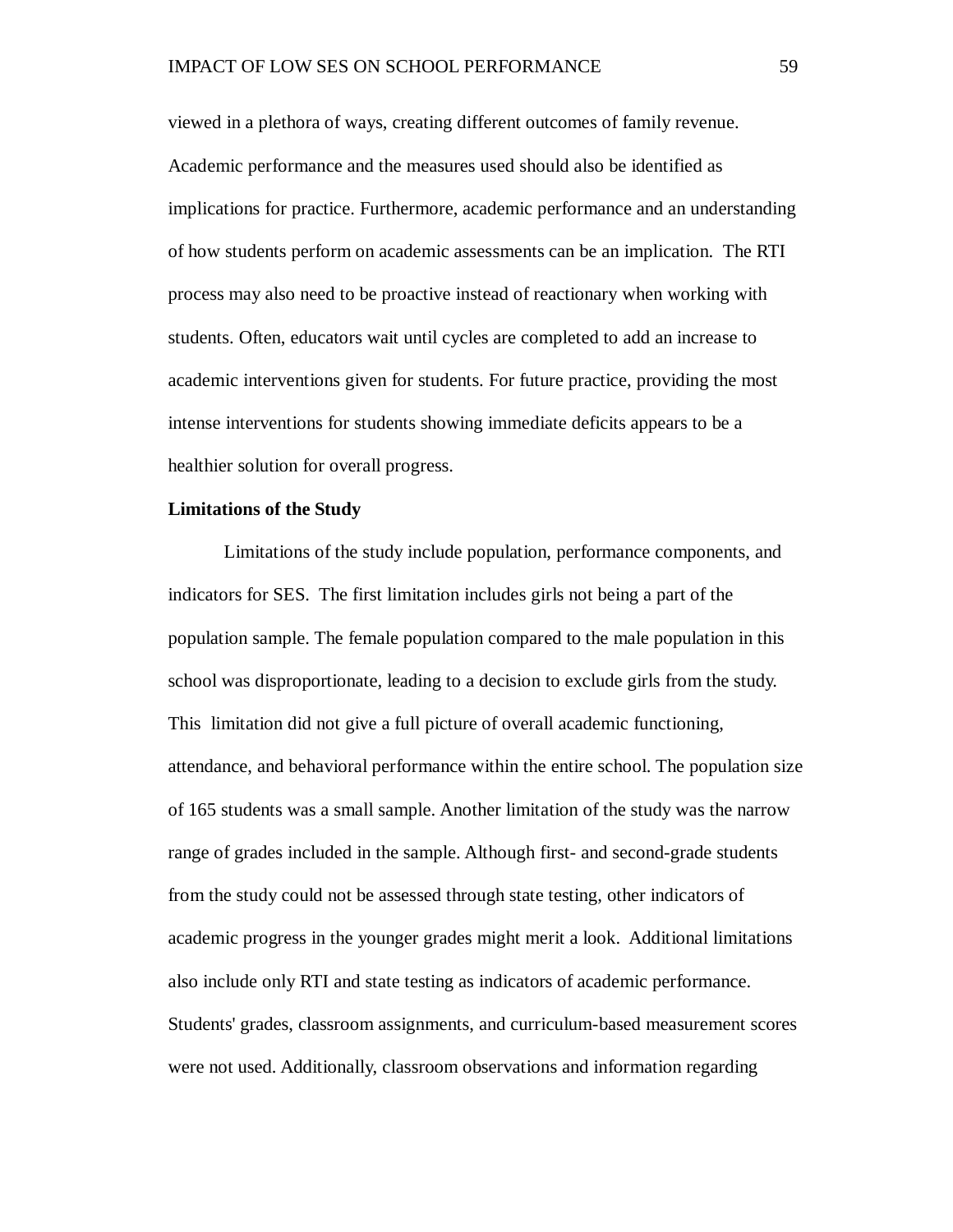viewed in a plethora of ways, creating different outcomes of family revenue. Academic performance and the measures used should also be identified as implications for practice. Furthermore, academic performance and an understanding of how students perform on academic assessments can be an implication. The RTI process may also need to be proactive instead of reactionary when working with students. Often, educators wait until cycles are completed to add an increase to academic interventions given for students. For future practice, providing the most intense interventions for students showing immediate deficits appears to be a healthier solution for overall progress.

**Limitations of the Study**

Limitations of the study include population, performance components, and indicators for SES. The first limitation includes girls not being a part of the population sample. The female population compared to the male population in this school was disproportionate, leading to a decision to exclude girls from the study. This limitation did not give a full picture of overall academic functioning, attendance, and behavioral performance within the entire school. The population size of 165 students was a small sample. Another limitation of the study was the narrow range of grades included in the sample. Although first- and second-grade students from the study could not be assessed through state testing, other indicators of academic progress in the younger grades might merit a look. Additional limitations also include only RTI and state testing as indicators of academic performance. Students' grades, classroom assignments, and curriculum-based measurement scores were not used. Additionally, classroom observations and information regarding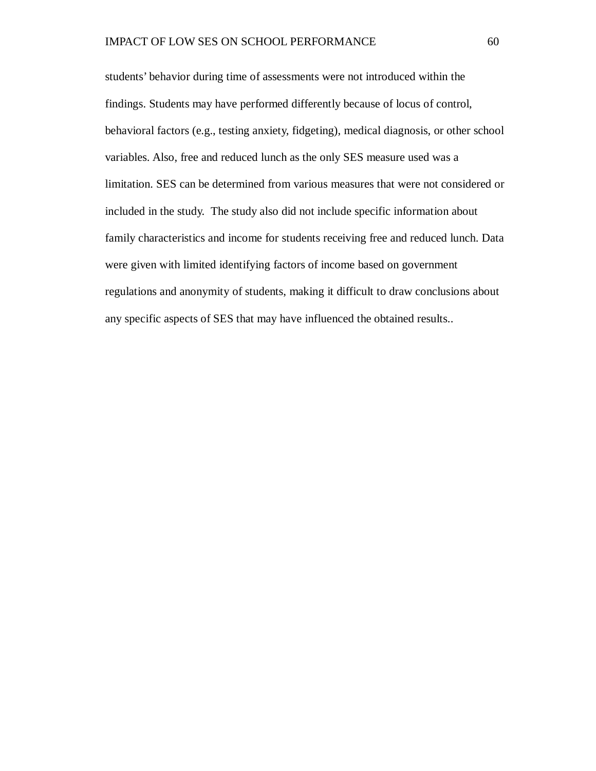students' behavior during time of assessments were not introduced within the findings. Students may have performed differently because of locus of control, behavioral factors (e.g., testing anxiety, fidgeting), medical diagnosis, or other school variables. Also, free and reduced lunch as the only SES measure used was a limitation. SES can be determined from various measures that were not considered or included in the study.  The study also did not include specific information about family characteristics and income for students receiving free and reduced lunch. Data were given with limited identifying factors of income based on government regulations and anonymity of students, making it difficult to draw conclusions about any specific aspects of SES that may have influenced the obtained results..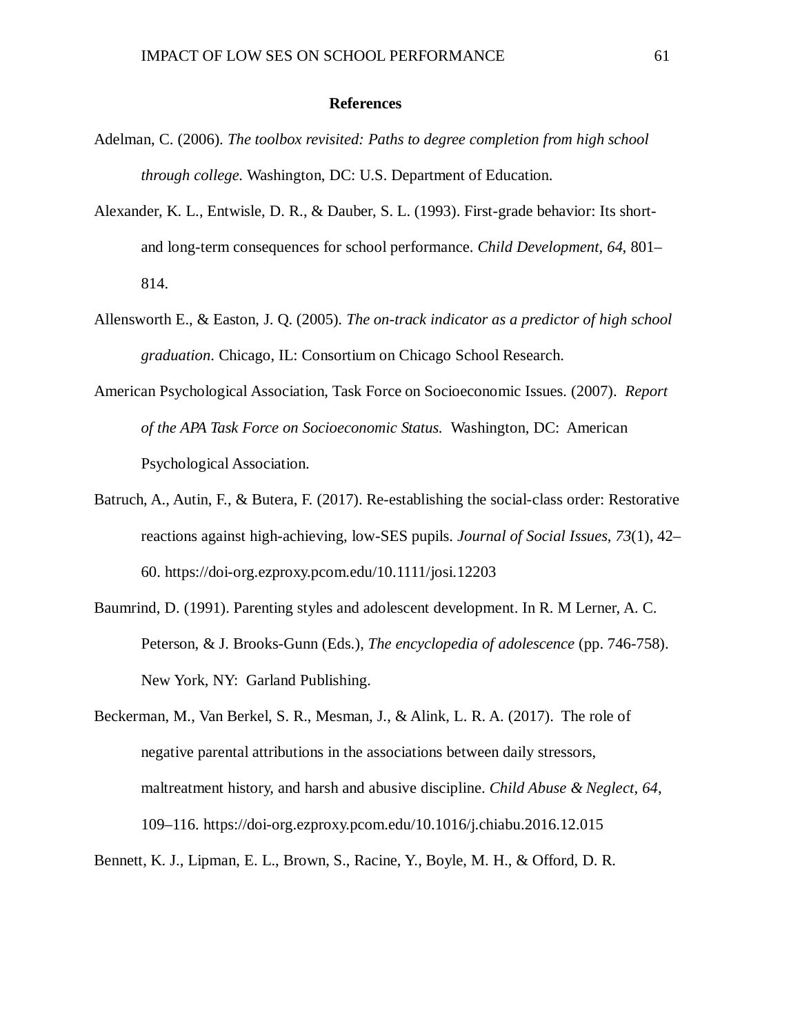**References**

Adelman, C. (2006). *The toolbox revisited: Paths to degree completion from high school through college.* Washington, DC: U.S. Department of Education.

Alexander, K. L., Entwisle, D. R., & Dauber, S. L. (1993). First-grade behavior: Its short- and long-term consequences for school performance. *Child Development, 64*, 801–814.

Allensworth E., & Easton, J. Q. (2005). *The on-track indicator as a predictor of high school graduation*. Chicago, IL: Consortium on Chicago School Research.

American Psychological Association, Task Force on Socioeconomic Issues. (2007). *Report of the APA Task Force on Socioeconomic Status.* Washington, DC: American Psychological Association.

Batruch, A., Autin, F., & Butera, F. (2017). Re-establishing the social-class order: Restorative reactions against high-achieving, low-SES pupils. *Journal of Social Issues*, *73*(1), 42–60. https://doi-org.ezproxy.pcom.edu/10.1111/josi.12203

Baumrind, D. (1991). Parenting styles and adolescent development. In R. M Lerner, A. C. Peterson, & J. Brooks-Gunn (Eds.), *The encyclopedia of adolescence* (pp. 746-758). New York, NY: Garland Publishing.

Beckerman, M., Van Berkel, S. R., Mesman, J., & Alink, L. R. A. (2017). The role of negative parental attributions in the associations between daily stressors, maltreatment history, and harsh and abusive discipline. *Child Abuse & Neglect*, *64*, 109–116. https://doi-org.ezproxy.pcom.edu/10.1016/j.chiabu.2016.12.015

Bennett, K. J., Lipman, E. L., Brown, S., Racine, Y., Boyle, M. H., & Offord, D. R.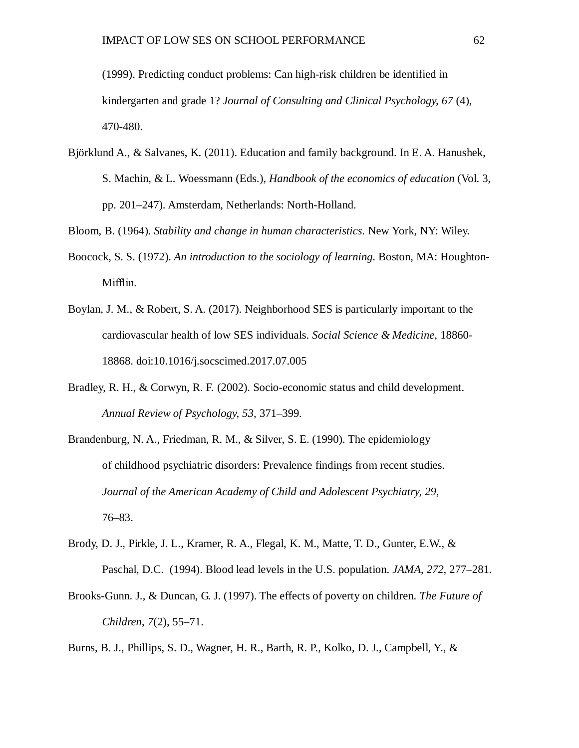(1999). Predicting conduct problems: Can high-risk children be identified in kindergarten and grade 1? *Journal of Consulting and Clinical Psychology, 67* (4), 470-480.

Björklund A., & Salvanes, K. (2011). Education and family background. In E. A. Hanushek, S. Machin, & L. Woessmann (Eds.), *Handbook of the economics of education* (Vol. 3, pp. 201–247). Amsterdam, Netherlands: North-Holland.

Bloom, B. (1964). *Stability and change in human characteristics*. New York, NY: Wiley.

Boocock, S. S. (1972). *An introduction to the sociology of learning*. Boston, MA: Houghton-Mifflin.

Boylan, J. M., & Robert, S. A. (2017). Neighborhood SES is particularly important to the cardiovascular health of low SES individuals. *Social Science & Medicine*, 18860-18868. doi:10.1016/j.socscimed.2017.07.005

Bradley, R. H., & Corwyn, R. F. (2002). Socio-economic status and child development. *Annual Review of Psychology, 53,* 371–399.

Brandenburg, N. A., Friedman, R. M., & Silver, S. E. (1990). The epidemiology of childhood psychiatric disorders: Prevalence findings from recent studies. *Journal of the American Academy of Child and Adolescent Psychiatry, 29,* 76–83.

Brody, D. J., Pirkle, J. L., Kramer, R. A., Flegal, K. M., Matte, T. D., Gunter, E.W., & Paschal, D.C. (1994). Blood lead levels in the U.S. population. *JAMA, 272,* 277–281.

Brooks-Gunn. J., & Duncan, G. J. (1997). The effects of poverty on children. *The Future of Children*, *7*(2), 55–71.

Burns, B. J., Phillips, S. D., Wagner, H. R., Barth, R. P., Kolko, D. J., Campbell, Y., &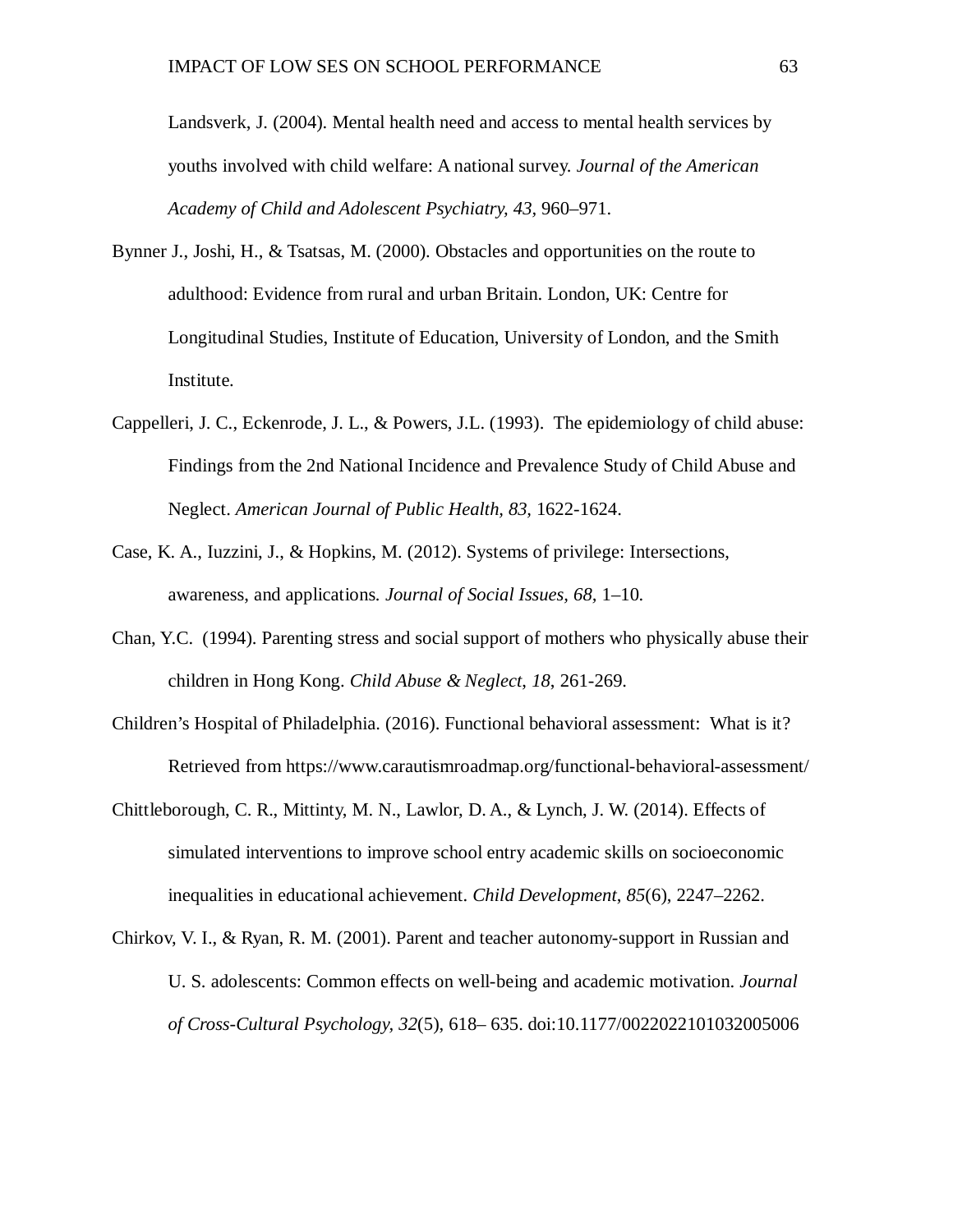Landsverk, J. (2004). Mental health need and access to mental health services by youths involved with child welfare: A national survey. *Journal of the American Academy of Child and Adolescent Psychiatry, 43*, 960–971.

Bynner J., Joshi, H., & Tsatsas, M. (2000). Obstacles and opportunities on the route to adulthood: Evidence from rural and urban Britain. London, UK: Centre for Longitudinal Studies, Institute of Education, University of London, and the Smith Institute.

Cappelleri, J. C., Eckenrode, J. L., & Powers, J.L. (1993). The epidemiology of child abuse: Findings from the 2nd National Incidence and Prevalence Study of Child Abuse and Neglect. *American Journal of Public Health, 83,* 1622-1624.

Case, K. A., Iuzzini, J., & Hopkins, M. (2012). Systems of privilege: Intersections, awareness, and applications. *Journal of Social Issues, 68,* 1–10.

Chan, Y.C. (1994). Parenting stress and social support of mothers who physically abuse their children in Hong Kong. *Child Abuse & Neglect, 18,* 261-269.

Children's Hospital of Philadelphia. (2016). Functional behavioral assessment: What is it? Retrieved from https://www.carautismroadmap.org/functional-behavioral-assessment/

Chittleborough, C. R., Mittinty, M. N., Lawlor, D. A., & Lynch, J. W. (2014). Effects of simulated interventions to improve school entry academic skills on socioeconomic inequalities in educational achievement. *Child Development*, *85*(6), 2247–2262.

Chirkov, V. I., & Ryan, R. M. (2001). Parent and teacher autonomy-support in Russian and U. S. adolescents: Common effects on well-being and academic motivation. *Journal of Cross-Cultural Psychology, 32*(5), 618– 635. doi:10.1177/0022022101032005006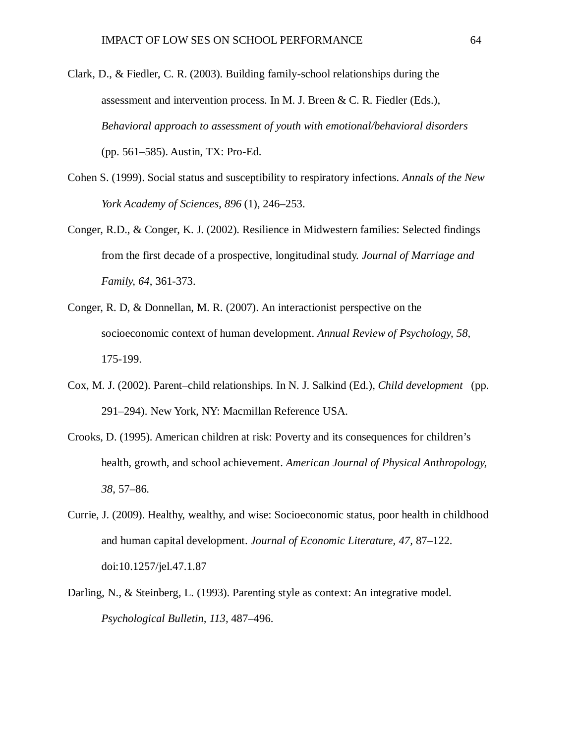Clark, D., & Fiedler, C. R. (2003). Building family-school relationships during the assessment and intervention process. In M. J. Breen & C. R. Fiedler (Eds.), *Behavioral approach to assessment of youth with emotional/behavioral disorders* (pp. 561–585). Austin, TX: Pro-Ed.

Cohen S. (1999). Social status and susceptibility to respiratory infections. *Annals of the New York Academy of Sciences*, *896* (1), 246–253.

Conger, R.D., & Conger, K. J. (2002). Resilience in Midwestern families: Selected findings from the first decade of a prospective, longitudinal study. *Journal of Marriage and Family, 64*, 361-373.

Conger, R. D, & Donnellan, M. R. (2007). An interactionist perspective on the socioeconomic context of human development. *Annual Review of Psychology, 58*, 175-199.

Cox, M. J. (2002). Parent–child relationships. In N. J. Salkind (Ed.), *Child development* (pp. 291–294). New York, NY: Macmillan Reference USA.

Crooks, D. (1995). American children at risk: Poverty and its consequences for children's health, growth, and school achievement. *American Journal of Physical Anthropology, 38*, 57–86.

Currie, J. (2009). Healthy, wealthy, and wise: Socioeconomic status, poor health in childhood and human capital development. *Journal of Economic Literature, 47*, 87–122. doi:10.1257/jel.47.1.87

Darling, N., & Steinberg, L. (1993). Parenting style as context: An integrative model. *Psychological Bulletin, 113*, 487–496.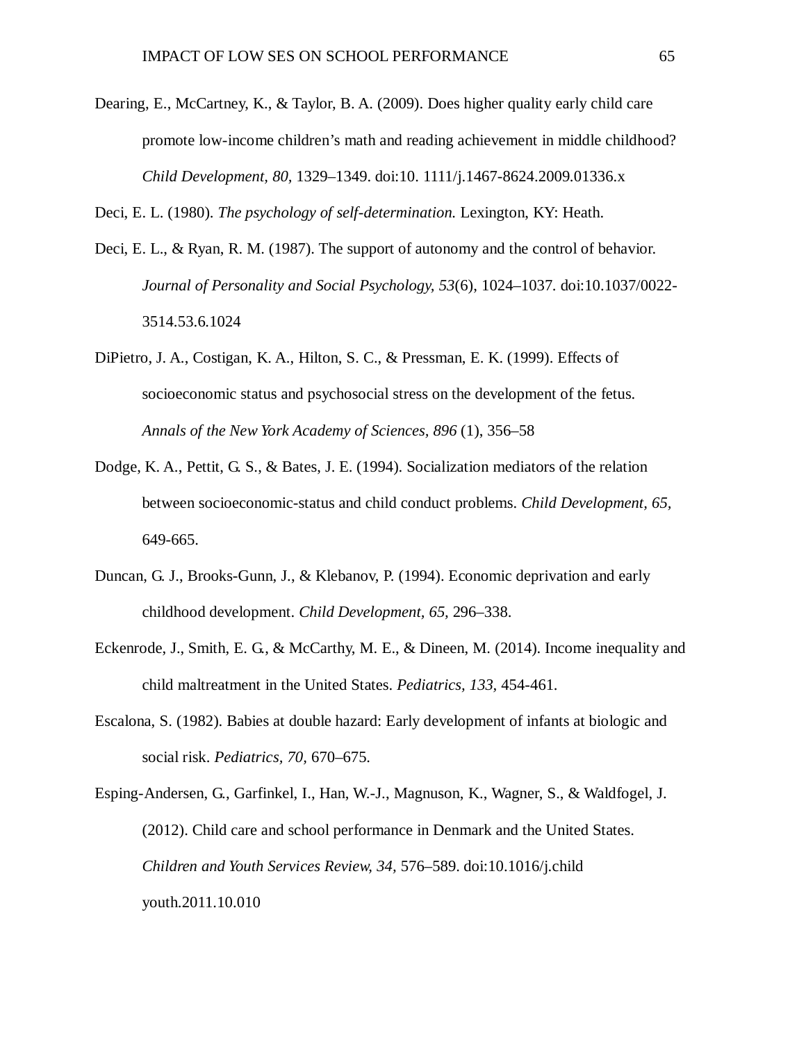Dearing, E., McCartney, K., & Taylor, B. A. (2009). Does higher quality early child care promote low-income children's math and reading achievement in middle childhood? *Child Development, 80,* 1329–1349. doi:10. 1111/j.1467-8624.2009.01336.x

Deci, E. L. (1980). *The psychology of self-determination.* Lexington, KY: Heath.

Deci, E. L., & Ryan, R. M. (1987). The support of autonomy and the control of behavior. *Journal of Personality and Social Psychology, 53*(6), 1024–1037. doi:10.1037/0022-3514.53.6.1024

DiPietro, J. A., Costigan, K. A., Hilton, S. C., & Pressman, E. K. (1999). Effects of socioeconomic status and psychosocial stress on the development of the fetus. *Annals of the New York Academy of Sciences, 896* (1), 356–58

Dodge, K. A., Pettit, G. S., & Bates, J. E. (1994). Socialization mediators of the relation between socioeconomic-status and child conduct problems. *Child Development, 65,* 649-665.

Duncan, G. J., Brooks-Gunn, J., & Klebanov, P. (1994). Economic deprivation and early childhood development. *Child Development, 65,* 296–338.

Eckenrode, J., Smith, E. G., & McCarthy, M. E., & Dineen, M. (2014). Income inequality and child maltreatment in the United States. *Pediatrics, 133,* 454-461.

Escalona, S. (1982). Babies at double hazard: Early development of infants at biologic and social risk. *Pediatrics, 70,* 670–675.

Esping-Andersen, G., Garfinkel, I., Han, W.-J., Magnuson, K., Wagner, S., & Waldfogel, J. (2012). Child care and school performance in Denmark and the United States. *Children and Youth Services Review, 34,* 576–589. doi:10.1016/j.child youth.2011.10.010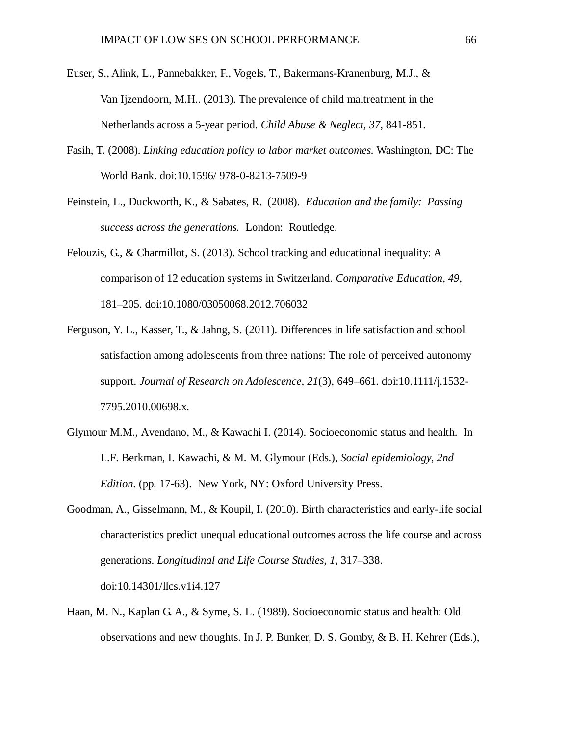Euser, S., Alink, L., Pannebakker, F., Vogels, T., Bakermans-Kranenburg, M.J., & Van Ijzendoorn, M.H.. (2013). The prevalence of child maltreatment in the Netherlands across a 5-year period. *Child Abuse & Neglect, 37,* 841-851.

Fasih, T. (2008). *Linking education policy to labor market outcomes.* Washington, DC: The World Bank. doi:10.1596/ 978-0-8213-7509-9

Feinstein, L., Duckworth, K., & Sabates, R. (2008). *Education and the family: Passing success across the generations.* London: Routledge.

Felouzis, G., & Charmillot, S. (2013). School tracking and educational inequality: A comparison of 12 education systems in Switzerland. *Comparative Education, 49*, 181–205. doi:10.1080/03050068.2012.706032

Ferguson, Y. L., Kasser, T., & Jahng, S. (2011). Differences in life satisfaction and school satisfaction among adolescents from three nations: The role of perceived autonomy support. *Journal of Research on Adolescence, 21*(3), 649–661. doi:10.1111/j.1532-7795.2010.00698.x.

Glymour M.M., Avendano, M., & Kawachi I. (2014). Socioeconomic status and health. In L.F. Berkman, I. Kawachi, & M. M. Glymour (Eds.), *Social epidemiology, 2nd Edition.* (pp. 17-63). New York, NY: Oxford University Press.

Goodman, A., Gisselmann, M., & Koupil, I. (2010). Birth characteristics and early-life social characteristics predict unequal educational outcomes across the life course and across generations. *Longitudinal and Life Course Studies, 1,* 317–338. doi:10.14301/llcs.v1i4.127

Haan, M. N., Kaplan G. A., & Syme, S. L. (1989). Socioeconomic status and health: Old observations and new thoughts. In J. P. Bunker, D. S. Gomby, & B. H. Kehrer (Eds.),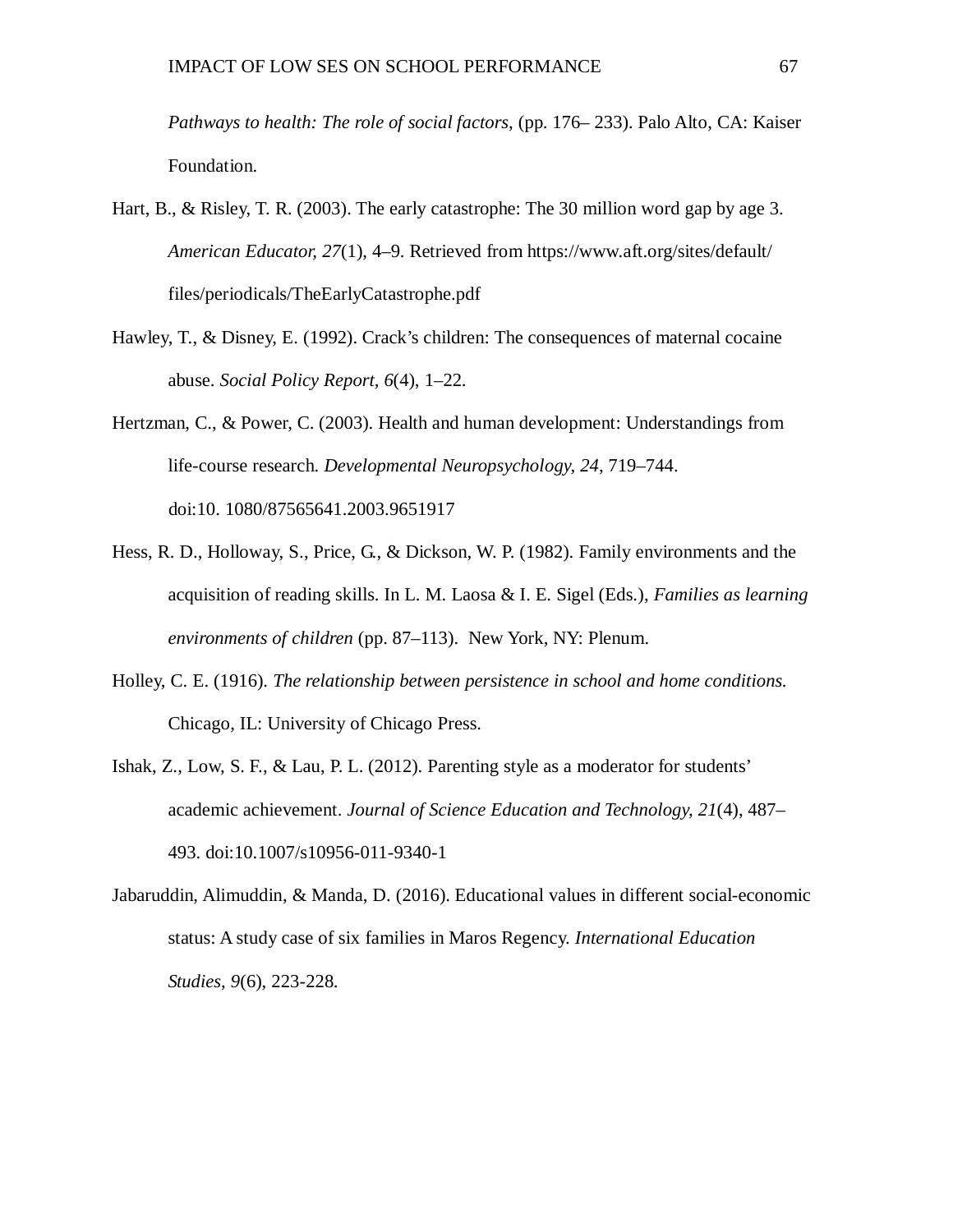*Pathways to health: The role of social factors*, (pp. 176– 233). Palo Alto, CA: Kaiser Foundation.

Hart, B., & Risley, T. R. (2003). The early catastrophe: The 30 million word gap by age 3. *American Educator, 27*(1), 4–9. Retrieved from https://www.aft.org/sites/default/files/periodicals/TheEarlyCatastrophe.pdf

Hawley, T., & Disney, E. (1992). Crack's children: The consequences of maternal cocaine abuse. *Social Policy Report*, *6*(4), 1–22.

Hertzman, C., & Power, C. (2003). Health and human development: Understandings from life-course research. *Developmental Neuropsychology, 24*, 719–744. doi:10. 1080/87565641.2003.9651917

Hess, R. D., Holloway, S., Price, G., & Dickson, W. P. (1982). Family environments and the acquisition of reading skills. In L. M. Laosa & I. E. Sigel (Eds.), *Families as learning environments of children* (pp. 87–113). New York, NY: Plenum.

Holley, C. E. (1916). *The relationship between persistence in school and home conditions.* Chicago, IL: University of Chicago Press.

Ishak, Z., Low, S. F., & Lau, P. L. (2012). Parenting style as a moderator for students' academic achievement. *Journal of Science Education and Technology, 21*(4), 487–493. doi:10.1007/s10956-011-9340-1

Jabaruddin, Alimuddin, & Manda, D. (2016). Educational values in different social-economic status: A study case of six families in Maros Regency. *International Education Studies*, *9*(6), 223-228.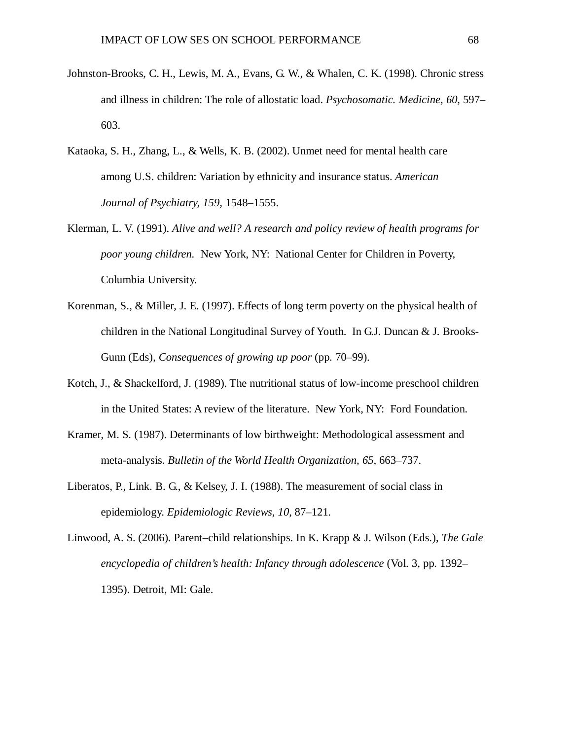Johnston-Brooks, C. H., Lewis, M. A., Evans, G. W., & Whalen, C. K. (1998). Chronic stress and illness in children: The role of allostatic load. *Psychosomatic. Medicine, 60*, 597–603.

Kataoka, S. H., Zhang, L., & Wells, K. B. (2002). Unmet need for mental health care among U.S. children: Variation by ethnicity and insurance status. *American Journal of Psychiatry, 159*, 1548–1555.

Klerman, L. V. (1991). *Alive and well? A research and policy review of health programs for poor young children.* New York, NY: National Center for Children in Poverty, Columbia University.

Korenman, S., & Miller, J. E. (1997). Effects of long term poverty on the physical health of children in the National Longitudinal Survey of Youth. In G.J. Duncan & J. Brooks-Gunn (Eds), *Consequences of growing up poor* (pp. 70–99).

Kotch, J., & Shackelford, J. (1989). The nutritional status of low-income preschool children in the United States: A review of the literature. New York, NY: Ford Foundation.

Kramer, M. S. (1987). Determinants of low birthweight: Methodological assessment and meta-analysis. *Bulletin of the World Health Organization, 65,* 663–737.

Liberatos, P., Link. B. G., & Kelsey, J. I. (1988). The measurement of social class in epidemiology. *Epidemiologic Reviews, 10*, 87–121.

Linwood, A. S. (2006). Parent–child relationships. In K. Krapp & J. Wilson (Eds.), *The Gale encyclopedia of children's health: Infancy through adolescence* (Vol. 3, pp. 1392–1395). Detroit, MI: Gale.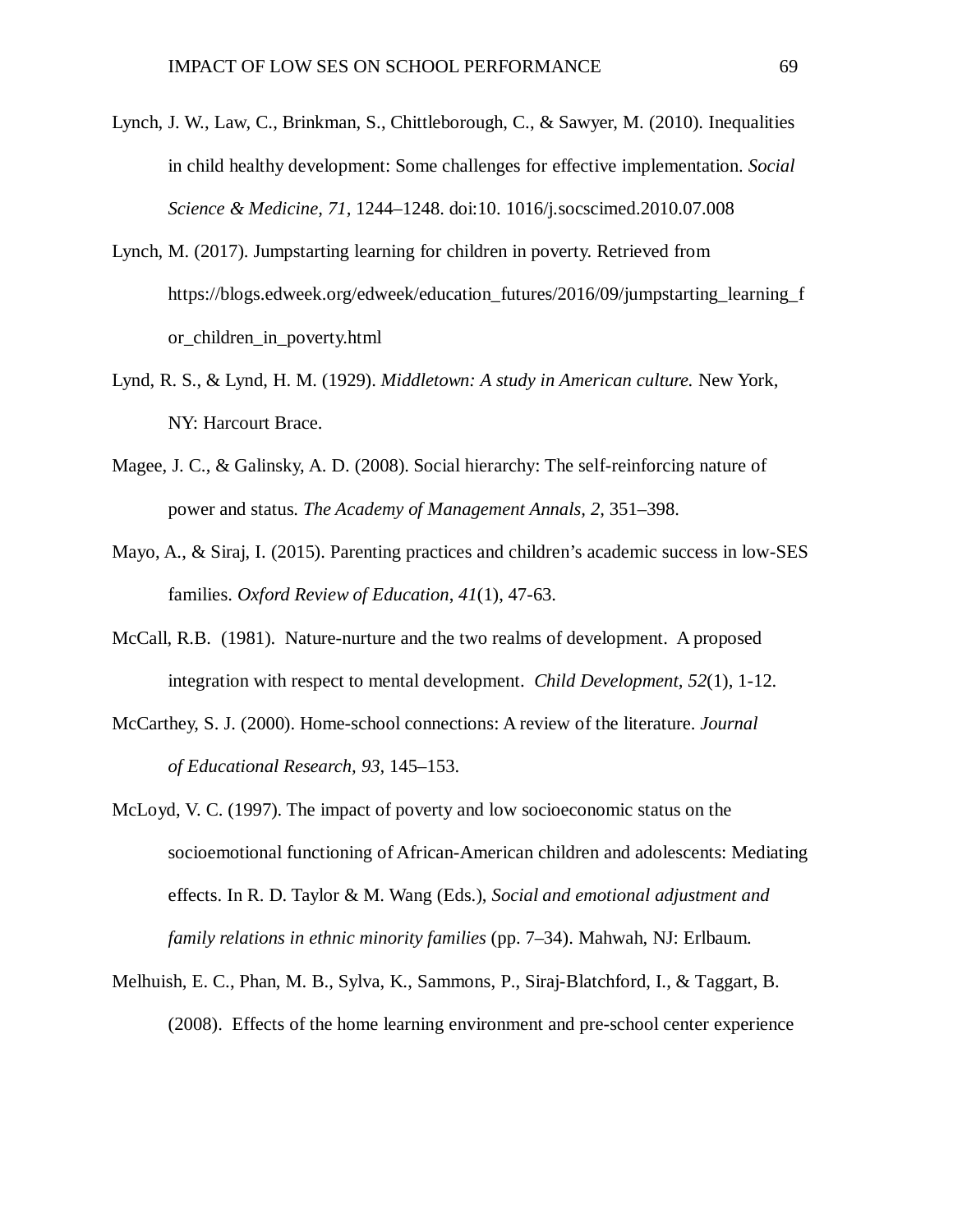Lynch, J. W., Law, C., Brinkman, S., Chittleborough, C., & Sawyer, M. (2010). Inequalities in child healthy development: Some challenges for effective implementation. *Social Science & Medicine, 71,* 1244–1248. doi:10. 1016/j.socscimed.2010.07.008

Lynch, M. (2017). Jumpstarting learning for children in poverty. Retrieved from https://blogs.edweek.org/edweek/education_futures/2016/09/jumpstarting_learning_for_children_in_poverty.html

Lynd, R. S., & Lynd, H. M. (1929). *Middletown: A study in American culture.* New York, NY: Harcourt Brace.

Magee, J. C., & Galinsky, A. D. (2008). Social hierarchy: The self-reinforcing nature of power and status. *The Academy of Management Annals, 2,* 351–398.

Mayo, A., & Siraj, I. (2015). Parenting practices and children's academic success in low-SES families. *Oxford Review of Education*, *41*(1), 47-63.

McCall, R.B. (1981). Nature-nurture and the two realms of development. A proposed integration with respect to mental development. *Child Development, 52*(1), 1-12.

McCarthey, S. J. (2000). Home-school connections: A review of the literature. *Journal of Educational Research, 93,* 145–153.

McLoyd, V. C. (1997). The impact of poverty and low socioeconomic status on the socioemotional functioning of African-American children and adolescents: Mediating effects. In R. D. Taylor & M. Wang (Eds.), *Social and emotional adjustment and family relations in ethnic minority families* (pp. 7–34). Mahwah, NJ: Erlbaum.

Melhuish, E. C., Phan, M. B., Sylva, K., Sammons, P., Siraj-Blatchford, I., & Taggart, B. (2008). Effects of the home learning environment and pre-school center experience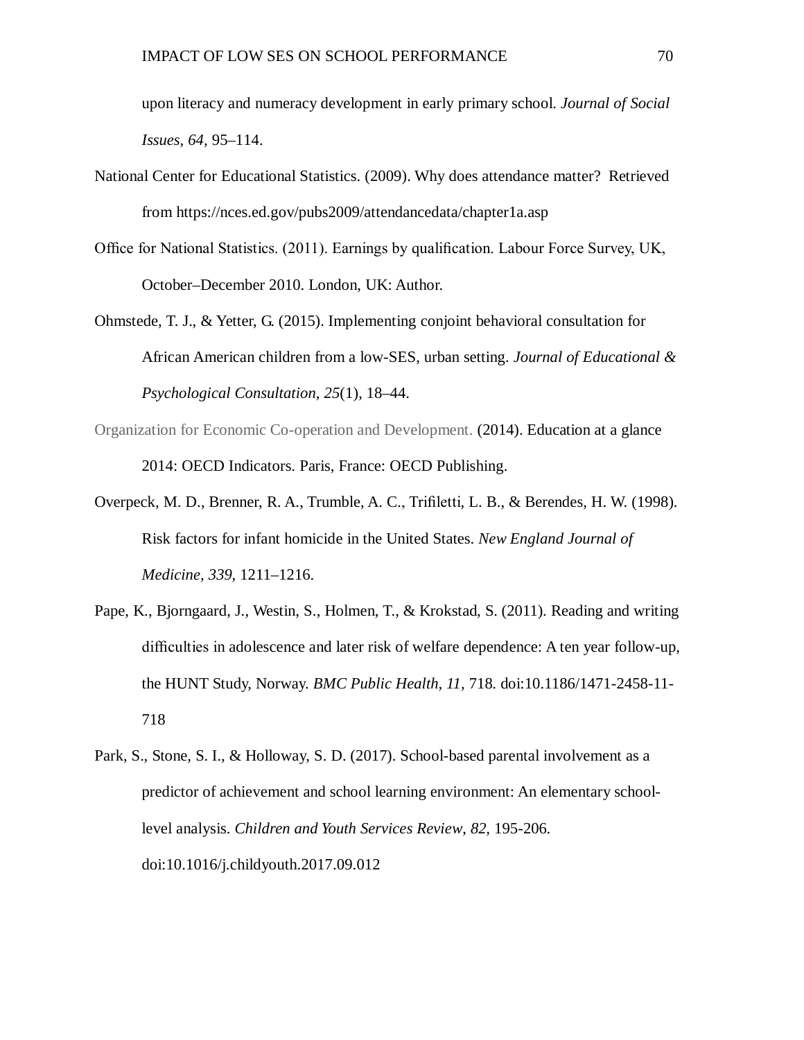upon literacy and numeracy development in early primary school. *Journal of Social Issues, 64,* 95–114.

National Center for Educational Statistics. (2009). Why does attendance matter? Retrieved from https://nces.ed.gov/pubs2009/attendancedata/chapter1a.asp

Office for National Statistics. (2011). Earnings by qualification. Labour Force Survey, UK, October–December 2010. London, UK: Author.

Ohmstede, T. J., & Yetter, G. (2015). Implementing conjoint behavioral consultation for African American children from a low-SES, urban setting. *Journal of Educational & Psychological Consultation*, *25*(1), 18–44.

Organization for Economic Co-operation and Development. (2014). Education at a glance 2014: OECD Indicators. Paris, France: OECD Publishing.

Overpeck, M. D., Brenner, R. A., Trumble, A. C., Trifiletti, L. B., & Berendes, H. W. (1998). Risk factors for infant homicide in the United States. *New England Journal of Medicine, 339,* 1211–1216.

Pape, K., Bjorngaard, J., Westin, S., Holmen, T., & Krokstad, S. (2011). Reading and writing difficulties in adolescence and later risk of welfare dependence: A ten year follow-up, the HUNT Study, Norway. *BMC Public Health, 11,* 718. doi:10.1186/1471-2458-11-718

Park, S., Stone, S. I., & Holloway, S. D. (2017). School-based parental involvement as a predictor of achievement and school learning environment: An elementary school-level analysis. *Children and Youth Services Review*, *82*, 195-206. doi:10.1016/j.childyouth.2017.09.012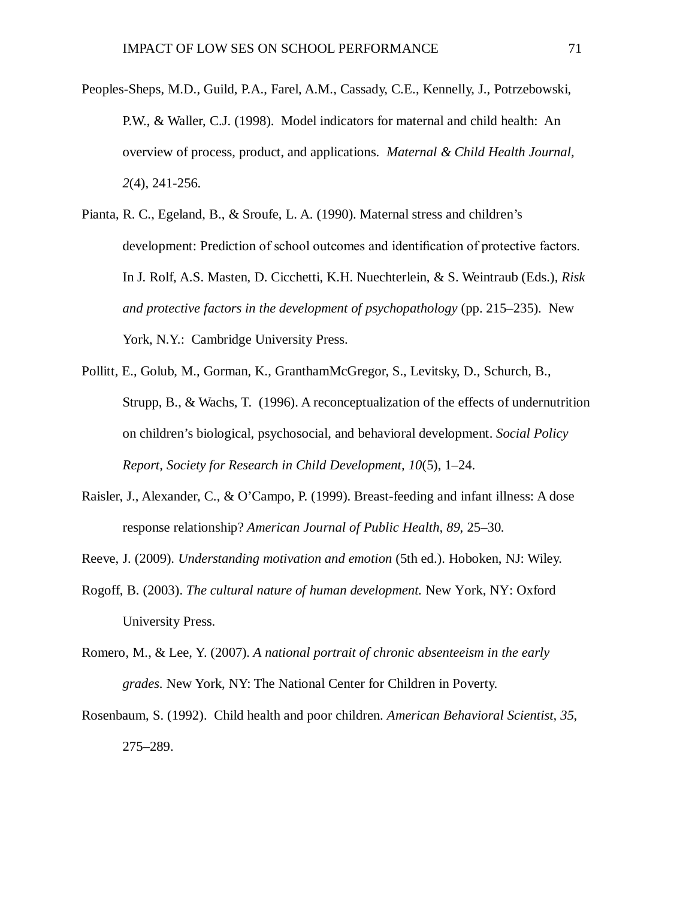Peoples-Sheps, M.D., Guild, P.A., Farel, A.M., Cassady, C.E., Kennelly, J., Potrzebowski, P.W., & Waller, C.J. (1998). Model indicators for maternal and child health: An overview of process, product, and applications. *Maternal & Child Health Journal, 2*(4), 241-256.

Pianta, R. C., Egeland, B., & Sroufe, L. A. (1990). Maternal stress and children's development: Prediction of school outcomes and identification of protective factors. In J. Rolf, A.S. Masten, D. Cicchetti, K.H. Nuechterlein, & S. Weintraub (Eds.), *Risk and protective factors in the development of psychopathology* (pp. 215–235). New York, N.Y.: Cambridge University Press.

Pollitt, E., Golub, M., Gorman, K., GranthamMcGregor, S., Levitsky, D., Schurch, B., Strupp, B., & Wachs, T. (1996). A reconceptualization of the effects of undernutrition on children's biological, psychosocial, and behavioral development. *Social Policy Report, Society for Research in Child Development, 10*(5), 1–24.

Raisler, J., Alexander, C., & O'Campo, P. (1999). Breast-feeding and infant illness: A dose response relationship? *American Journal of Public Health, 89*, 25–30.

Reeve, J. (2009). *Understanding motivation and emotion* (5th ed.). Hoboken, NJ: Wiley.

Rogoff, B. (2003). *The cultural nature of human development.* New York, NY: Oxford University Press.

Romero, M., & Lee, Y. (2007). *A national portrait of chronic absenteeism in the early grades*. New York, NY: The National Center for Children in Poverty.

Rosenbaum, S. (1992). Child health and poor children. *American Behavioral Scientist*, *35*, 275–289.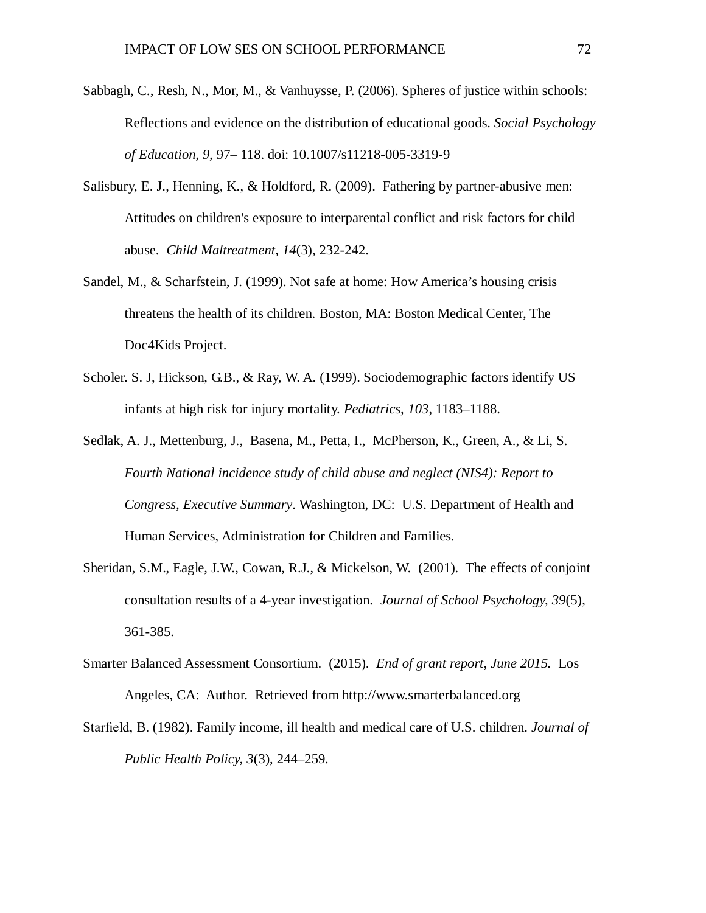Sabbagh, C., Resh, N., Mor, M., & Vanhuysse, P. (2006). Spheres of justice within schools: Reflections and evidence on the distribution of educational goods. *Social Psychology of Education, 9,* 97– 118. doi: 10.1007/s11218-005-3319-9

Salisbury, E. J., Henning, K., & Holdford, R. (2009). Fathering by partner-abusive men: Attitudes on children's exposure to interparental conflict and risk factors for child abuse. *Child Maltreatment, 14*(3), 232-242.

Sandel, M., & Scharfstein, J. (1999). Not safe at home: How America's housing crisis threatens the health of its children. Boston, MA: Boston Medical Center, The Doc4Kids Project.

Scholer. S. J, Hickson, G.B., & Ray, W. A. (1999). Sociodemographic factors identify US infants at high risk for injury mortality. *Pediatrics, 103*, 1183–1188.

Sedlak, A. J., Mettenburg, J., Basena, M., Petta, I., McPherson, K., Green, A., & Li, S. *Fourth National incidence study of child abuse and neglect (NIS4): Report to Congress, Executive Summary*. Washington, DC: U.S. Department of Health and Human Services, Administration for Children and Families.

Sheridan, S.M., Eagle, J.W., Cowan, R.J., & Mickelson, W. (2001). The effects of conjoint consultation results of a 4-year investigation. *Journal of School Psychology, 39*(5), 361-385.

Smarter Balanced Assessment Consortium. (2015). *End of grant report, June 2015.* Los Angeles, CA: Author. Retrieved from http://www.smarterbalanced.org

Starfield, B. (1982). Family income, ill health and medical care of U.S. children. *Journal of Public Health Policy, 3*(3), 244–259.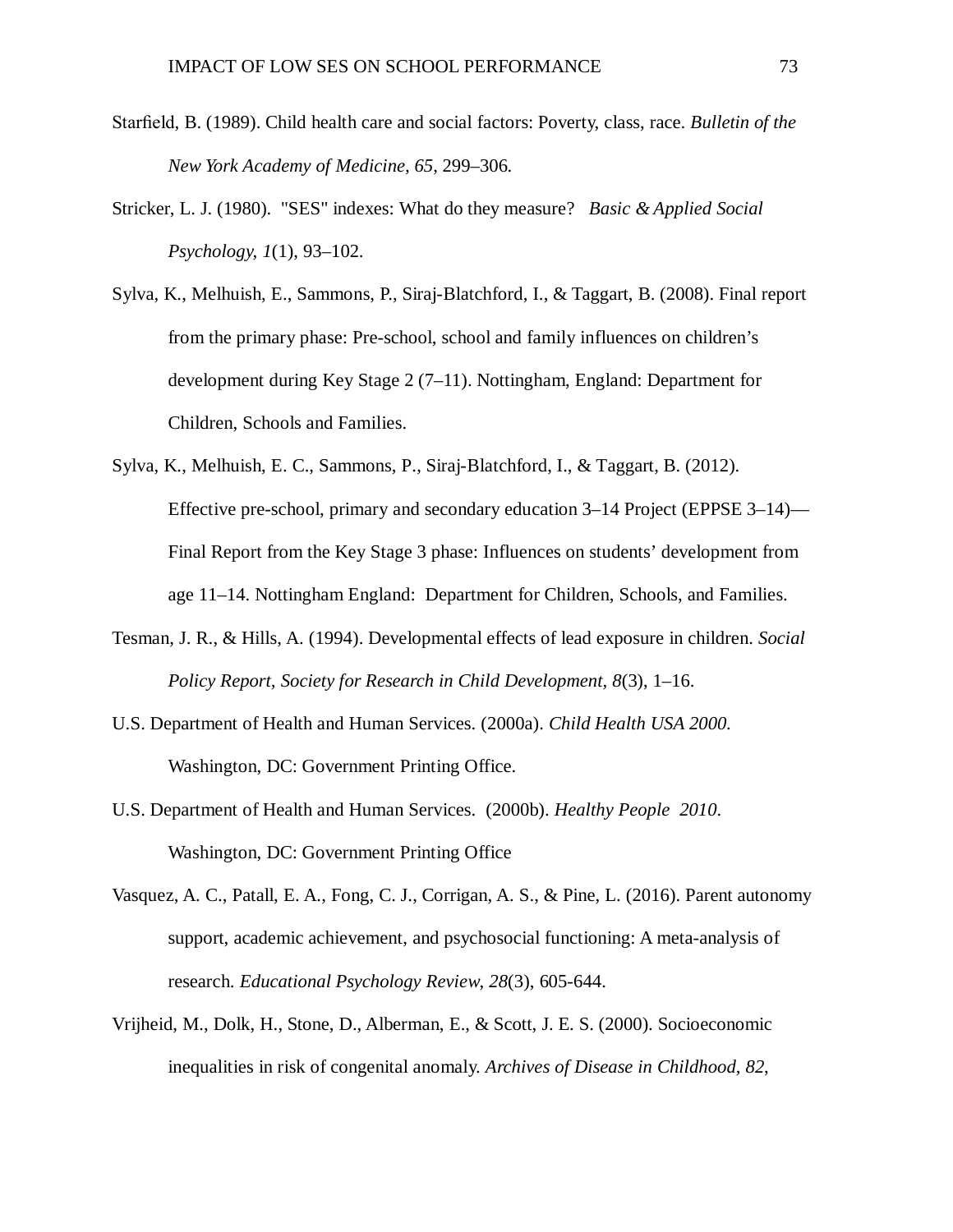Starfield, B. (1989). Child health care and social factors: Poverty, class, race. *Bulletin of the New York Academy of Medicine, 65*, 299–306.

Stricker, L. J. (1980). "SES" indexes: What do they measure? *Basic & Applied Social Psychology, 1*(1), 93–102.

Sylva, K., Melhuish, E., Sammons, P., Siraj-Blatchford, I., & Taggart, B. (2008). Final report from the primary phase: Pre-school, school and family influences on children's development during Key Stage 2 (7–11). Nottingham, England: Department for Children, Schools and Families.

Sylva, K., Melhuish, E. C., Sammons, P., Siraj-Blatchford, I., & Taggart, B. (2012). Effective pre-school, primary and secondary education 3–14 Project (EPPSE 3–14)—Final Report from the Key Stage 3 phase: Influences on students' development from age 11–14. Nottingham England: Department for Children, Schools, and Families.

Tesman, J. R., & Hills, A. (1994). Developmental effects of lead exposure in children. *Social Policy Report, Society for Research in Child Development, 8*(3), 1–16.

U.S. Department of Health and Human Services. (2000a). *Child Health USA 2000*. Washington, DC: Government Printing Office.

U.S. Department of Health and Human Services. (2000b). *Healthy People 2010*. Washington, DC: Government Printing Office

Vasquez, A. C., Patall, E. A., Fong, C. J., Corrigan, A. S., & Pine, L. (2016). Parent autonomy support, academic achievement, and psychosocial functioning: A meta-analysis of research. *Educational Psychology Review*, *28*(3), 605-644.

Vrijheid, M., Dolk, H., Stone, D., Alberman, E., & Scott, J. E. S. (2000). Socioeconomic inequalities in risk of congenital anomaly. *Archives of Disease in Childhood, 82*,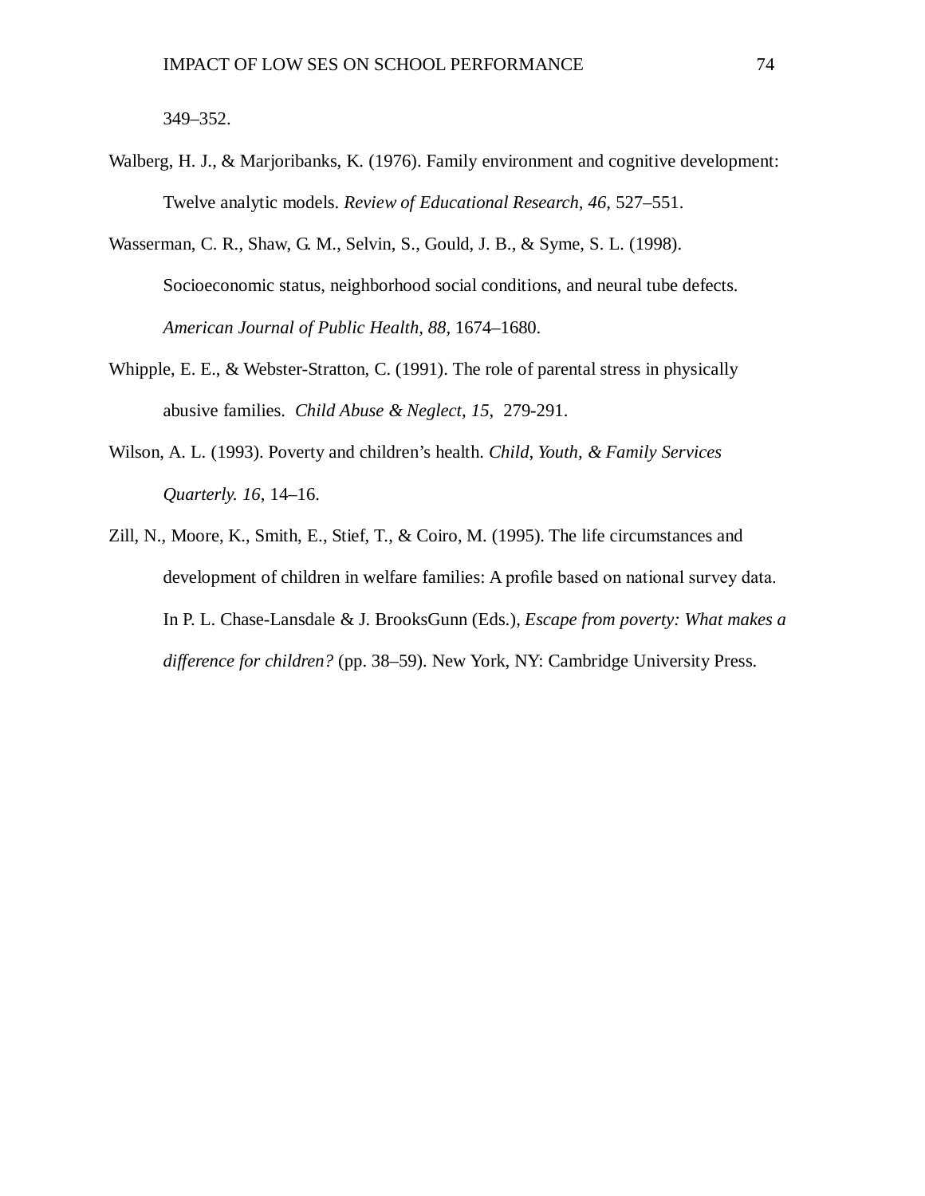349–352.

Walberg, H. J., & Marjoribanks, K. (1976). Family environment and cognitive development: Twelve analytic models. *Review of Educational Research, 46,* 527–551.

Wasserman, C. R., Shaw, G. M., Selvin, S., Gould, J. B., & Syme, S. L. (1998). Socioeconomic status, neighborhood social conditions, and neural tube defects. *American Journal of Public Health, 88,* 1674–1680.

Whipple, E. E., & Webster-Stratton, C. (1991). The role of parental stress in physically abusive families. *Child Abuse & Neglect, 15,* 279-291.

Wilson, A. L. (1993). Poverty and children's health. *Child, Youth, & Family Services Quarterly. 16,* 14–16.

Zill, N., Moore, K., Smith, E., Stief, T., & Coiro, M. (1995). The life circumstances and development of children in welfare families: A profile based on national survey data. In P. L. Chase-Lansdale & J. BrooksGunn (Eds.), *Escape from poverty: What makes a difference for children?* (pp. 38–59). New York, NY: Cambridge University Press.